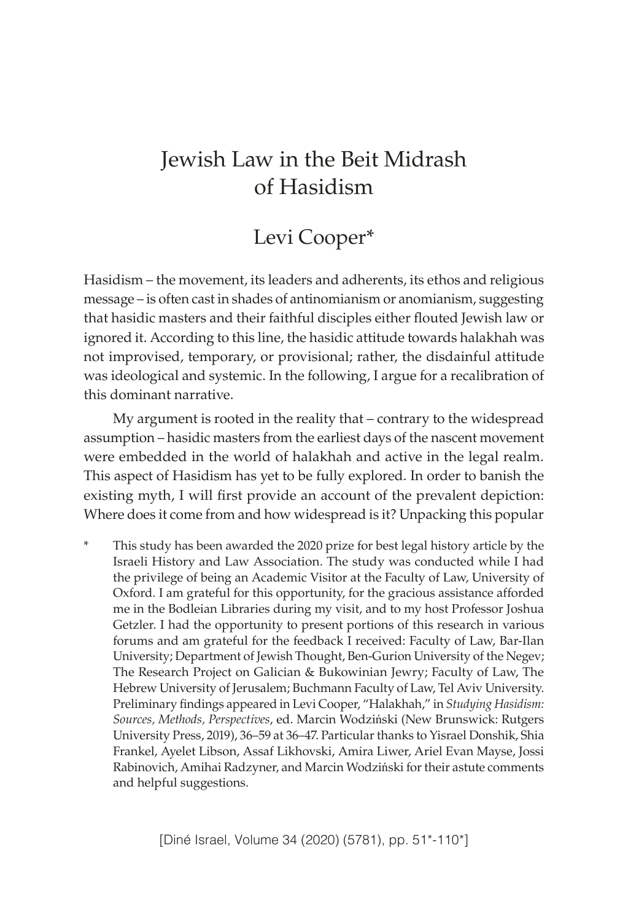# Jewish Law in the Beit Midrash of Hasidism

## Levi Cooper*

Hasidism – the movement, its leaders and adherents, its ethos and religious message – is often cast in shades of antinomianism or anomianism, suggesting that hasidic masters and their faithful disciples either flouted Jewish law or ignored it. According to this line, the hasidic attitude towards halakhah was not improvised, temporary, or provisional; rather, the disdainful attitude was ideological and systemic. In the following, I argue for a recalibration of this dominant narrative.

My argument is rooted in the reality that – contrary to the widespread assumption – hasidic masters from the earliest days of the nascent movement were embedded in the world of halakhah and active in the legal realm. This aspect of Hasidism has yet to be fully explored. In order to banish the existing myth, I will first provide an account of the prevalent depiction: Where does it come from and how widespread is it? Unpacking this popular

\* This study has been awarded the 2020 prize for best legal history article by the Israeli History and Law Association. The study was conducted while I had the privilege of being an Academic Visitor at the Faculty of Law, University of Oxford. I am grateful for this opportunity, for the gracious assistance afforded me in the Bodleian Libraries during my visit, and to my host Professor Joshua Getzler. I had the opportunity to present portions of this research in various forums and am grateful for the feedback I received: Faculty of Law, Bar-Ilan University; Department of Jewish Thought, Ben-Gurion University of the Negev; The Research Project on Galician & Bukowinian Jewry; Faculty of Law, The Hebrew University of Jerusalem; Buchmann Faculty of Law, Tel Aviv University. Preliminary findings appeared in Levi Cooper, "Halakhah," in *Studying Hasidism: Sources, Methods, Perspectives*, ed. Marcin Wodziński (New Brunswick: Rutgers University Press, 2019), 36–59 at 36–47. Particular thanks to Yisrael Donshik, Shia Frankel, Ayelet Libson, Assaf Likhovski, Amira Liwer, Ariel Evan Mayse, Jossi Rabinovich, Amihai Radzyner, and Marcin Wodziński for their astute comments and helpful suggestions.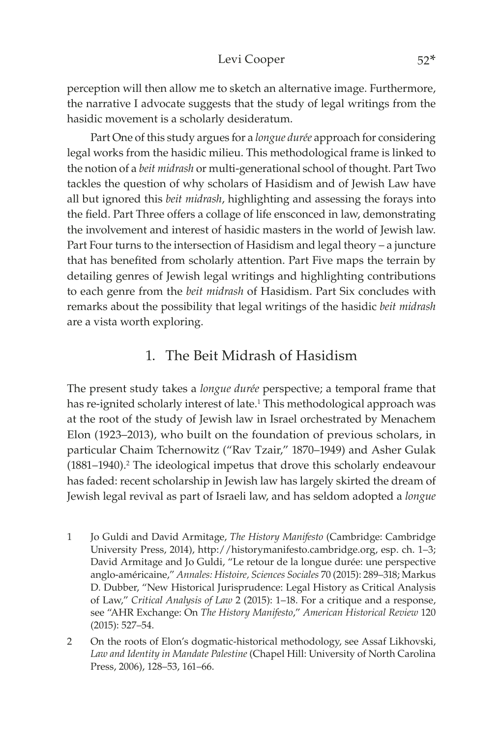perception will then allow me to sketch an alternative image. Furthermore, the narrative I advocate suggests that the study of legal writings from the hasidic movement is a scholarly desideratum.

Part One of this study argues for a *longue durée* approach for considering legal works from the hasidic milieu. This methodological frame is linked to the notion of a *beit midrash* or multi-generational school of thought. Part Two tackles the question of why scholars of Hasidism and of Jewish Law have all but ignored this *beit midrash*, highlighting and assessing the forays into the field. Part Three offers a collage of life ensconced in law, demonstrating the involvement and interest of hasidic masters in the world of Jewish law. Part Four turns to the intersection of Hasidism and legal theory – a juncture that has benefited from scholarly attention. Part Five maps the terrain by detailing genres of Jewish legal writings and highlighting contributions to each genre from the *beit midrash* of Hasidism. Part Six concludes with remarks about the possibility that legal writings of the hasidic *beit midrash* are a vista worth exploring.

## 1. The Beit Midrash of Hasidism

The present study takes a *longue durée* perspective; a temporal frame that has re-ignited scholarly interest of late.[1] This methodological approach was at the root of the study of Jewish law in Israel orchestrated by Menachem Elon (1923–2013), who built on the foundation of previous scholars, in particular Chaim Tchernowitz ("Rav Tzair," 1870–1949) and Asher Gulak (1881–1940).[2] The ideological impetus that drove this scholarly endeavour has faded: recent scholarship in Jewish law has largely skirted the dream of Jewish legal revival as part of Israeli law, and has seldom adopted a *longue*

1 Jo Guldi and David Armitage, *The History Manifesto* (Cambridge: Cambridge University Press, 2014), http://historymanifesto.cambridge.org, esp. ch. 1–3; David Armitage and Jo Guldi, "Le retour de la longue durée: une perspective anglo-américaine," *Annales: Histoire, Sciences Sociales* 70 (2015): 289–318; Markus D. Dubber, "New Historical Jurisprudence: Legal History as Critical Analysis of Law," *Critical Analysis of Law* 2 (2015): 1–18. For a critique and a response, see "AHR Exchange: On *The History Manifesto*," *American Historical Review* 120 (2015): 527–54.

2 On the roots of Elon's dogmatic-historical methodology, see Assaf Likhovski, *Law and Identity in Mandate Palestine* (Chapel Hill: University of North Carolina Press, 2006), 128–53, 161–66.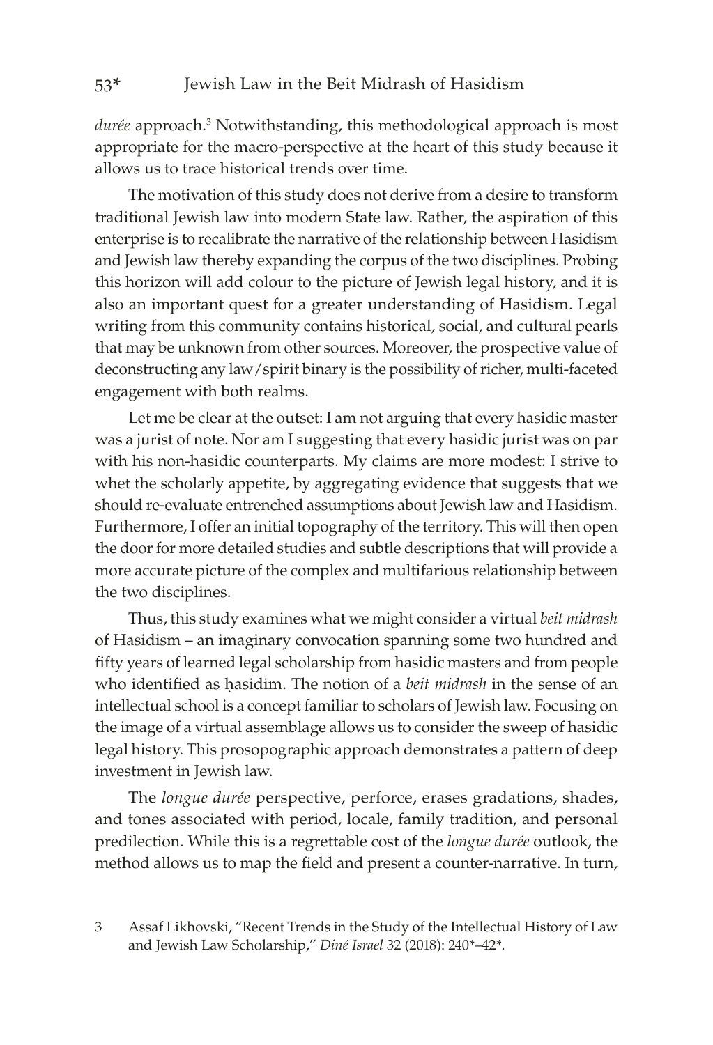*durée* approach.[3] Notwithstanding, this methodological approach is most appropriate for the macro-perspective at the heart of this study because it allows us to trace historical trends over time.

The motivation of this study does not derive from a desire to transform traditional Jewish law into modern State law. Rather, the aspiration of this enterprise is to recalibrate the narrative of the relationship between Hasidism and Jewish law thereby expanding the corpus of the two disciplines. Probing this horizon will add colour to the picture of Jewish legal history, and it is also an important quest for a greater understanding of Hasidism. Legal writing from this community contains historical, social, and cultural pearls that may be unknown from other sources. Moreover, the prospective value of deconstructing any law/spirit binary is the possibility of richer, multi-faceted engagement with both realms.

Let me be clear at the outset: I am not arguing that every hasidic master was a jurist of note. Nor am I suggesting that every hasidic jurist was on par with his non-hasidic counterparts. My claims are more modest: I strive to whet the scholarly appetite, by aggregating evidence that suggests that we should re-evaluate entrenched assumptions about Jewish law and Hasidism. Furthermore, I offer an initial topography of the territory. This will then open the door for more detailed studies and subtle descriptions that will provide a more accurate picture of the complex and multifarious relationship between the two disciplines.

Thus, this study examines what we might consider a virtual *beit midrash* of Hasidism – an imaginary convocation spanning some two hundred and fifty years of learned legal scholarship from hasidic masters and from people who identified as ḥasidim. The notion of a *beit midrash* in the sense of an intellectual school is a concept familiar to scholars of Jewish law. Focusing on the image of a virtual assemblage allows us to consider the sweep of hasidic legal history. This prosopographic approach demonstrates a pattern of deep investment in Jewish law.

The *longue durée* perspective, perforce, erases gradations, shades, and tones associated with period, locale, family tradition, and personal predilection. While this is a regrettable cost of the *longue durée* outlook, the method allows us to map the field and present a counter-narrative. In turn,

3 Assaf Likhovski, "Recent Trends in the Study of the Intellectual History of Law and Jewish Law Scholarship," *Diné Israel* 32 (2018): 240*–42*.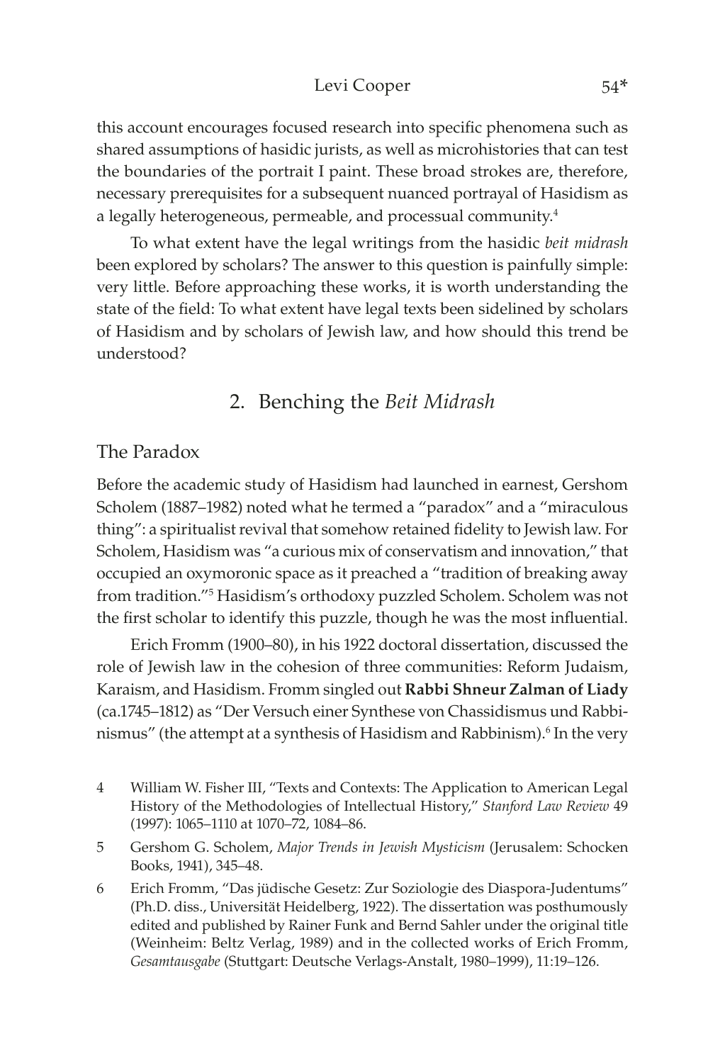this account encourages focused research into specific phenomena such as shared assumptions of hasidic jurists, as well as microhistories that can test the boundaries of the portrait I paint. These broad strokes are, therefore, necessary prerequisites for a subsequent nuanced portrayal of Hasidism as a legally heterogeneous, permeable, and processual community.[4]

To what extent have the legal writings from the hasidic *beit midrash* been explored by scholars? The answer to this question is painfully simple: very little. Before approaching these works, it is worth understanding the state of the field: To what extent have legal texts been sidelined by scholars of Hasidism and by scholars of Jewish law, and how should this trend be understood?

## 2. Benching the *Beit Midrash*

### The Paradox

Before the academic study of Hasidism had launched in earnest, Gershom Scholem (1887–1982) noted what he termed a "paradox" and a "miraculous thing": a spiritualist revival that somehow retained fidelity to Jewish law. For Scholem, Hasidism was "a curious mix of conservatism and innovation," that occupied an oxymoronic space as it preached a "tradition of breaking away from tradition."[5] Hasidism's orthodoxy puzzled Scholem. Scholem was not the first scholar to identify this puzzle, though he was the most influential.

Erich Fromm (1900–80), in his 1922 doctoral dissertation, discussed the role of Jewish law in the cohesion of three communities: Reform Judaism, Karaism, and Hasidism. Fromm singled out **Rabbi Shneur Zalman of Liady** (ca.1745–1812) as "Der Versuch einer Synthese von Chassidismus und Rabbinismus" (the attempt at a synthesis of Hasidism and Rabbinism).[6] In the very

4 William W. Fisher III, "Texts and Contexts: The Application to American Legal History of the Methodologies of Intellectual History," *Stanford Law Review* 49 (1997): 1065–1110 at 1070–72, 1084–86.

5 Gershom G. Scholem, *Major Trends in Jewish Mysticism* (Jerusalem: Schocken Books, 1941), 345–48.

6 Erich Fromm, "Das jüdische Gesetz: Zur Soziologie des Diaspora-Judentums" (Ph.D. diss., Universität Heidelberg, 1922). The dissertation was posthumously edited and published by Rainer Funk and Bernd Sahler under the original title (Weinheim: Beltz Verlag, 1989) and in the collected works of Erich Fromm, *Gesamtausgabe* (Stuttgart: Deutsche Verlags-Anstalt, 1980–1999), 11:19–126.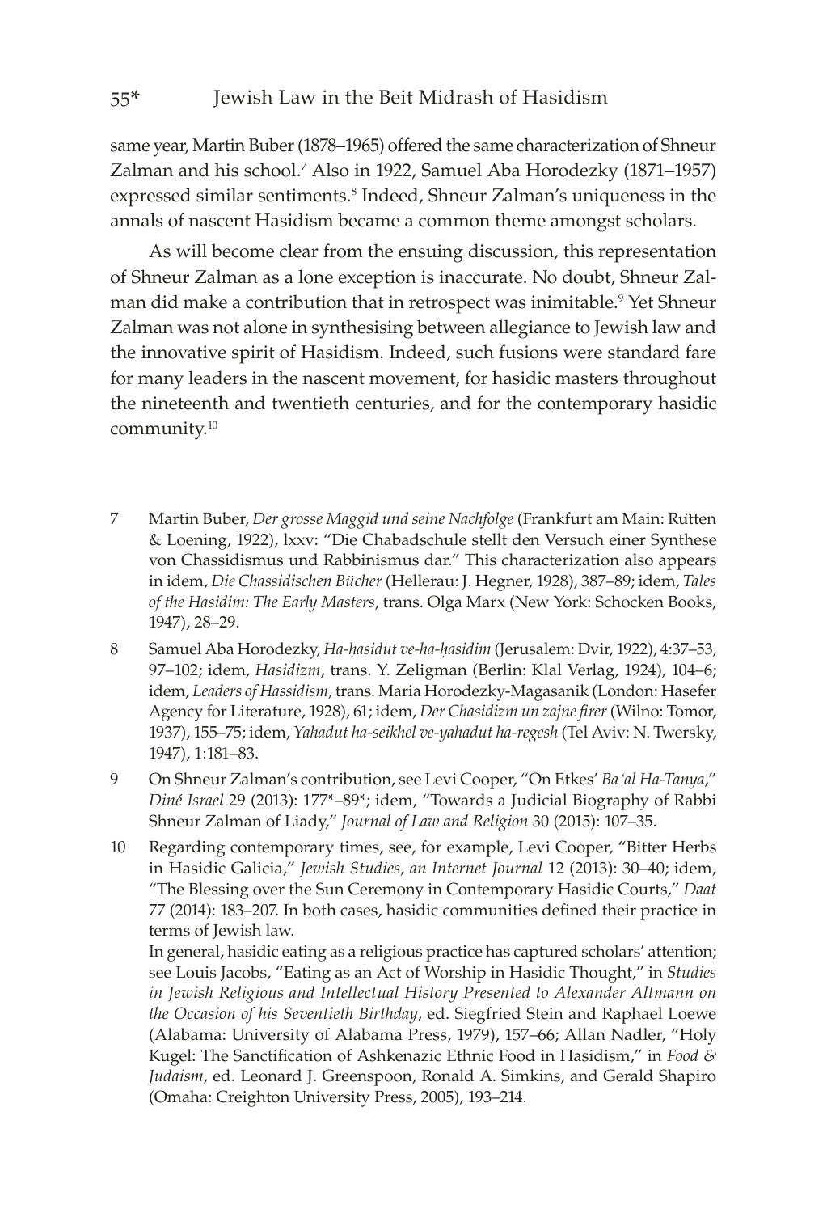same year, Martin Buber (1878–1965) offered the same characterization of Shneur Zalman and his school.[7] Also in 1922, Samuel Aba Horodezky (1871–1957) expressed similar sentiments.[8] Indeed, Shneur Zalman's uniqueness in the annals of nascent Hasidism became a common theme amongst scholars.

As will become clear from the ensuing discussion, this representation of Shneur Zalman as a lone exception is inaccurate. No doubt, Shneur Zalman did make a contribution that in retrospect was inimitable.[9] Yet Shneur Zalman was not alone in synthesising between allegiance to Jewish law and the innovative spirit of Hasidism. Indeed, such fusions were standard fare for many leaders in the nascent movement, for hasidic masters throughout the nineteenth and twentieth centuries, and for the contemporary hasidic community.[10]

7 Martin Buber, *Der grosse Maggid und seine Nachfolge* (Frankfurt am Main: Rütten & Loening, 1922), lxxv: "Die Chabadschule stellt den Versuch einer Synthese von Chassidismus und Rabbinismus dar." This characterization also appears in idem, *Die Chassidischen Bücher* (Hellerau: J. Hegner, 1928), 387–89; idem, *Tales of the Hasidim: The Early Masters*, trans. Olga Marx (New York: Schocken Books, 1947), 28–29.

8 Samuel Aba Horodezky, *Ha-ḥasidut ve-ha-ḥasidim* (Jerusalem: Dvir, 1922), 4:37–53, 97–102; idem, *Hasidizm*, trans. Y. Zeligman (Berlin: Klal Verlag, 1924), 104–6; idem, *Leaders of Hassidism*, trans. Maria Horodezky-Magasanik (London: Hasefer Agency for Literature, 1928), 61; idem, *Der Chasidizm un zajne firer* (Wilno: Tomor, 1937), 155–75; idem, *Yahadut ha-seikhel ve-yahadut ha-regesh* (Tel Aviv: N. Twersky, 1947), 1:181–83.

9 On Shneur Zalman's contribution, see Levi Cooper, "On Etkes' *Ba'al Ha-Tanya*," *Diné Israel* 29 (2013): 177*–89*; idem, "Towards a Judicial Biography of Rabbi Shneur Zalman of Liady," *Journal of Law and Religion* 30 (2015): 107–35.

10 Regarding contemporary times, see, for example, Levi Cooper, "Bitter Herbs in Hasidic Galicia," *Jewish Studies, an Internet Journal* 12 (2013): 30–40; idem, "The Blessing over the Sun Ceremony in Contemporary Hasidic Courts," *Daat* 77 (2014): 183–207. In both cases, hasidic communities defined their practice in terms of Jewish law.
In general, hasidic eating as a religious practice has captured scholars' attention; see Louis Jacobs, "Eating as an Act of Worship in Hasidic Thought," in *Studies in Jewish Religious and Intellectual History Presented to Alexander Altmann on the Occasion of his Seventieth Birthday*, ed. Siegfried Stein and Raphael Loewe (Alabama: University of Alabama Press, 1979), 157–66; Allan Nadler, "Holy Kugel: The Sanctification of Ashkenazic Ethnic Food in Hasidism," in *Food & Judaism*, ed. Leonard J. Greenspoon, Ronald A. Simkins, and Gerald Shapiro (Omaha: Creighton University Press, 2005), 193–214.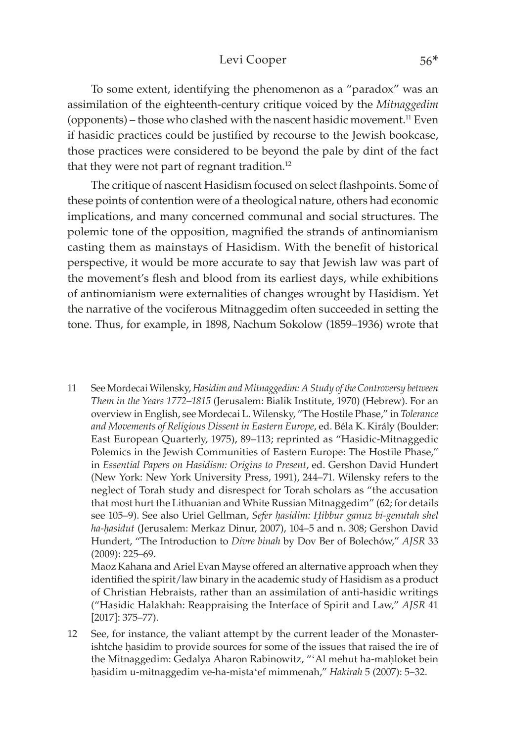To some extent, identifying the phenomenon as a "paradox" was an assimilation of the eighteenth-century critique voiced by the *Mitnaggedim* (opponents) – those who clashed with the nascent hasidic movement.[11] Even if hasidic practices could be justified by recourse to the Jewish bookcase, those practices were considered to be beyond the pale by dint of the fact that they were not part of regnant tradition.[12]

The critique of nascent Hasidism focused on select flashpoints. Some of these points of contention were of a theological nature, others had economic implications, and many concerned communal and social structures. The polemic tone of the opposition, magnified the strands of antinomianism casting them as mainstays of Hasidism. With the benefit of historical perspective, it would be more accurate to say that Jewish law was part of the movement's flesh and blood from its earliest days, while exhibitions of antinomianism were externalities of changes wrought by Hasidism. Yet the narrative of the vociferous Mitnaggedim often succeeded in setting the tone. Thus, for example, in 1898, Nachum Sokolow (1859–1936) wrote that

11 See Mordecai Wilensky, *Hasidim and Mitnaggedim: A Study of the Controversy between Them in the Years 1772–1815* (Jerusalem: Bialik Institute, 1970) (Hebrew). For an overview in English, see Mordecai L. Wilensky, "The Hostile Phase," in *Tolerance and Movements of Religious Dissent in Eastern Europe*, ed. Béla K. Király (Boulder: East European Quarterly, 1975), 89–113; reprinted as "Hasidic-Mitnaggedic Polemics in the Jewish Communities of Eastern Europe: The Hostile Phase," in *Essential Papers on Hasidism: Origins to Present*, ed. Gershon David Hundert (New York: New York University Press, 1991), 244–71. Wilensky refers to the neglect of Torah study and disrespect for Torah scholars as "the accusation that most hurt the Lithuanian and White Russian Mitnaggedim" (62; for details see 105–9). See also Uriel Gellman, *Sefer ḥasidim: Ḥibbur ganuz bi-genutah shel ha-ḥasidut* (Jerusalem: Merkaz Dinur, 2007), 104–5 and n. 308; Gershon David Hundert, "The Introduction to *Divre binah* by Dov Ber of Bolechów," *AJSR* 33 (2009): 225–69.
Maoz Kahana and Ariel Evan Mayse offered an alternative approach when they identified the spirit/law binary in the academic study of Hasidism as a product of Christian Hebraists, rather than an assimilation of anti-hasidic writings ("Hasidic Halakhah: Reappraising the Interface of Spirit and Law," *AJSR* 41 [2017]: 375–77).

12 See, for instance, the valiant attempt by the current leader of the Monasterishtche ḥasidim to provide sources for some of the issues that raised the ire of the Mitnaggedim: Gedalya Aharon Rabinowitz, "'Al mehut ha-maḥloket bein ḥasidim u-mitnaggedim ve-ha-mista'ef mimmenah," *Hakirah* 5 (2007): 5–32.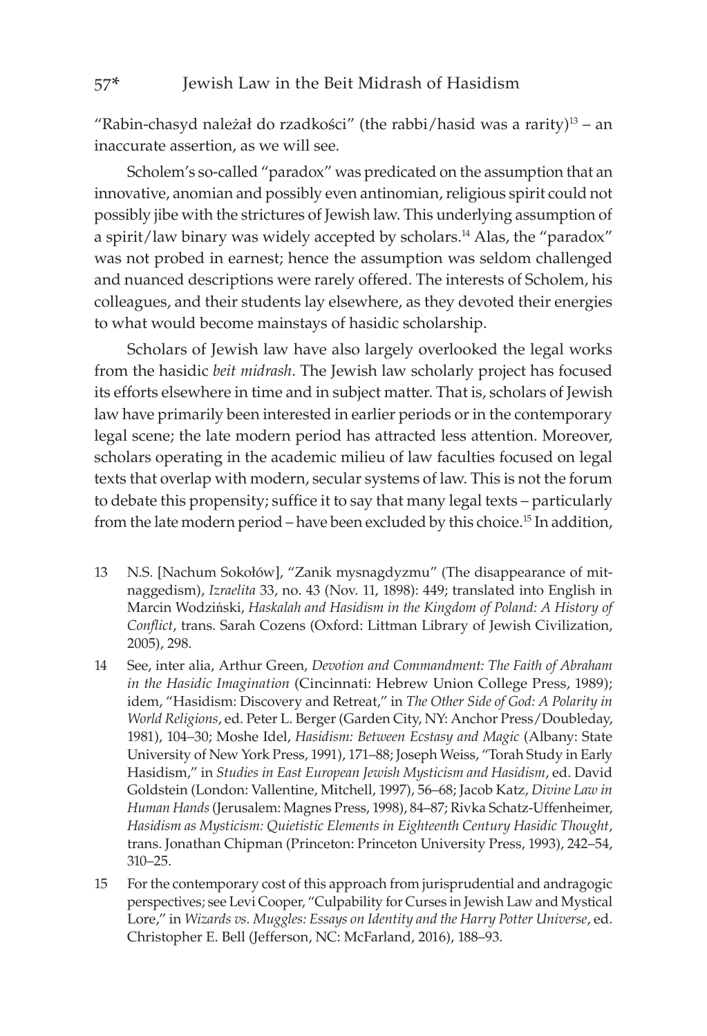"Rabin-chasyd należał do rzadkości" (the rabbi/hasid was a rarity)[13] – an inaccurate assertion, as we will see.

Scholem's so-called "paradox" was predicated on the assumption that an innovative, anomian and possibly even antinomian, religious spirit could not possibly jibe with the strictures of Jewish law. This underlying assumption of a spirit/law binary was widely accepted by scholars.[14] Alas, the "paradox" was not probed in earnest; hence the assumption was seldom challenged and nuanced descriptions were rarely offered. The interests of Scholem, his colleagues, and their students lay elsewhere, as they devoted their energies to what would become mainstays of hasidic scholarship.

Scholars of Jewish law have also largely overlooked the legal works from the hasidic *beit midrash*. The Jewish law scholarly project has focused its efforts elsewhere in time and in subject matter. That is, scholars of Jewish law have primarily been interested in earlier periods or in the contemporary legal scene; the late modern period has attracted less attention. Moreover, scholars operating in the academic milieu of law faculties focused on legal texts that overlap with modern, secular systems of law. This is not the forum to debate this propensity; suffice it to say that many legal texts – particularly from the late modern period – have been excluded by this choice.[15] In addition,

13 N.S. [Nachum Sokołów], "Zanik mysnagdyzmu" (The disappearance of mitnaggedism), *Izraelita* 33, no. 43 (Nov. 11, 1898): 449; translated into English in Marcin Wodziński, *Haskalah and Hasidism in the Kingdom of Poland: A History of Conflict*, trans. Sarah Cozens (Oxford: Littman Library of Jewish Civilization, 2005), 298.

14 See, inter alia, Arthur Green, *Devotion and Commandment: The Faith of Abraham in the Hasidic Imagination* (Cincinnati: Hebrew Union College Press, 1989); idem, "Hasidism: Discovery and Retreat," in *The Other Side of God: A Polarity in World Religions*, ed. Peter L. Berger (Garden City, NY: Anchor Press/Doubleday, 1981), 104–30; Moshe Idel, *Hasidism: Between Ecstasy and Magic* (Albany: State University of New York Press, 1991), 171–88; Joseph Weiss, "Torah Study in Early Hasidism," in *Studies in East European Jewish Mysticism and Hasidism*, ed. David Goldstein (London: Vallentine, Mitchell, 1997), 56–68; Jacob Katz, *Divine Law in Human Hands* (Jerusalem: Magnes Press, 1998), 84–87; Rivka Schatz-Uffenheimer, *Hasidism as Mysticism: Quietistic Elements in Eighteenth Century Hasidic Thought*, trans. Jonathan Chipman (Princeton: Princeton University Press, 1993), 242–54, 310–25.

15 For the contemporary cost of this approach from jurisprudential and andragogic perspectives; see Levi Cooper, "Culpability for Curses in Jewish Law and Mystical Lore," in *Wizards vs. Muggles: Essays on Identity and the Harry Potter Universe*, ed. Christopher E. Bell (Jefferson, NC: McFarland, 2016), 188–93.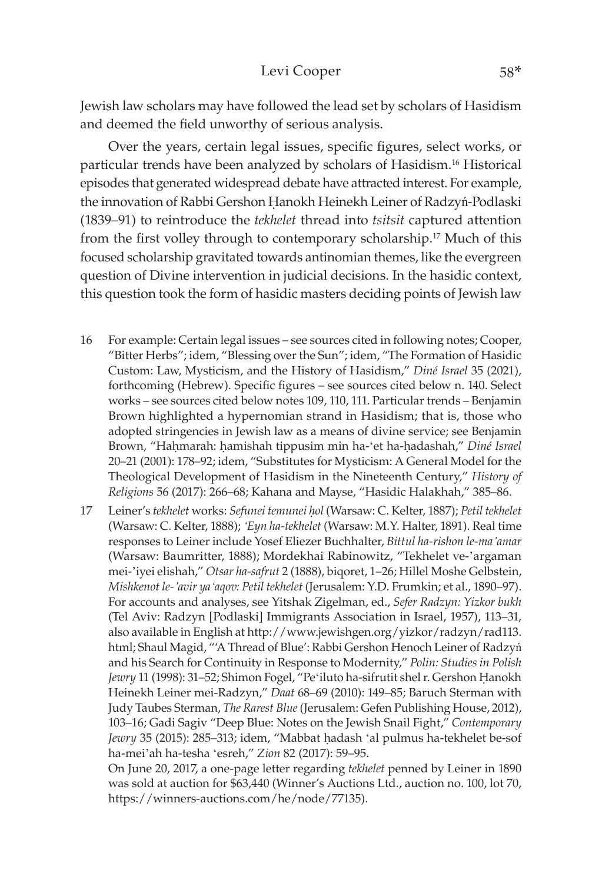Jewish law scholars may have followed the lead set by scholars of Hasidism and deemed the field unworthy of serious analysis.

Over the years, certain legal issues, specific figures, select works, or particular trends have been analyzed by scholars of Hasidism.[16] Historical episodes that generated widespread debate have attracted interest. For example, the innovation of Rabbi Gershon Ḥanokh Heinekh Leiner of Radzyń-Podlaski (1839–91) to reintroduce the *tekhelet* thread into *tsitsit* captured attention from the first volley through to contemporary scholarship.[17] Much of this focused scholarship gravitated towards antinomian themes, like the evergreen question of Divine intervention in judicial decisions. In the hasidic context, this question took the form of hasidic masters deciding points of Jewish law

16 For example: Certain legal issues – see sources cited in following notes; Cooper, "Bitter Herbs"; idem, "Blessing over the Sun"; idem, "The Formation of Hasidic Custom: Law, Mysticism, and the History of Hasidism," *Diné Israel* 35 (2021), forthcoming (Hebrew). Specific figures – see sources cited below n. 140. Select works – see sources cited below notes 109, 110, 111. Particular trends – Benjamin Brown highlighted a hypernomian strand in Hasidism; that is, those who adopted stringencies in Jewish law as a means of divine service; see Benjamin Brown, "Haḥmarah: ḥamishah tippusim min ha-'et ha-ḥadashah," *Diné Israel* 20–21 (2001): 178–92; idem, "Substitutes for Mysticism: A General Model for the Theological Development of Hasidism in the Nineteenth Century," *History of Religions* 56 (2017): 266–68; Kahana and Mayse, "Hasidic Halakhah," 385–86.

17 Leiner's *tekhelet* works: *Sefunei temunei ḥol* (Warsaw: C. Kelter, 1887); *Petil tekhelet* (Warsaw: C. Kelter, 1888); *'Eyn ha-tekhelet* (Warsaw: M.Y. Halter, 1891). Real time responses to Leiner include Yosef Eliezer Buchhalter, *Bittul ha-rishon le-ma'amar* (Warsaw: Baumritter, 1888); Mordekhai Rabinowitz, "Tekhelet ve-'argaman mei-'iyei elishah," *Otsar ha-safrut* 2 (1888), biqoret, 1–26; Hillel Moshe Gelbstein, *Mishkenot le-'avir ya'aqov: Petil tekhelet* (Jerusalem: Y.D. Frumkin; et al., 1890–97). For accounts and analyses, see Yitshak Zigelman, ed., *Sefer Radzyn: Yizkor bukh* (Tel Aviv: Radzyn [Podlaski] Immigrants Association in Israel, 1957), 113–31, also available in English at http://www.jewishgen.org/yizkor/radzyn/rad113.html; Shaul Magid, "'A Thread of Blue': Rabbi Gershon Henoch Leiner of Radzyń and his Search for Continuity in Response to Modernity," *Polin: Studies in Polish Jewry* 11 (1998): 31–52; Shimon Fogel, "Pe'iluto ha-sifrutit shel r. Gershon Ḥanokh Heinekh Leiner mei-Radzyn," *Daat* 68–69 (2010): 149–85; Baruch Sterman with Judy Taubes Sterman, *The Rarest Blue* (Jerusalem: Gefen Publishing House, 2012), 103–16; Gadi Sagiv "Deep Blue: Notes on the Jewish Snail Fight," *Contemporary Jewry* 35 (2015): 285–313; idem, "Mabbat ḥadash 'al pulmus ha-tekhelet be-sof ha-mei'ah ha-tesha 'esreh," *Zion* 82 (2017): 59–95.

On June 20, 2017, a one-page letter regarding *tekhelet* penned by Leiner in 1890 was sold at auction for $63,440 (Winner's Auctions Ltd., auction no. 100, lot 70, https://winners-auctions.com/he/node/77135).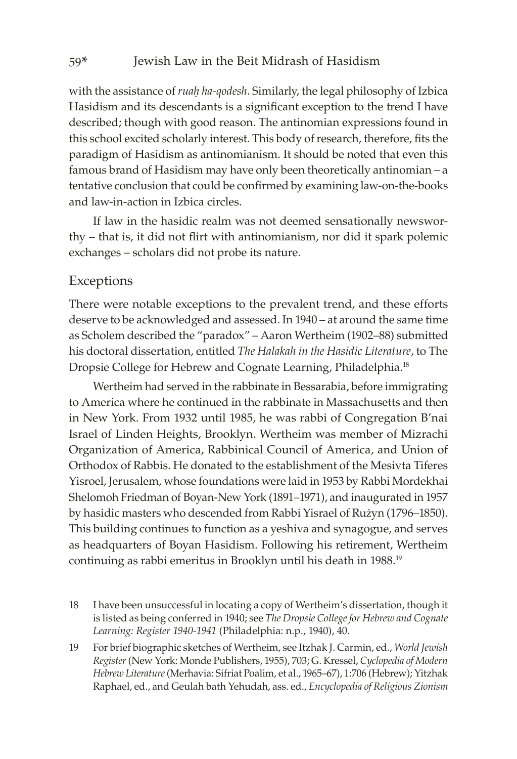with the assistance of *ruaḥ ha-qodesh*. Similarly, the legal philosophy of Izbica Hasidism and its descendants is a significant exception to the trend I have described; though with good reason. The antinomian expressions found in this school excited scholarly interest. This body of research, therefore, fits the paradigm of Hasidism as antinomianism. It should be noted that even this famous brand of Hasidism may have only been theoretically antinomian – a tentative conclusion that could be confirmed by examining law-on-the-books and law-in-action in Izbica circles.

If law in the hasidic realm was not deemed sensationally newsworthy – that is, it did not flirt with antinomianism, nor did it spark polemic exchanges – scholars did not probe its nature.

## Exceptions

There were notable exceptions to the prevalent trend, and these efforts deserve to be acknowledged and assessed. In 1940 – at around the same time as Scholem described the "paradox" – Aaron Wertheim (1902–88) submitted his doctoral dissertation, entitled *The Halakah in the Hasidic Literature*, to The Dropsie College for Hebrew and Cognate Learning, Philadelphia.[18]

Wertheim had served in the rabbinate in Bessarabia, before immigrating to America where he continued in the rabbinate in Massachusetts and then in New York. From 1932 until 1985, he was rabbi of Congregation B'nai Israel of Linden Heights, Brooklyn. Wertheim was member of Mizrachi Organization of America, Rabbinical Council of America, and Union of Orthodox of Rabbis. He donated to the establishment of the Mesivta Tiferes Yisroel, Jerusalem, whose foundations were laid in 1953 by Rabbi Mordekhai Shelomoh Friedman of Boyan-New York (1891–1971), and inaugurated in 1957 by hasidic masters who descended from Rabbi Yisrael of Rużyn (1796–1850). This building continues to function as a yeshiva and synagogue, and serves as headquarters of Boyan Hasidism. Following his retirement, Wertheim continuing as rabbi emeritus in Brooklyn until his death in 1988.[19]

18 I have been unsuccessful in locating a copy of Wertheim's dissertation, though it is listed as being conferred in 1940; see *The Dropsie College for Hebrew and Cognate Learning: Register 1940-1941* (Philadelphia: n.p., 1940), 40.

19 For brief biographic sketches of Wertheim, see Itzhak J. Carmin, ed., *World Jewish Register* (New York: Monde Publishers, 1955), 703; G. Kressel, *Cyclopedia of Modern Hebrew Literature* (Merhavia: Sifriat Poalim, et al., 1965–67), 1:706 (Hebrew); Yitzhak Raphael, ed., and Geulah bath Yehudah, ass. ed., *Encyclopedia of Religious Zionism*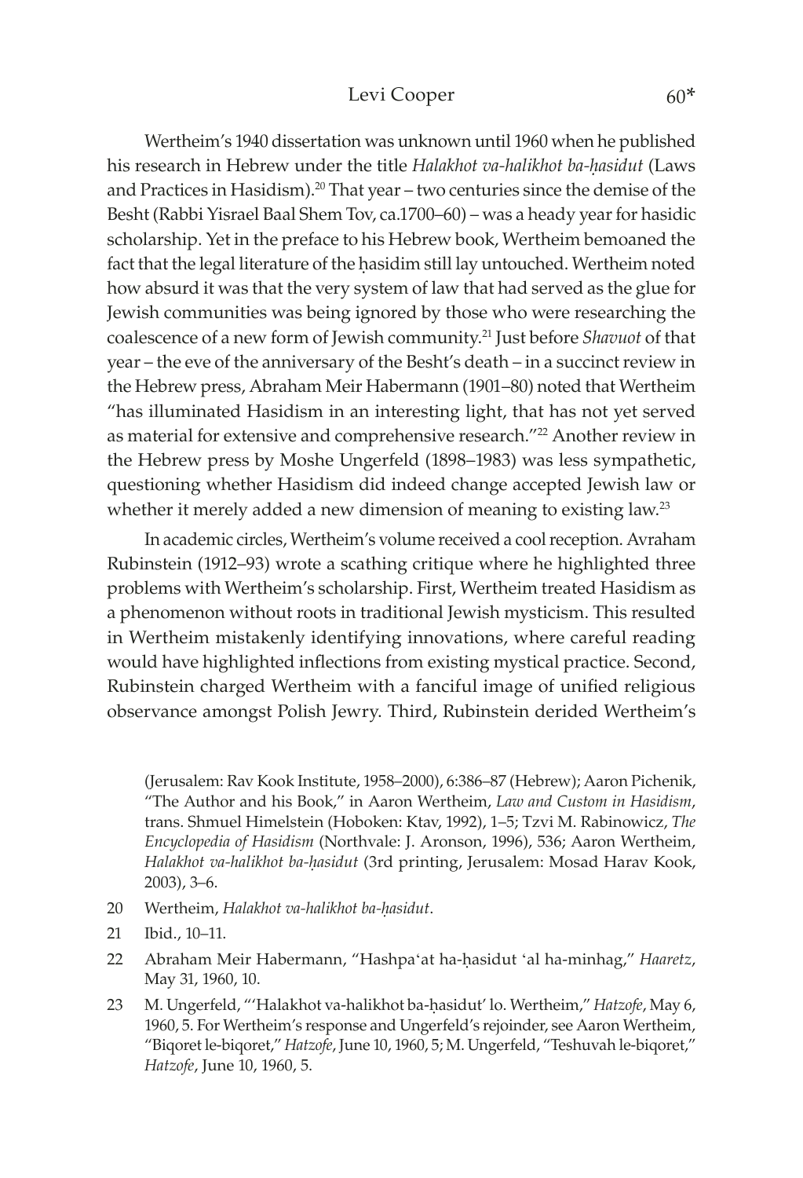Wertheim's 1940 dissertation was unknown until 1960 when he published his research in Hebrew under the title *Halakhot va-halikhot ba-ḥasidut* (Laws and Practices in Hasidism).[20] That year – two centuries since the demise of the Besht (Rabbi Yisrael Baal Shem Tov, ca.1700–60) – was a heady year for hasidic scholarship. Yet in the preface to his Hebrew book, Wertheim bemoaned the fact that the legal literature of the ḥasidim still lay untouched. Wertheim noted how absurd it was that the very system of law that had served as the glue for Jewish communities was being ignored by those who were researching the coalescence of a new form of Jewish community.[21] Just before *Shavuot* of that year – the eve of the anniversary of the Besht's death – in a succinct review in the Hebrew press, Abraham Meir Habermann (1901–80) noted that Wertheim "has illuminated Hasidism in an interesting light, that has not yet served as material for extensive and comprehensive research."[22] Another review in the Hebrew press by Moshe Ungerfeld (1898–1983) was less sympathetic, questioning whether Hasidism did indeed change accepted Jewish law or whether it merely added a new dimension of meaning to existing law.[23]

In academic circles, Wertheim's volume received a cool reception. Avraham Rubinstein (1912–93) wrote a scathing critique where he highlighted three problems with Wertheim's scholarship. First, Wertheim treated Hasidism as a phenomenon without roots in traditional Jewish mysticism. This resulted in Wertheim mistakenly identifying innovations, where careful reading would have highlighted inflections from existing mystical practice. Second, Rubinstein charged Wertheim with a fanciful image of unified religious observance amongst Polish Jewry. Third, Rubinstein derided Wertheim's

(Jerusalem: Rav Kook Institute, 1958–2000), 6:386–87 (Hebrew); Aaron Pichenik, "The Author and his Book," in Aaron Wertheim, *Law and Custom in Hasidism*, trans. Shmuel Himelstein (Hoboken: Ktav, 1992), 1–5; Tzvi M. Rabinowicz, *The Encyclopedia of Hasidism* (Northvale: J. Aronson, 1996), 536; Aaron Wertheim, *Halakhot va-halikhot ba-ḥasidut* (3rd printing, Jerusalem: Mosad Harav Kook, 2003), 3–6.

20 Wertheim, *Halakhot va-halikhot ba-ḥasidut*.

21 Ibid., 10–11.

22 Abraham Meir Habermann, "Hashpa'at ha-ḥasidut 'al ha-minhag," *Haaretz*, May 31, 1960, 10.

23 M. Ungerfeld, "'Halakhot va-halikhot ba-ḥasidut' lo. Wertheim," *Hatzofe*, May 6, 1960, 5. For Wertheim's response and Ungerfeld's rejoinder, see Aaron Wertheim, "Biqoret le-biqoret," *Hatzofe*, June 10, 1960, 5; M. Ungerfeld, "Teshuvah le-biqoret," *Hatzofe*, June 10, 1960, 5.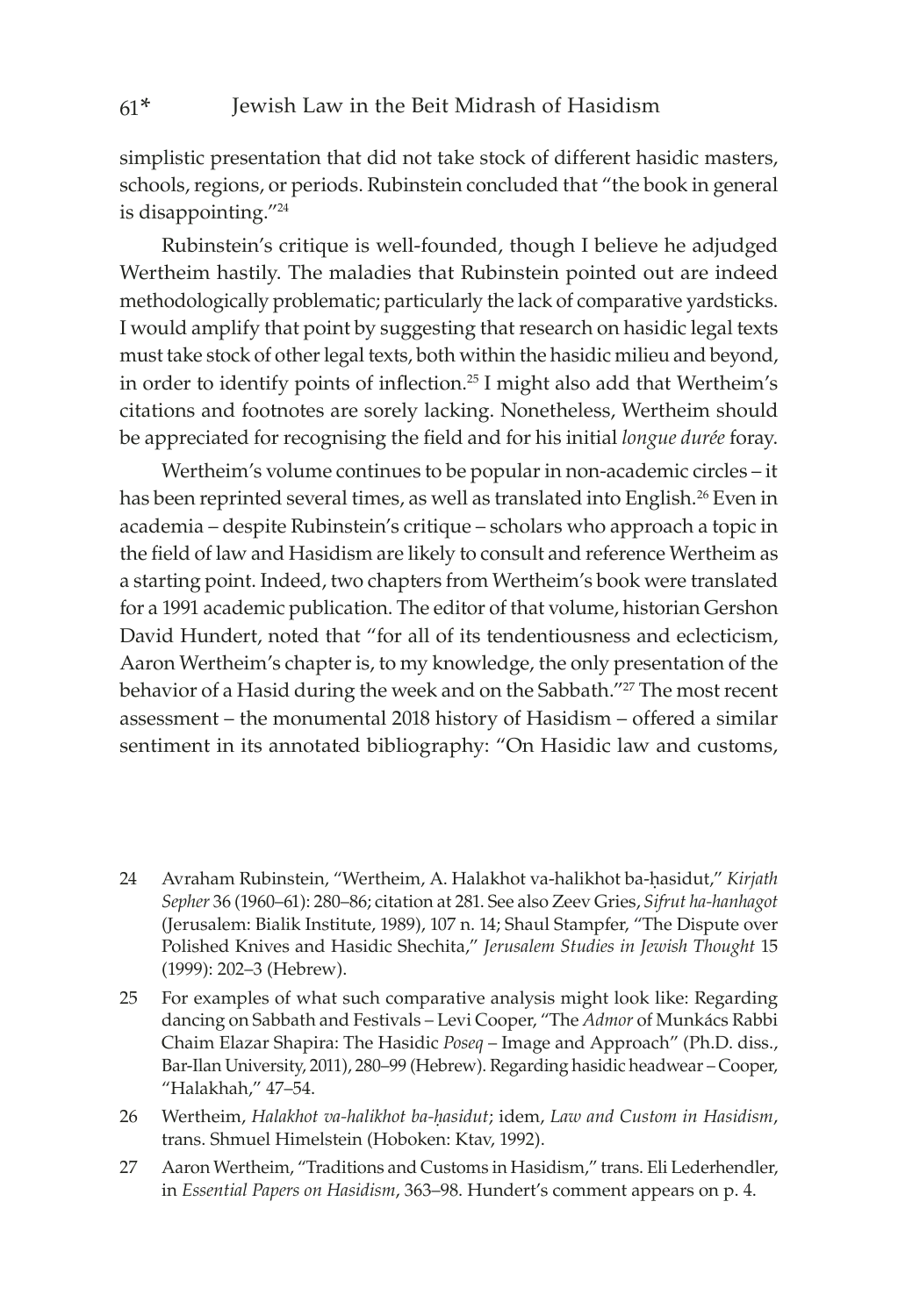simplistic presentation that did not take stock of different hasidic masters, schools, regions, or periods. Rubinstein concluded that "the book in general is disappointing."[24]

Rubinstein's critique is well-founded, though I believe he adjudged Wertheim hastily. The maladies that Rubinstein pointed out are indeed methodologically problematic; particularly the lack of comparative yardsticks. I would amplify that point by suggesting that research on hasidic legal texts must take stock of other legal texts, both within the hasidic milieu and beyond, in order to identify points of inflection.[25] I might also add that Wertheim's citations and footnotes are sorely lacking. Nonetheless, Wertheim should be appreciated for recognising the field and for his initial *longue durée* foray.

Wertheim's volume continues to be popular in non-academic circles – it has been reprinted several times, as well as translated into English.[26] Even in academia – despite Rubinstein's critique – scholars who approach a topic in the field of law and Hasidism are likely to consult and reference Wertheim as a starting point. Indeed, two chapters from Wertheim's book were translated for a 1991 academic publication. The editor of that volume, historian Gershon David Hundert, noted that "for all of its tendentiousness and eclecticism, Aaron Wertheim's chapter is, to my knowledge, the only presentation of the behavior of a Hasid during the week and on the Sabbath."[27] The most recent assessment – the monumental 2018 history of Hasidism – offered a similar sentiment in its annotated bibliography: "On Hasidic law and customs,

24 Avraham Rubinstein, "Wertheim, A. Halakhot va-halikhot ba-ḥasidut," *Kirjath Sepher* 36 (1960–61): 280–86; citation at 281. See also Zeev Gries, *Sifrut ha-hanhagot* (Jerusalem: Bialik Institute, 1989), 107 n. 14; Shaul Stampfer, "The Dispute over Polished Knives and Hasidic Shechita," *Jerusalem Studies in Jewish Thought* 15 (1999): 202–3 (Hebrew).

25 For examples of what such comparative analysis might look like: Regarding dancing on Sabbath and Festivals – Levi Cooper, "The *Admor* of Munkács Rabbi Chaim Elazar Shapira: The Hasidic *Poseq* – Image and Approach" (Ph.D. diss., Bar-Ilan University, 2011), 280–99 (Hebrew). Regarding hasidic headwear – Cooper, "Halakhah," 47–54.

26 Wertheim, *Halakhot va-halikhot ba-ḥasidut*; idem, *Law and Custom in Hasidism*, trans. Shmuel Himelstein (Hoboken: Ktav, 1992).

27 Aaron Wertheim, "Traditions and Customs in Hasidism," trans. Eli Lederhendler, in *Essential Papers on Hasidism*, 363–98. Hundert's comment appears on p. 4.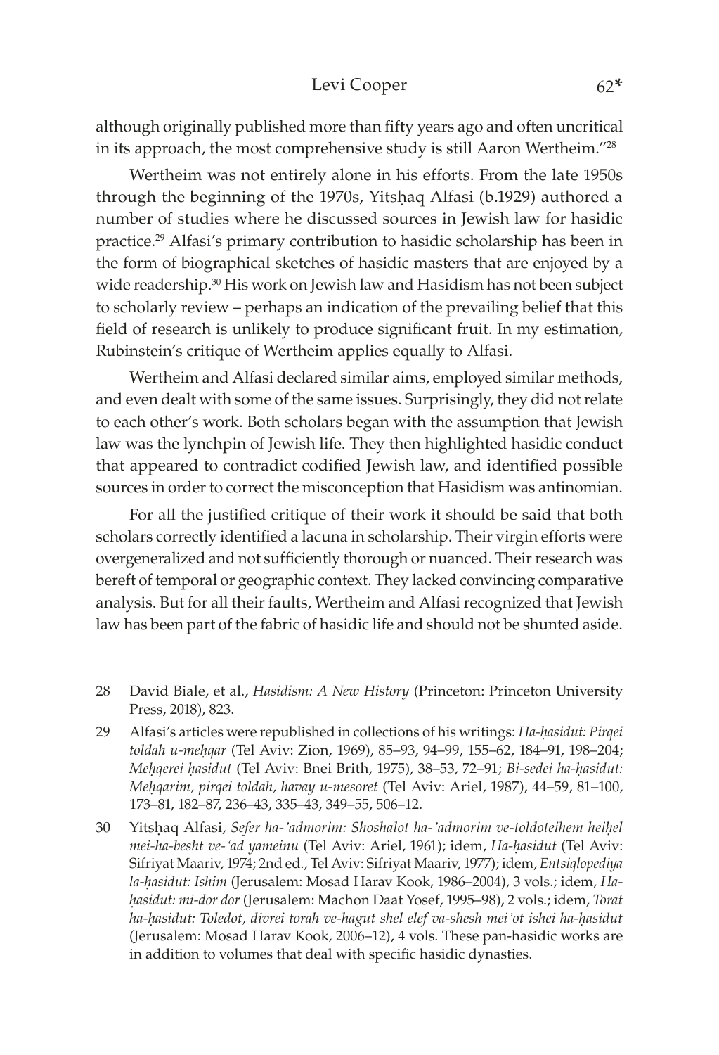although originally published more than fifty years ago and often uncritical in its approach, the most comprehensive study is still Aaron Wertheim."[28]

Wertheim was not entirely alone in his efforts. From the late 1950s through the beginning of the 1970s, Yitsḥaq Alfasi (b.1929) authored a number of studies where he discussed sources in Jewish law for hasidic practice.[29] Alfasi's primary contribution to hasidic scholarship has been in the form of biographical sketches of hasidic masters that are enjoyed by a wide readership.[30] His work on Jewish law and Hasidism has not been subject to scholarly review – perhaps an indication of the prevailing belief that this field of research is unlikely to produce significant fruit. In my estimation, Rubinstein's critique of Wertheim applies equally to Alfasi.

Wertheim and Alfasi declared similar aims, employed similar methods, and even dealt with some of the same issues. Surprisingly, they did not relate to each other's work. Both scholars began with the assumption that Jewish law was the lynchpin of Jewish life. They then highlighted hasidic conduct that appeared to contradict codified Jewish law, and identified possible sources in order to correct the misconception that Hasidism was antinomian.

For all the justified critique of their work it should be said that both scholars correctly identified a lacuna in scholarship. Their virgin efforts were overgeneralized and not sufficiently thorough or nuanced. Their research was bereft of temporal or geographic context. They lacked convincing comparative analysis. But for all their faults, Wertheim and Alfasi recognized that Jewish law has been part of the fabric of hasidic life and should not be shunted aside.

---

28 David Biale, et al., *Hasidism: A New History* (Princeton: Princeton University Press, 2018), 823.

29 Alfasi's articles were republished in collections of his writings: *Ha-ḥasidut: Pirqei toldah u-meḥqar* (Tel Aviv: Zion, 1969), 85–93, 94–99, 155–62, 184–91, 198–204; *Meḥqerei ḥasidut* (Tel Aviv: Bnei Brith, 1975), 38–53, 72–91; *Bi-sedei ha-ḥasidut: Meḥqarim, pirqei toldah, havay u-mesoret* (Tel Aviv: Ariel, 1987), 44–59, 81–100, 173–81, 182–87, 236–43, 335–43, 349–55, 506–12.

30 Yitsḥaq Alfasi, *Sefer ha-'admorim: Shoshalot ha-'admorim ve-toldoteihem heiḥel mei-ha-besht ve-'ad yameinu* (Tel Aviv: Ariel, 1961); idem, *Ha-ḥasidut* (Tel Aviv: Sifriyat Maariv, 1974; 2nd ed., Tel Aviv: Sifriyat Maariv, 1977); idem, *Entsiqlopediya la-ḥasidut: Ishim* (Jerusalem: Mosad Harav Kook, 1986–2004), 3 vols.; idem, *Ha-ḥasidut: mi-dor dor* (Jerusalem: Machon Daat Yosef, 1995–98), 2 vols.; idem, *Torat ha-ḥasidut: Toledot, divrei torah ve-hagut shel elef va-shesh mei'ot ishei ha-ḥasidut* (Jerusalem: Mosad Harav Kook, 2006–12), 4 vols. These pan-hasidic works are in addition to volumes that deal with specific hasidic dynasties.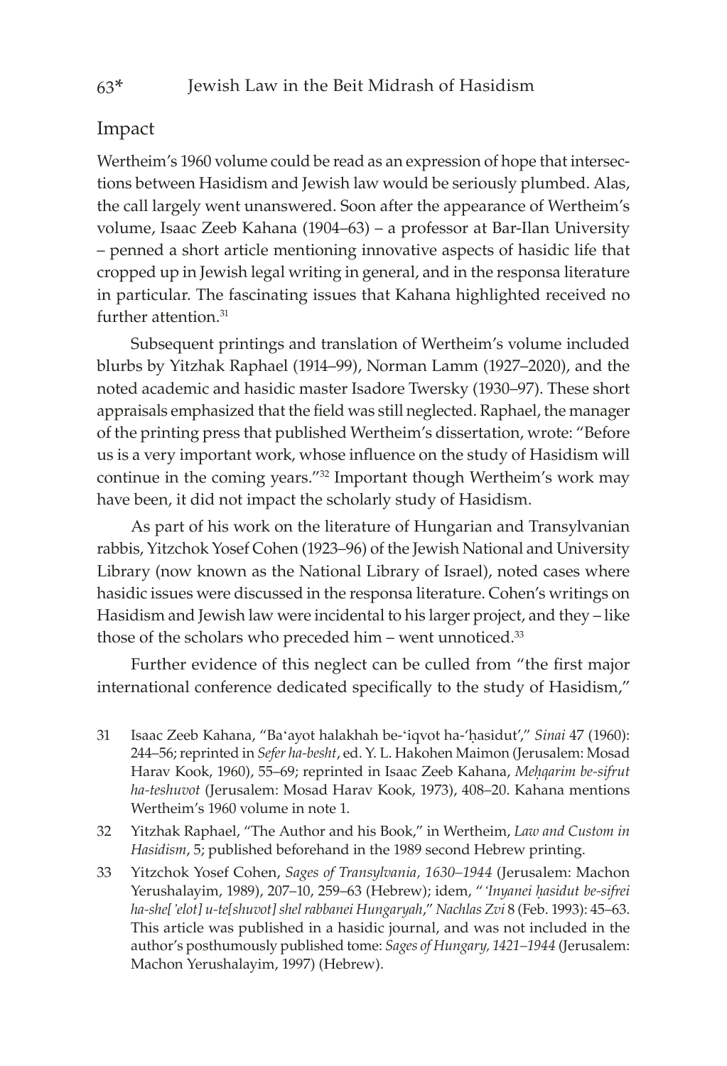## Impact

Wertheim's 1960 volume could be read as an expression of hope that intersections between Hasidism and Jewish law would be seriously plumbed. Alas, the call largely went unanswered. Soon after the appearance of Wertheim's volume, Isaac Zeeb Kahana (1904–63) – a professor at Bar-Ilan University – penned a short article mentioning innovative aspects of hasidic life that cropped up in Jewish legal writing in general, and in the responsa literature in particular. The fascinating issues that Kahana highlighted received no further attention.[31]

Subsequent printings and translation of Wertheim's volume included blurbs by Yitzhak Raphael (1914–99), Norman Lamm (1927–2020), and the noted academic and hasidic master Isadore Twersky (1930–97). These short appraisals emphasized that the field was still neglected. Raphael, the manager of the printing press that published Wertheim's dissertation, wrote: "Before us is a very important work, whose influence on the study of Hasidism will continue in the coming years."[32] Important though Wertheim's work may have been, it did not impact the scholarly study of Hasidism.

As part of his work on the literature of Hungarian and Transylvanian rabbis, Yitzchok Yosef Cohen (1923–96) of the Jewish National and University Library (now known as the National Library of Israel), noted cases where hasidic issues were discussed in the responsa literature. Cohen's writings on Hasidism and Jewish law were incidental to his larger project, and they – like those of the scholars who preceded him – went unnoticed.[33]

Further evidence of this neglect can be culled from "the first major international conference dedicated specifically to the study of Hasidism,"

31 Isaac Zeeb Kahana, "Ba'ayot halakhah be-'iqvot ha-'ḥasidut'," *Sinai* 47 (1960): 244–56; reprinted in *Sefer ha-besht*, ed. Y. L. Hakohen Maimon (Jerusalem: Mosad Harav Kook, 1960), 55–69; reprinted in Isaac Zeeb Kahana, *Meḥqarim be-sifrut ha-teshuvot* (Jerusalem: Mosad Harav Kook, 1973), 408–20. Kahana mentions Wertheim's 1960 volume in note 1.

32 Yitzhak Raphael, "The Author and his Book," in Wertheim, *Law and Custom in Hasidism*, 5; published beforehand in the 1989 second Hebrew printing.

33 Yitzchok Yosef Cohen, *Sages of Transylvania, 1630–1944* (Jerusalem: Machon Yerushalayim, 1989), 207–10, 259–63 (Hebrew); idem, "*'Inyanei ḥasidut be-sifrei ha-she['elot] u-te[shuvot] shel rabbanei Hungaryah*," *Nachlas Zvi* 8 (Feb. 1993): 45–63. This article was published in a hasidic journal, and was not included in the author's posthumously published tome: *Sages of Hungary, 1421–1944* (Jerusalem: Machon Yerushalayim, 1997) (Hebrew).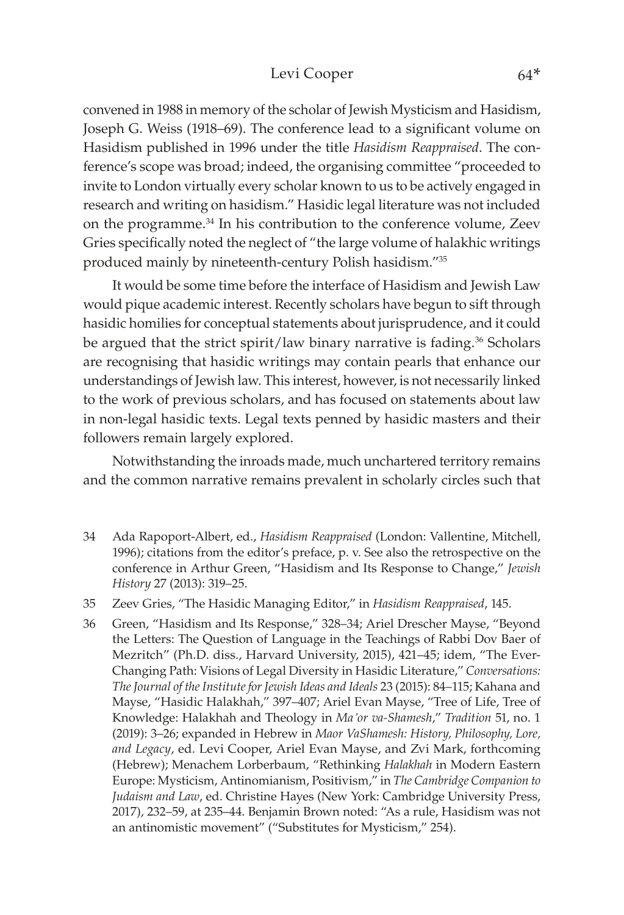convened in 1988 in memory of the scholar of Jewish Mysticism and Hasidism, Joseph G. Weiss (1918–69). The conference lead to a significant volume on Hasidism published in 1996 under the title *Hasidism Reappraised*. The conference's scope was broad; indeed, the organising committee "proceeded to invite to London virtually every scholar known to us to be actively engaged in research and writing on hasidism." Hasidic legal literature was not included on the programme.[34] In his contribution to the conference volume, Zeev Gries specifically noted the neglect of "the large volume of halakhic writings produced mainly by nineteenth-century Polish hasidism."[35]

It would be some time before the interface of Hasidism and Jewish Law would pique academic interest. Recently scholars have begun to sift through hasidic homilies for conceptual statements about jurisprudence, and it could be argued that the strict spirit/law binary narrative is fading.[36] Scholars are recognising that hasidic writings may contain pearls that enhance our understandings of Jewish law. This interest, however, is not necessarily linked to the work of previous scholars, and has focused on statements about law in non-legal hasidic texts. Legal texts penned by hasidic masters and their followers remain largely explored.

Notwithstanding the inroads made, much unchartered territory remains and the common narrative remains prevalent in scholarly circles such that

34 Ada Rapoport-Albert, ed., *Hasidism Reappraised* (London: Vallentine, Mitchell, 1996); citations from the editor's preface, p. v. See also the retrospective on the conference in Arthur Green, "Hasidism and Its Response to Change," *Jewish History* 27 (2013): 319–25.

35 Zeev Gries, "The Hasidic Managing Editor," in *Hasidism Reappraised*, 145.

36 Green, "Hasidism and Its Response," 328–34; Ariel Drescher Mayse, "Beyond the Letters: The Question of Language in the Teachings of Rabbi Dov Baer of Mezritch" (Ph.D. diss., Harvard University, 2015), 421–45; idem, "The Ever-Changing Path: Visions of Legal Diversity in Hasidic Literature," *Conversations: The Journal of the Institute for Jewish Ideas and Ideals* 23 (2015): 84–115; Kahana and Mayse, "Hasidic Halakhah," 397–407; Ariel Evan Mayse, "Tree of Life, Tree of Knowledge: Halakhah and Theology in *Ma'or va-Shamesh*," *Tradition* 51, no. 1 (2019): 3–26; expanded in Hebrew in *Maor VaShamesh: History, Philosophy, Lore, and Legacy*, ed. Levi Cooper, Ariel Evan Mayse, and Zvi Mark, forthcoming (Hebrew); Menachem Lorberbaum, "Rethinking *Halakhah* in Modern Eastern Europe: Mysticism, Antinomianism, Positivism," in *The Cambridge Companion to Judaism and Law*, ed. Christine Hayes (New York: Cambridge University Press, 2017), 232–59, at 235–44. Benjamin Brown noted: "As a rule, Hasidism was not an antinomistic movement" ("Substitutes for Mysticism," 254).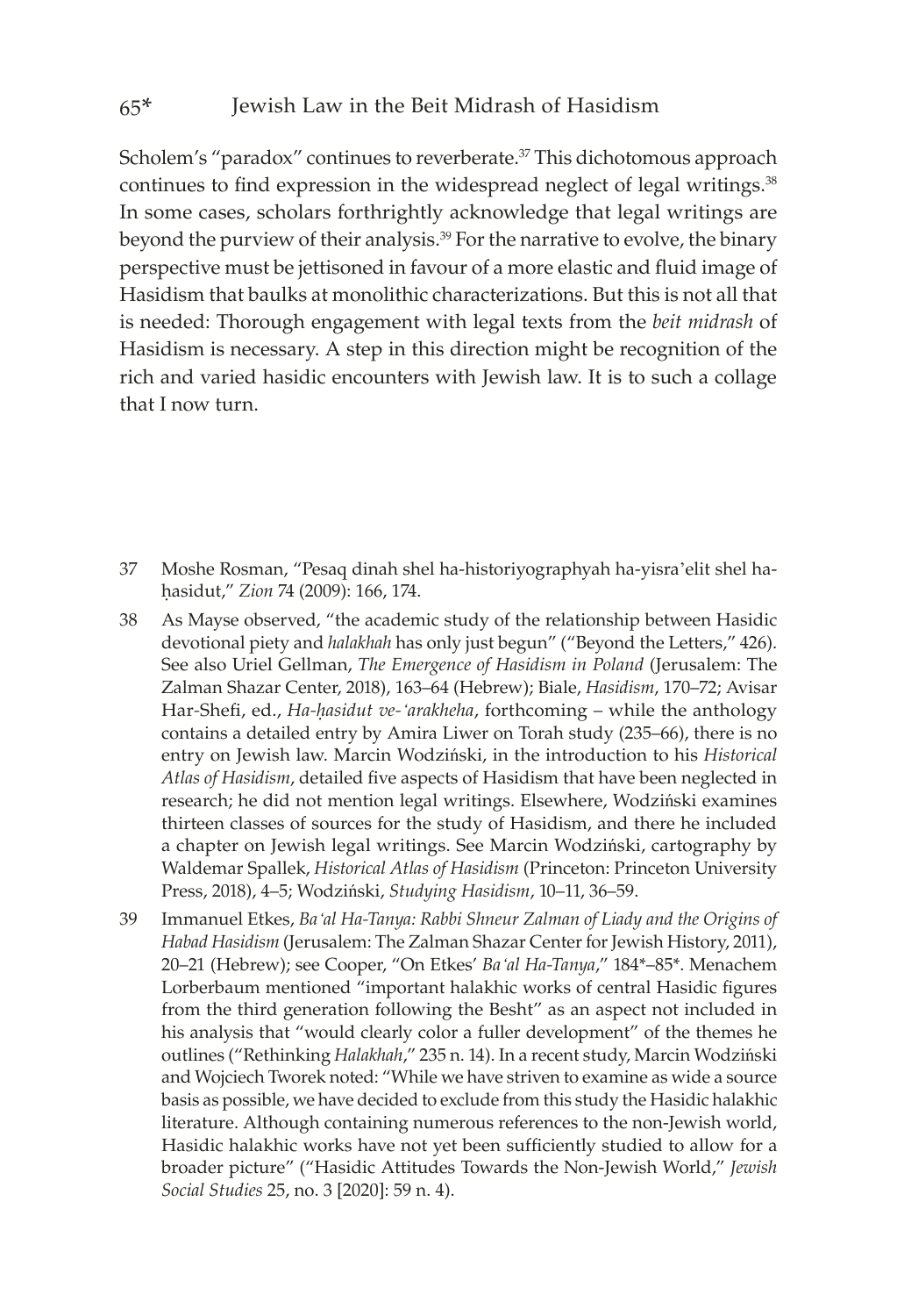Scholem's "paradox" continues to reverberate.[37] This dichotomous approach continues to find expression in the widespread neglect of legal writings.[38] In some cases, scholars forthrightly acknowledge that legal writings are beyond the purview of their analysis.[39] For the narrative to evolve, the binary perspective must be jettisoned in favour of a more elastic and fluid image of Hasidism that baulks at monolithic characterizations. But this is not all that is needed: Thorough engagement with legal texts from the *beit midrash* of Hasidism is necessary. A step in this direction might be recognition of the rich and varied hasidic encounters with Jewish law. It is to such a collage that I now turn.

37 Moshe Rosman, "Pesaq dinah shel ha-historiyographyah ha-yisra'elit shel ha-ḥasidut," *Zion* 74 (2009): 166, 174.

38 As Mayse observed, "the academic study of the relationship between Hasidic devotional piety and *halakhah* has only just begun" ("Beyond the Letters," 426). See also Uriel Gellman, *The Emergence of Hasidism in Poland* (Jerusalem: The Zalman Shazar Center, 2018), 163–64 (Hebrew); Biale, *Hasidism*, 170–72; Avisar Har-Shefi, ed., *Ha-ḥasidut ve-'arakheha*, forthcoming – while the anthology contains a detailed entry by Amira Liwer on Torah study (235–66), there is no entry on Jewish law. Marcin Wodziński, in the introduction to his *Historical Atlas of Hasidism*, detailed five aspects of Hasidism that have been neglected in research; he did not mention legal writings. Elsewhere, Wodziński examines thirteen classes of sources for the study of Hasidism, and there he included a chapter on Jewish legal writings. See Marcin Wodziński, cartography by Waldemar Spallek, *Historical Atlas of Hasidism* (Princeton: Princeton University Press, 2018), 4–5; Wodziński, *Studying Hasidism*, 10–11, 36–59.

39 Immanuel Etkes, *Ba'al Ha-Tanya: Rabbi Shneur Zalman of Liady and the Origins of Habad Hasidism* (Jerusalem: The Zalman Shazar Center for Jewish History, 2011), 20–21 (Hebrew); see Cooper, "On Etkes' *Ba'al Ha-Tanya*," 184*–85*. Menachem Lorberbaum mentioned "important halakhic works of central Hasidic figures from the third generation following the Besht" as an aspect not included in his analysis that "would clearly color a fuller development" of the themes he outlines ("Rethinking *Halakhah*," 235 n. 14). In a recent study, Marcin Wodziński and Wojciech Tworek noted: "While we have striven to examine as wide a source basis as possible, we have decided to exclude from this study the Hasidic halakhic literature. Although containing numerous references to the non-Jewish world, Hasidic halakhic works have not yet been sufficiently studied to allow for a broader picture" ("Hasidic Attitudes Towards the Non-Jewish World," *Jewish Social Studies* 25, no. 3 [2020]: 59 n. 4).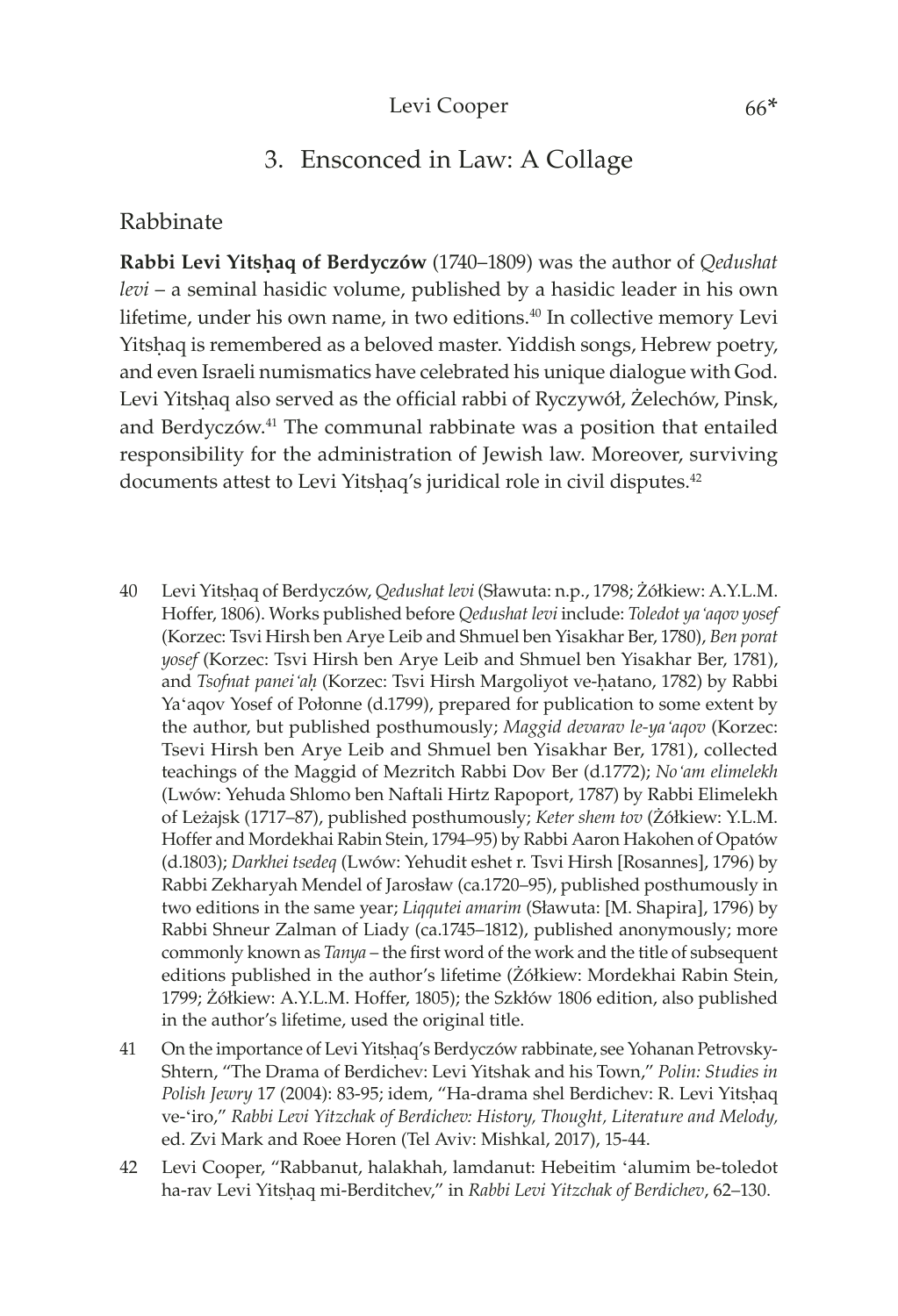## 3. Ensconced in Law: A Collage

### Rabbinate

**Rabbi Levi Yitsḥaq of Berdyczów** (1740–1809) was the author of *Qedushat levi* – a seminal hasidic volume, published by a hasidic leader in his own lifetime, under his own name, in two editions.[40] In collective memory Levi Yitsḥaq is remembered as a beloved master. Yiddish songs, Hebrew poetry, and even Israeli numismatics have celebrated his unique dialogue with God. Levi Yitsḥaq also served as the official rabbi of Ryczywół, Żelechów, Pinsk, and Berdyczów.[41] The communal rabbinate was a position that entailed responsibility for the administration of Jewish law. Moreover, surviving documents attest to Levi Yitsḥaq's juridical role in civil disputes.[42]

40 Levi Yitsḥaq of Berdyczów, *Qedushat levi* (Sławuta: n.p., 1798; Żółkiew: A.Y.L.M. Hoffer, 1806). Works published before *Qedushat levi* include: *Toledot ya'aqov yosef* (Korzec: Tsvi Hirsh ben Arye Leib and Shmuel ben Yisakhar Ber, 1780), *Ben porat yosef* (Korzec: Tsvi Hirsh ben Arye Leib and Shmuel ben Yisakhar Ber, 1781), and *Tsofnat panei'aḥ* (Korzec: Tsvi Hirsh Margoliyot ve-ḥatano, 1782) by Rabbi Ya'aqov Yosef of Połonne (d.1799), prepared for publication to some extent by the author, but published posthumously; *Maggid devarav le-ya'aqov* (Korzec: Tsevi Hirsh ben Arye Leib and Shmuel ben Yisakhar Ber, 1781), collected teachings of the Maggid of Mezritch Rabbi Dov Ber (d.1772); *No'am elimelekh* (Lwów: Yehuda Shlomo ben Naftali Hirtz Rapoport, 1787) by Rabbi Elimelekh of Leżajsk (1717–87), published posthumously; *Keter shem tov* (Żółkiew: Y.L.M. Hoffer and Mordekhai Rabin Stein, 1794–95) by Rabbi Aaron Hakohen of Opatów (d.1803); *Darkhei tsedeq* (Lwów: Yehudit eshet r. Tsvi Hirsh [Rosannes], 1796) by Rabbi Zekharyah Mendel of Jarosław (ca.1720–95), published posthumously in two editions in the same year; *Liqqutei amarim* (Sławuta: [M. Shapira], 1796) by Rabbi Shneur Zalman of Liady (ca.1745–1812), published anonymously; more commonly known as *Tanya* – the first word of the work and the title of subsequent editions published in the author's lifetime (Żółkiew: Mordekhai Rabin Stein, 1799; Żółkiew: A.Y.L.M. Hoffer, 1805); the Szkłów 1806 edition, also published in the author's lifetime, used the original title.

41 On the importance of Levi Yitsḥaq's Berdyczów rabbinate, see Yohanan Petrovsky-Shtern, "The Drama of Berdichev: Levi Yitshak and his Town," *Polin: Studies in Polish Jewry* 17 (2004): 83-95; idem, "Ha-drama shel Berdichev: R. Levi Yitsḥaq ve-'iro," *Rabbi Levi Yitzchak of Berdichev: History, Thought, Literature and Melody,* ed. Zvi Mark and Roee Horen (Tel Aviv: Mishkal, 2017), 15-44.

42 Levi Cooper, "Rabbanut, halakhah, lamdanut: Hebeitim 'alumim be-toledot ha-rav Levi Yitsḥaq mi-Berditchev," in *Rabbi Levi Yitzchak of Berdichev*, 62–130.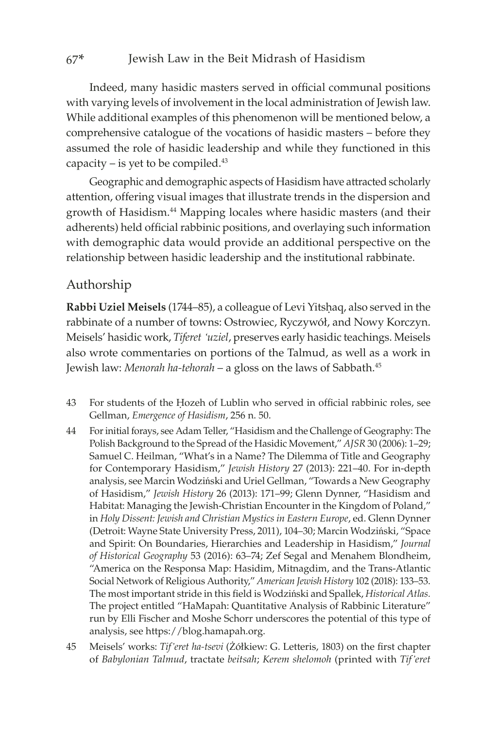Indeed, many hasidic masters served in official communal positions with varying levels of involvement in the local administration of Jewish law. While additional examples of this phenomenon will be mentioned below, a comprehensive catalogue of the vocations of hasidic masters – before they assumed the role of hasidic leadership and while they functioned in this capacity – is yet to be compiled.[43]

Geographic and demographic aspects of Hasidism have attracted scholarly attention, offering visual images that illustrate trends in the dispersion and growth of Hasidism.[44] Mapping locales where hasidic masters (and their adherents) held official rabbinic positions, and overlaying such information with demographic data would provide an additional perspective on the relationship between hasidic leadership and the institutional rabbinate.

## Authorship

**Rabbi Uziel Meisels** (1744–85), a colleague of Levi Yitsḥaq, also served in the rabbinate of a number of towns: Ostrowiec, Ryczywół, and Nowy Korczyn. Meisels' hasidic work, *Tiferet 'uziel*, preserves early hasidic teachings. Meisels also wrote commentaries on portions of the Talmud, as well as a work in Jewish law: *Menorah ha-tehorah* – a gloss on the laws of Sabbath.[45]

43 For students of the Ḥozeh of Lublin who served in official rabbinic roles, see Gellman, *Emergence of Hasidism*, 256 n. 50.

44 For initial forays, see Adam Teller, "Hasidism and the Challenge of Geography: The Polish Background to the Spread of the Hasidic Movement," *AJSR* 30 (2006): 1–29; Samuel C. Heilman, "What's in a Name? The Dilemma of Title and Geography for Contemporary Hasidism," *Jewish History* 27 (2013): 221–40. For in-depth analysis, see Marcin Wodziński and Uriel Gellman, "Towards a New Geography of Hasidism," *Jewish History* 26 (2013): 171–99; Glenn Dynner, "Hasidism and Habitat: Managing the Jewish-Christian Encounter in the Kingdom of Poland," in *Holy Dissent: Jewish and Christian Mystics in Eastern Europe*, ed. Glenn Dynner (Detroit: Wayne State University Press, 2011), 104–30; Marcin Wodziński, "Space and Spirit: On Boundaries, Hierarchies and Leadership in Hasidism," *Journal of Historical Geography* 53 (2016): 63–74; Zef Segal and Menahem Blondheim, "America on the Responsa Map: Hasidim, Mitnagdim, and the Trans-Atlantic Social Network of Religious Authority," *American Jewish History* 102 (2018): 133–53. The most important stride in this field is Wodziński and Spallek, *Historical Atlas.* The project entitled "HaMapah: Quantitative Analysis of Rabbinic Literature" run by Elli Fischer and Moshe Schorr underscores the potential of this type of analysis, see https://blog.hamapah.org.

45 Meisels' works: *Tif'eret ha-tsevi* (Żółkiew: G. Letteris, 1803) on the first chapter of *Babylonian Talmud*, tractate *beitsah*; *Kerem shelomoh* (printed with *Tif'eret*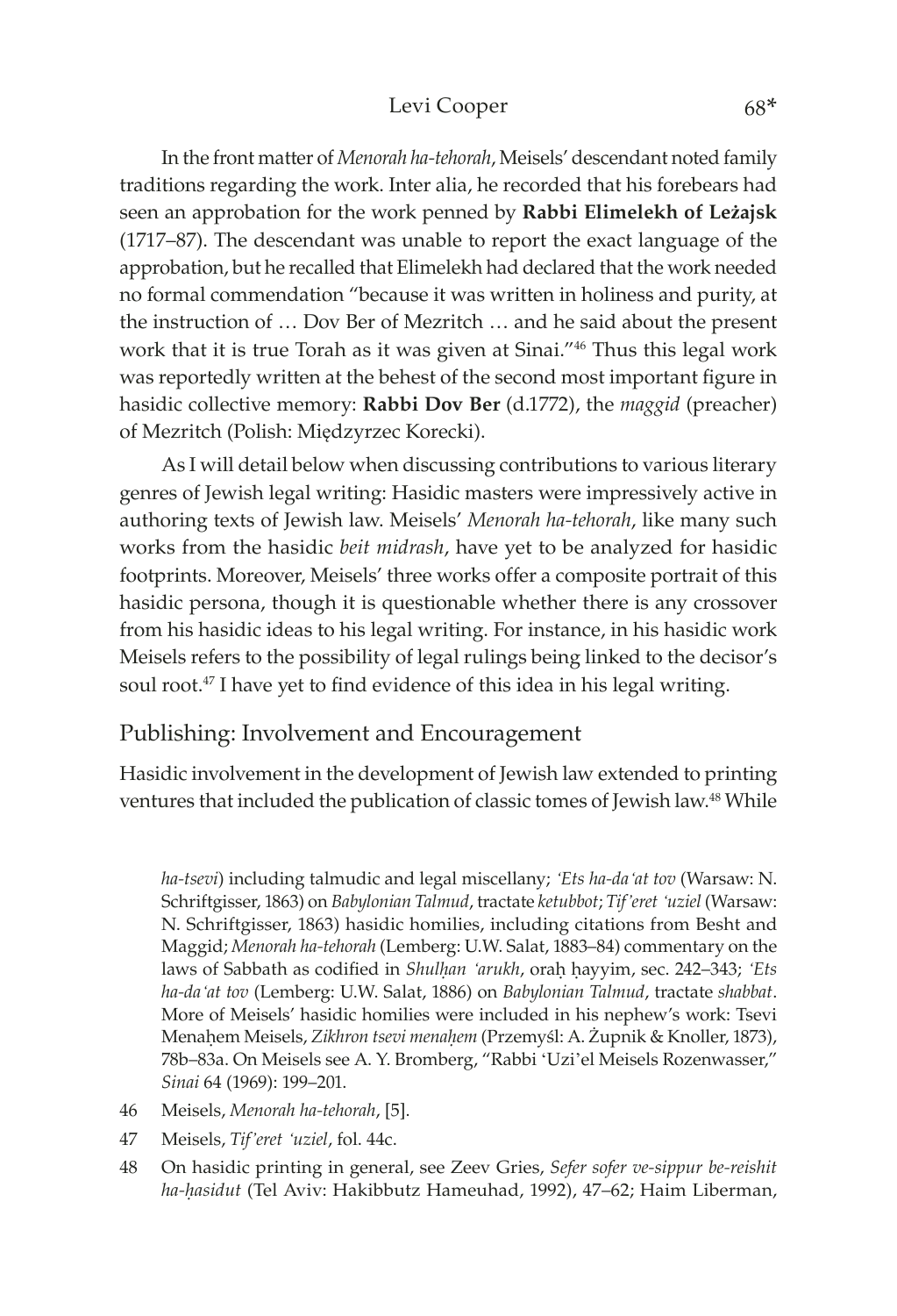In the front matter of *Menorah ha-tehorah*, Meisels' descendant noted family traditions regarding the work. Inter alia, he recorded that his forebears had seen an approbation for the work penned by **Rabbi Elimelekh of Leżajsk** (1717–87). The descendant was unable to report the exact language of the approbation, but he recalled that Elimelekh had declared that the work needed no formal commendation "because it was written in holiness and purity, at the instruction of … Dov Ber of Mezritch … and he said about the present work that it is true Torah as it was given at Sinai."[46] Thus this legal work was reportedly written at the behest of the second most important figure in hasidic collective memory: **Rabbi Dov Ber** (d.1772), the *maggid* (preacher) of Mezritch (Polish: Międzyrzec Korecki).

As I will detail below when discussing contributions to various literary genres of Jewish legal writing: Hasidic masters were impressively active in authoring texts of Jewish law. Meisels' *Menorah ha-tehorah*, like many such works from the hasidic *beit midrash*, have yet to be analyzed for hasidic footprints. Moreover, Meisels' three works offer a composite portrait of this hasidic persona, though it is questionable whether there is any crossover from his hasidic ideas to his legal writing. For instance, in his hasidic work Meisels refers to the possibility of legal rulings being linked to the decisor's soul root.[47] I have yet to find evidence of this idea in his legal writing.

## Publishing: Involvement and Encouragement

Hasidic involvement in the development of Jewish law extended to printing ventures that included the publication of classic tomes of Jewish law.[48] While

*ha-tsevi*) including talmudic and legal miscellany; *'Ets ha-da'at tov* (Warsaw: N. Schriftgisser, 1863) on *Babylonian Talmud*, tractate *ketubbot*; *Tif'eret 'uziel* (Warsaw: N. Schriftgisser, 1863) hasidic homilies, including citations from Besht and Maggid; *Menorah ha-tehorah* (Lemberg: U.W. Salat, 1883–84) commentary on the laws of Sabbath as codified in *Shulḥan 'arukh*, oraḥ ḥayyim, sec. 242–343; *'Ets ha-da'at tov* (Lemberg: U.W. Salat, 1886) on *Babylonian Talmud*, tractate *shabbat*. More of Meisels' hasidic homilies were included in his nephew's work: Tsevi Menaḥem Meisels, *Zikhron tsevi menaḥem* (Przemyśl: A. Żupnik & Knoller, 1873), 78b–83a. On Meisels see A. Y. Bromberg, "Rabbi 'Uzi'el Meisels Rozenwasser," *Sinai* 64 (1969): 199–201.

46 Meisels, *Menorah ha-tehorah*, [5].

47 Meisels, *Tif'eret 'uziel*, fol. 44c.

48 On hasidic printing in general, see Zeev Gries, *Sefer sofer ve-sippur be-reishit ha-ḥasidut* (Tel Aviv: Hakibbutz Hameuhad, 1992), 47–62; Haim Liberman,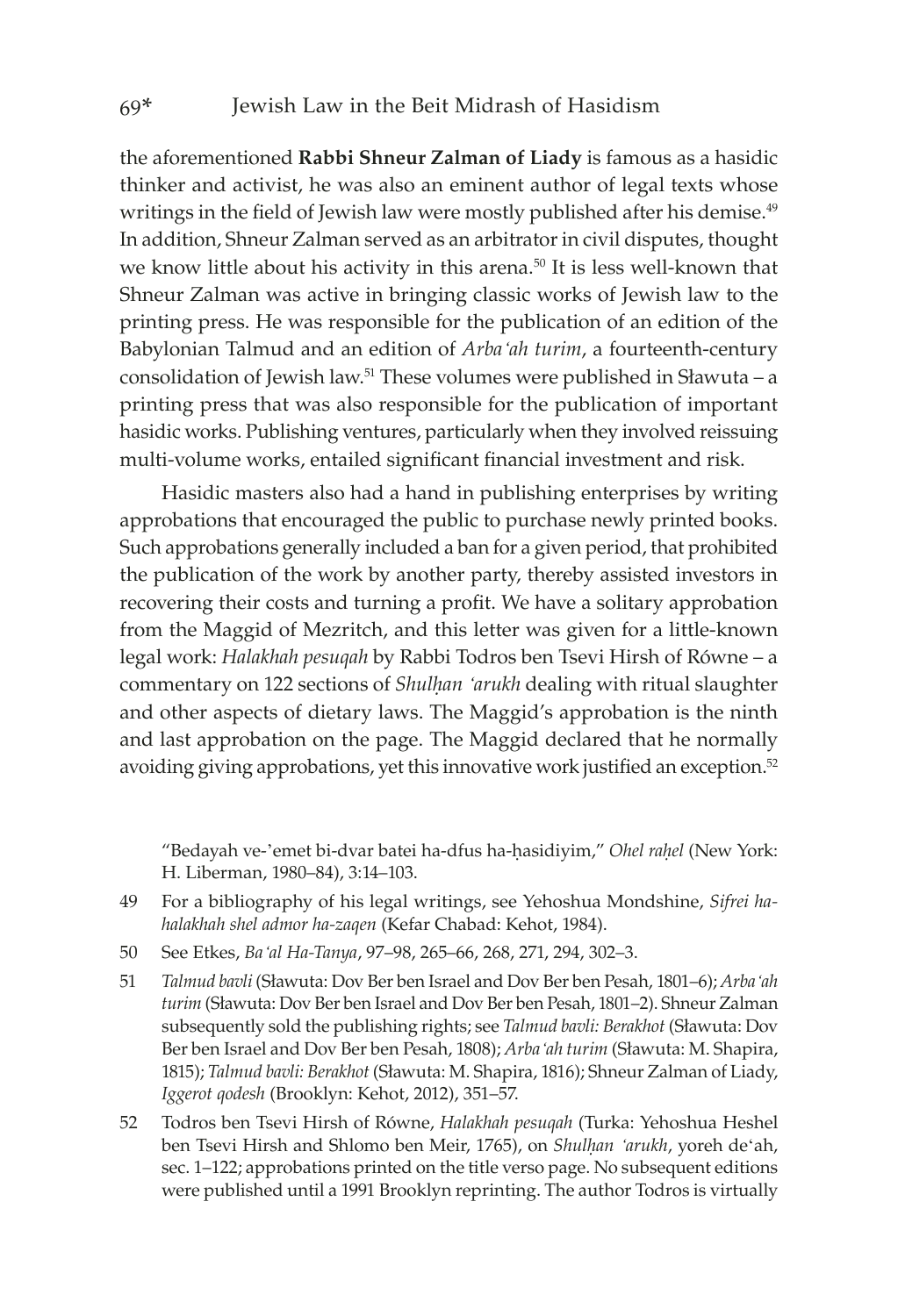the aforementioned **Rabbi Shneur Zalman of Liady** is famous as a hasidic thinker and activist, he was also an eminent author of legal texts whose writings in the field of Jewish law were mostly published after his demise.[49] In addition, Shneur Zalman served as an arbitrator in civil disputes, thought we know little about his activity in this arena.[50] It is less well-known that Shneur Zalman was active in bringing classic works of Jewish law to the printing press. He was responsible for the publication of an edition of the Babylonian Talmud and an edition of *Arba'ah turim*, a fourteenth-century consolidation of Jewish law.[51] These volumes were published in Sławuta – a printing press that was also responsible for the publication of important hasidic works. Publishing ventures, particularly when they involved reissuing multi-volume works, entailed significant financial investment and risk.

Hasidic masters also had a hand in publishing enterprises by writing approbations that encouraged the public to purchase newly printed books. Such approbations generally included a ban for a given period, that prohibited the publication of the work by another party, thereby assisted investors in recovering their costs and turning a profit. We have a solitary approbation from the Maggid of Mezritch, and this letter was given for a little-known legal work: *Halakhah pesuqah* by Rabbi Todros ben Tsevi Hirsh of Równe – a commentary on 122 sections of *Shulḥan 'arukh* dealing with ritual slaughter and other aspects of dietary laws. The Maggid's approbation is the ninth and last approbation on the page. The Maggid declared that he normally avoiding giving approbations, yet this innovative work justified an exception.[52]

"Bedayah ve-'emet bi-dvar batei ha-dfus ha-ḥasidiyim," *Ohel raḥel* (New York: H. Liberman, 1980–84), 3:14–103.

49 For a bibliography of his legal writings, see Yehoshua Mondshine, *Sifrei ha-halakhah shel admor ha-zaqen* (Kefar Chabad: Kehot, 1984).

50 See Etkes, *Ba'al Ha-Tanya*, 97–98, 265–66, 268, 271, 294, 302–3.

51 *Talmud bavli* (Sławuta: Dov Ber ben Israel and Dov Ber ben Pesah, 1801–6); *Arba'ah turim* (Sławuta: Dov Ber ben Israel and Dov Ber ben Pesah, 1801–2). Shneur Zalman subsequently sold the publishing rights; see *Talmud bavli: Berakhot* (Sławuta: Dov Ber ben Israel and Dov Ber ben Pesah, 1808); *Arba'ah turim* (Sławuta: M. Shapira, 1815); *Talmud bavli: Berakhot* (Sławuta: M. Shapira, 1816); Shneur Zalman of Liady, *Iggerot qodesh* (Brooklyn: Kehot, 2012), 351–57.

52 Todros ben Tsevi Hirsh of Równe, *Halakhah pesuqah* (Turka: Yehoshua Heshel ben Tsevi Hirsh and Shlomo ben Meir, 1765), on *Shulḥan 'arukh*, yoreh de'ah, sec. 1–122; approbations printed on the title verso page. No subsequent editions were published until a 1991 Brooklyn reprinting. The author Todros is virtually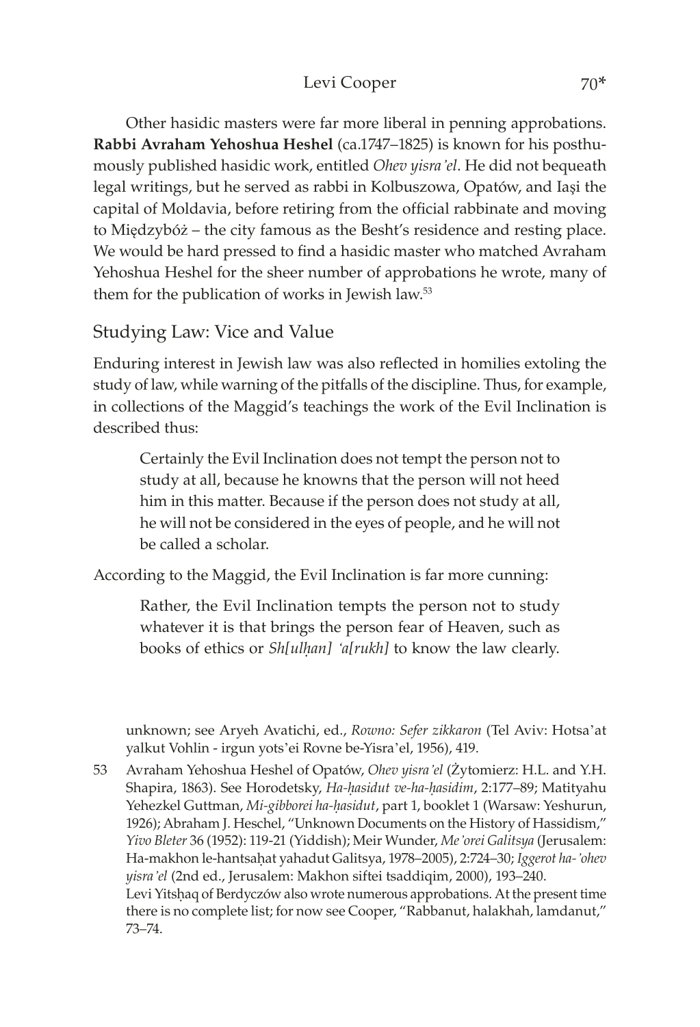Other hasidic masters were far more liberal in penning approbations. **Rabbi Avraham Yehoshua Heshel** (ca.1747–1825) is known for his posthumously published hasidic work, entitled *Ohev yisra'el*. He did not bequeath legal writings, but he served as rabbi in Kolbuszowa, Opatów, and Iaşi the capital of Moldavia, before retiring from the official rabbinate and moving to Międzybóż – the city famous as the Besht's residence and resting place. We would be hard pressed to find a hasidic master who matched Avraham Yehoshua Heshel for the sheer number of approbations he wrote, many of them for the publication of works in Jewish law.[53]

## Studying Law: Vice and Value

Enduring interest in Jewish law was also reflected in homilies extoling the study of law, while warning of the pitfalls of the discipline. Thus, for example, in collections of the Maggid's teachings the work of the Evil Inclination is described thus:

> Certainly the Evil Inclination does not tempt the person not to study at all, because he knowns that the person will not heed him in this matter. Because if the person does not study at all, he will not be considered in the eyes of people, and he will not be called a scholar.

According to the Maggid, the Evil Inclination is far more cunning:

> Rather, the Evil Inclination tempts the person not to study whatever it is that brings the person fear of Heaven, such as books of ethics or *Sh[ulḥan] 'a[rukh]* to know the law clearly.

unknown; see Aryeh Avatichi, ed., *Rowno: Sefer zikkaron* (Tel Aviv: Hotsa'at yalkut Vohlin - irgun yots'ei Rovne be-Yisra'el, 1956), 419.

53 Avraham Yehoshua Heshel of Opatów, *Ohev yisra'el* (Żytomierz: H.L. and Y.H. Shapira, 1863). See Horodetsky, *Ha-ḥasidut ve-ha-ḥasidim*, 2:177–89; Matityahu Yehezkel Guttman, *Mi-gibborei ha-ḥasidut*, part 1, booklet 1 (Warsaw: Yeshurun, 1926); Abraham J. Heschel, "Unknown Documents on the History of Hassidism," *Yivo Bleter* 36 (1952): 119-21 (Yiddish); Meir Wunder, *Me'orei Galitsya* (Jerusalem: Ha-makhon le-hantsaḥat yahadut Galitsya, 1978–2005), 2:724–30; *Iggerot ha-'ohev yisra'el* (2nd ed., Jerusalem: Makhon siftei tsaddiqim, 2000), 193–240.
Levi Yitsḥaq of Berdyczów also wrote numerous approbations. At the present time there is no complete list; for now see Cooper, "Rabbanut, halakhah, lamdanut," 73–74.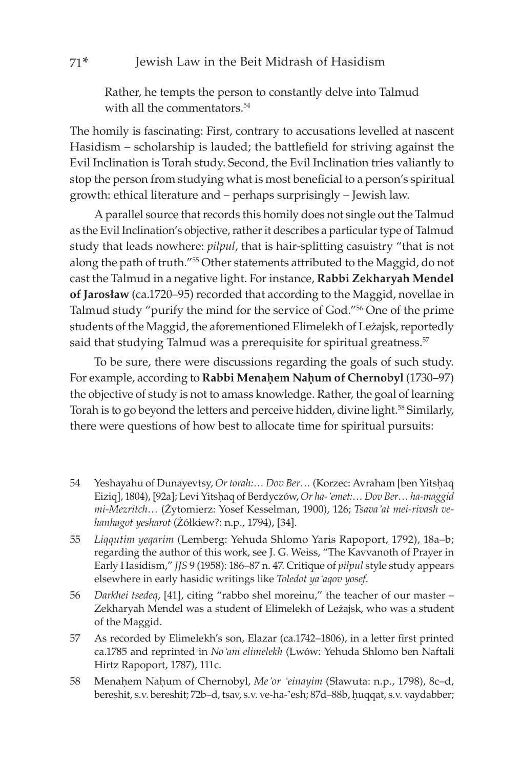Rather, he tempts the person to constantly delve into Talmud with all the commentators.[54]

The homily is fascinating: First, contrary to accusations levelled at nascent Hasidism – scholarship is lauded; the battlefield for striving against the Evil Inclination is Torah study. Second, the Evil Inclination tries valiantly to stop the person from studying what is most beneficial to a person's spiritual growth: ethical literature and – perhaps surprisingly – Jewish law.

A parallel source that records this homily does not single out the Talmud as the Evil Inclination's objective, rather it describes a particular type of Talmud study that leads nowhere: *pilpul*, that is hair-splitting casuistry "that is not along the path of truth."[55] Other statements attributed to the Maggid, do not cast the Talmud in a negative light. For instance, **Rabbi Zekharyah Mendel of Jarosław** (ca.1720–95) recorded that according to the Maggid, novellae in Talmud study "purify the mind for the service of God."[56] One of the prime students of the Maggid, the aforementioned Elimelekh of Leżajsk, reportedly said that studying Talmud was a prerequisite for spiritual greatness.[57]

To be sure, there were discussions regarding the goals of such study. For example, according to **Rabbi Menaḥem Naḥum of Chernobyl** (1730–97) the objective of study is not to amass knowledge. Rather, the goal of learning Torah is to go beyond the letters and perceive hidden, divine light.[58] Similarly, there were questions of how best to allocate time for spiritual pursuits:

54 Yeshayahu of Dunayevtsy, *Or torah:… Dov Ber…* (Korzec: Avraham [ben Yitsḥaq Eiziq], 1804), [92a]; Levi Yitsḥaq of Berdyczów, *Or ha-'emet:… Dov Ber… ha-maggid mi-Mezritch…* (Żytomierz: Yosef Kesselman, 1900), 126; *Tsava'at mei-rivash ve-hanhagot yesharot* (Żółkiew?: n.p., 1794), [34].

55 *Liqqutim yeqarim* (Lemberg: Yehuda Shlomo Yaris Rapoport, 1792), 18a–b; regarding the author of this work, see J. G. Weiss, "The Kavvanoth of Prayer in Early Hasidism," *JJS* 9 (1958): 186–87 n. 47. Critique of *pilpul* style study appears elsewhere in early hasidic writings like *Toledot ya'aqov yosef*.

56 *Darkhei tsedeq*, [41], citing "rabbo shel moreinu," the teacher of our master – Zekharyah Mendel was a student of Elimelekh of Leżajsk, who was a student of the Maggid.

57 As recorded by Elimelekh's son, Elazar (ca.1742–1806), in a letter first printed ca.1785 and reprinted in *No'am elimelekh* (Lwów: Yehuda Shlomo ben Naftali Hirtz Rapoport, 1787), 111c.

58 Menaḥem Naḥum of Chernobyl, *Me'or 'einayim* (Sławuta: n.p., 1798), 8c–d, bereshit, s.v. bereshit; 72b–d, tsav, s.v. ve-ha-'esh; 87d–88b, ḥuqqat, s.v. vaydabber;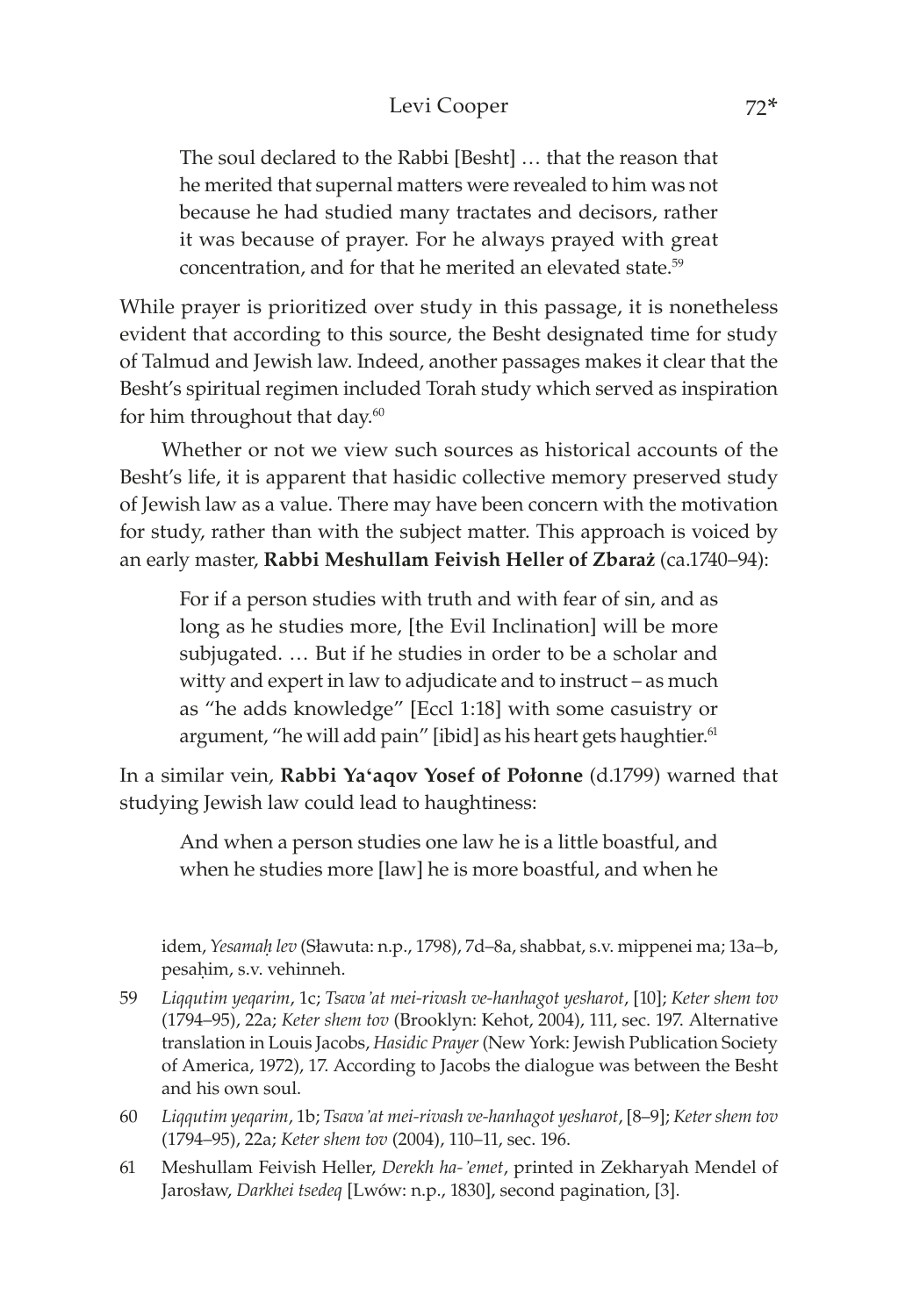> The soul declared to the Rabbi [Besht] … that the reason that he merited that supernal matters were revealed to him was not because he had studied many tractates and decisors, rather it was because of prayer. For he always prayed with great concentration, and for that he merited an elevated state.[59]

While prayer is prioritized over study in this passage, it is nonetheless evident that according to this source, the Besht designated time for study of Talmud and Jewish law. Indeed, another passages makes it clear that the Besht's spiritual regimen included Torah study which served as inspiration for him throughout that day.[60]

Whether or not we view such sources as historical accounts of the Besht's life, it is apparent that hasidic collective memory preserved study of Jewish law as a value. There may have been concern with the motivation for study, rather than with the subject matter. This approach is voiced by an early master, **Rabbi Meshullam Feivish Heller of Zbaraż** (ca.1740–94):

> For if a person studies with truth and with fear of sin, and as long as he studies more, [the Evil Inclination] will be more subjugated. … But if he studies in order to be a scholar and witty and expert in law to adjudicate and to instruct – as much as "he adds knowledge" [Eccl 1:18] with some casuistry or argument, "he will add pain" [ibid] as his heart gets haughtier.[61]

In a similar vein, **Rabbi Ya'aqov Yosef of Połonne** (d.1799) warned that studying Jewish law could lead to haughtiness:

> And when a person studies one law he is a little boastful, and when he studies more [law] he is more boastful, and when he

idem, *Yesamaḥ lev* (Sławuta: n.p., 1798), 7d–8a, shabbat, s.v. mippenei ma; 13a–b, pesaḥim, s.v. vehinneh.

59 *Liqqutim yeqarim*, 1c; *Tsava'at mei-rivash ve-hanhagot yesharot*, [10]; *Keter shem tov* (1794–95), 22a; *Keter shem tov* (Brooklyn: Kehot, 2004), 111, sec. 197. Alternative translation in Louis Jacobs, *Hasidic Prayer* (New York: Jewish Publication Society of America, 1972), 17. According to Jacobs the dialogue was between the Besht and his own soul.

60 *Liqqutim yeqarim*, 1b; *Tsava'at mei-rivash ve-hanhagot yesharot*, [8–9]; *Keter shem tov* (1794–95), 22a; *Keter shem tov* (2004), 110–11, sec. 196.

61 Meshullam Feivish Heller, *Derekh ha-'emet*, printed in Zekharyah Mendel of Jarosław, *Darkhei tsedeq* [Lwów: n.p., 1830], second pagination, [3].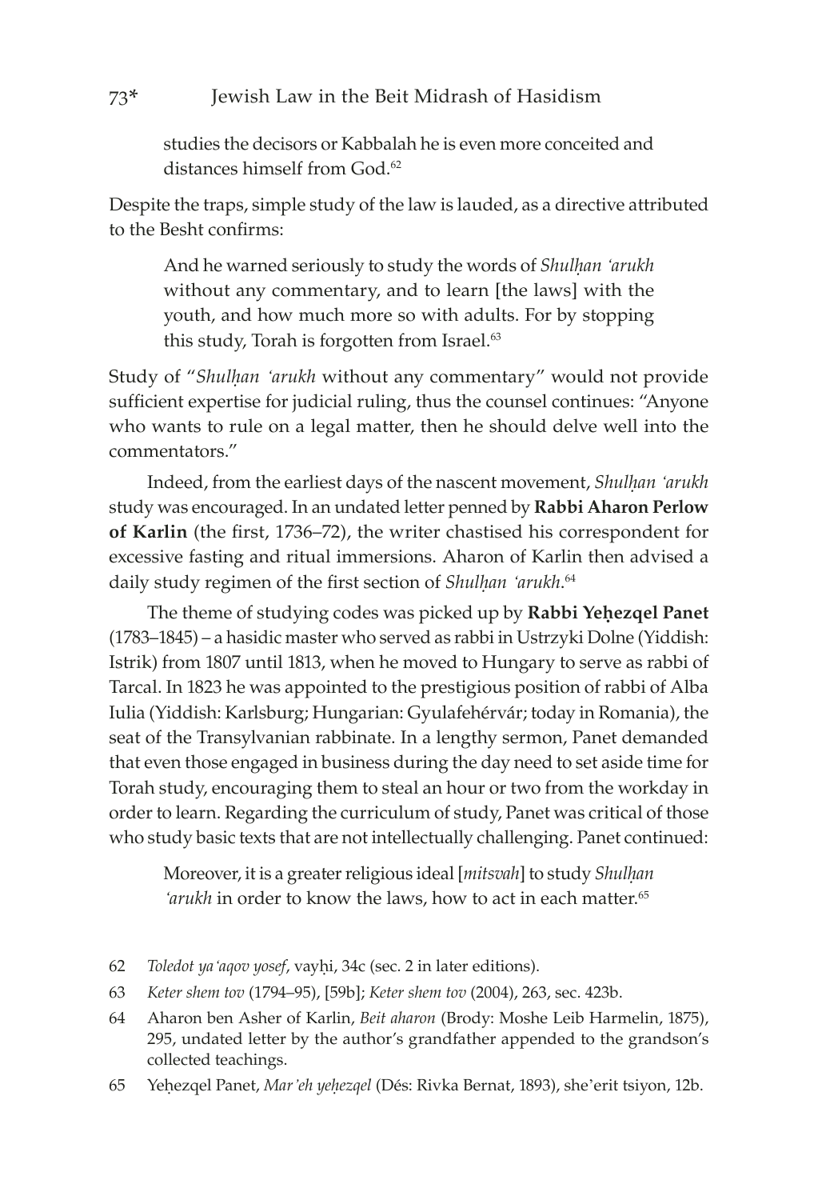> studies the decisors or Kabbalah he is even more conceited and distances himself from God.[62]

Despite the traps, simple study of the law is lauded, as a directive attributed to the Besht confirms:

> And he warned seriously to study the words of *Shulḥan ʻarukh* without any commentary, and to learn [the laws] with the youth, and how much more so with adults. For by stopping this study, Torah is forgotten from Israel.[63]

Study of "*Shulḥan ʻarukh* without any commentary" would not provide sufficient expertise for judicial ruling, thus the counsel continues: "Anyone who wants to rule on a legal matter, then he should delve well into the commentators."

Indeed, from the earliest days of the nascent movement, *Shulḥan ʻarukh* study was encouraged. In an undated letter penned by **Rabbi Aharon Perlow of Karlin** (the first, 1736–72), the writer chastised his correspondent for excessive fasting and ritual immersions. Aharon of Karlin then advised a daily study regimen of the first section of *Shulḥan ʻarukh*.[64]

The theme of studying codes was picked up by **Rabbi Yeḥezqel Panet** (1783–1845) – a hasidic master who served as rabbi in Ustrzyki Dolne (Yiddish: Istrik) from 1807 until 1813, when he moved to Hungary to serve as rabbi of Tarcal. In 1823 he was appointed to the prestigious position of rabbi of Alba Iulia (Yiddish: Karlsburg; Hungarian: Gyulafehérvár; today in Romania), the seat of the Transylvanian rabbinate. In a lengthy sermon, Panet demanded that even those engaged in business during the day need to set aside time for Torah study, encouraging them to steal an hour or two from the workday in order to learn. Regarding the curriculum of study, Panet was critical of those who study basic texts that are not intellectually challenging. Panet continued:

> Moreover, it is a greater religious ideal [*mitsvah*] to study *Shulḥan ʻarukh* in order to know the laws, how to act in each matter.[65]

62 *Toledot yaʻaqov yosef*, vayḥi, 34c (sec. 2 in later editions).

63 *Keter shem tov* (1794–95), [59b]; *Keter shem tov* (2004), 263, sec. 423b.

64 Aharon ben Asher of Karlin, *Beit aharon* (Brody: Moshe Leib Harmelin, 1875), 295, undated letter by the author's grandfather appended to the grandson's collected teachings.

65 Yeḥezqel Panet, *Mar'eh yeḥezqel* (Dés: Rivka Bernat, 1893), she'erit tsiyon, 12b.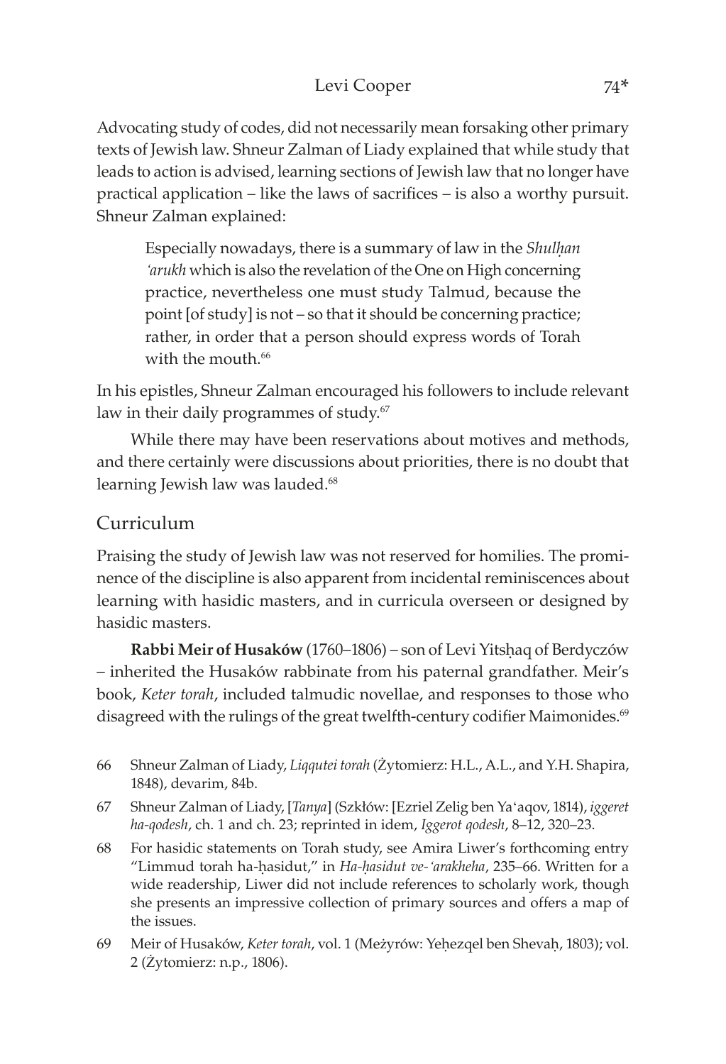Advocating study of codes, did not necessarily mean forsaking other primary texts of Jewish law. Shneur Zalman of Liady explained that while study that leads to action is advised, learning sections of Jewish law that no longer have practical application – like the laws of sacrifices – is also a worthy pursuit. Shneur Zalman explained:

> Especially nowadays, there is a summary of law in the *Shulḥan ʻarukh* which is also the revelation of the One on High concerning practice, nevertheless one must study Talmud, because the point [of study] is not – so that it should be concerning practice; rather, in order that a person should express words of Torah with the mouth.[66]

In his epistles, Shneur Zalman encouraged his followers to include relevant law in their daily programmes of study.[67]

While there may have been reservations about motives and methods, and there certainly were discussions about priorities, there is no doubt that learning Jewish law was lauded.[68]

## Curriculum

Praising the study of Jewish law was not reserved for homilies. The prominence of the discipline is also apparent from incidental reminiscences about learning with hasidic masters, and in curricula overseen or designed by hasidic masters.

**Rabbi Meir of Husaków** (1760–1806) – son of Levi Yitsḥaq of Berdyczów – inherited the Husaków rabbinate from his paternal grandfather. Meir's book, *Keter torah*, included talmudic novellae, and responses to those who disagreed with the rulings of the great twelfth-century codifier Maimonides.[69]

66 Shneur Zalman of Liady, *Liqqutei torah* (Żytomierz: H.L., A.L., and Y.H. Shapira, 1848), devarim, 84b.

67 Shneur Zalman of Liady, [*Tanya*] (Szkłów: [Ezriel Zelig ben Yaʻaqov, 1814), *iggeret ha-qodesh*, ch. 1 and ch. 23; reprinted in idem, *Iggerot qodesh*, 8–12, 320–23.

68 For hasidic statements on Torah study, see Amira Liwer's forthcoming entry "Limmud torah ha-ḥasidut," in *Ha-ḥasidut ve-ʻarakheha*, 235–66. Written for a wide readership, Liwer did not include references to scholarly work, though she presents an impressive collection of primary sources and offers a map of the issues.

69 Meir of Husaków, *Keter torah*, vol. 1 (Meżyrów: Yeḥezqel ben Shevaḥ, 1803); vol. 2 (Żytomierz: n.p., 1806).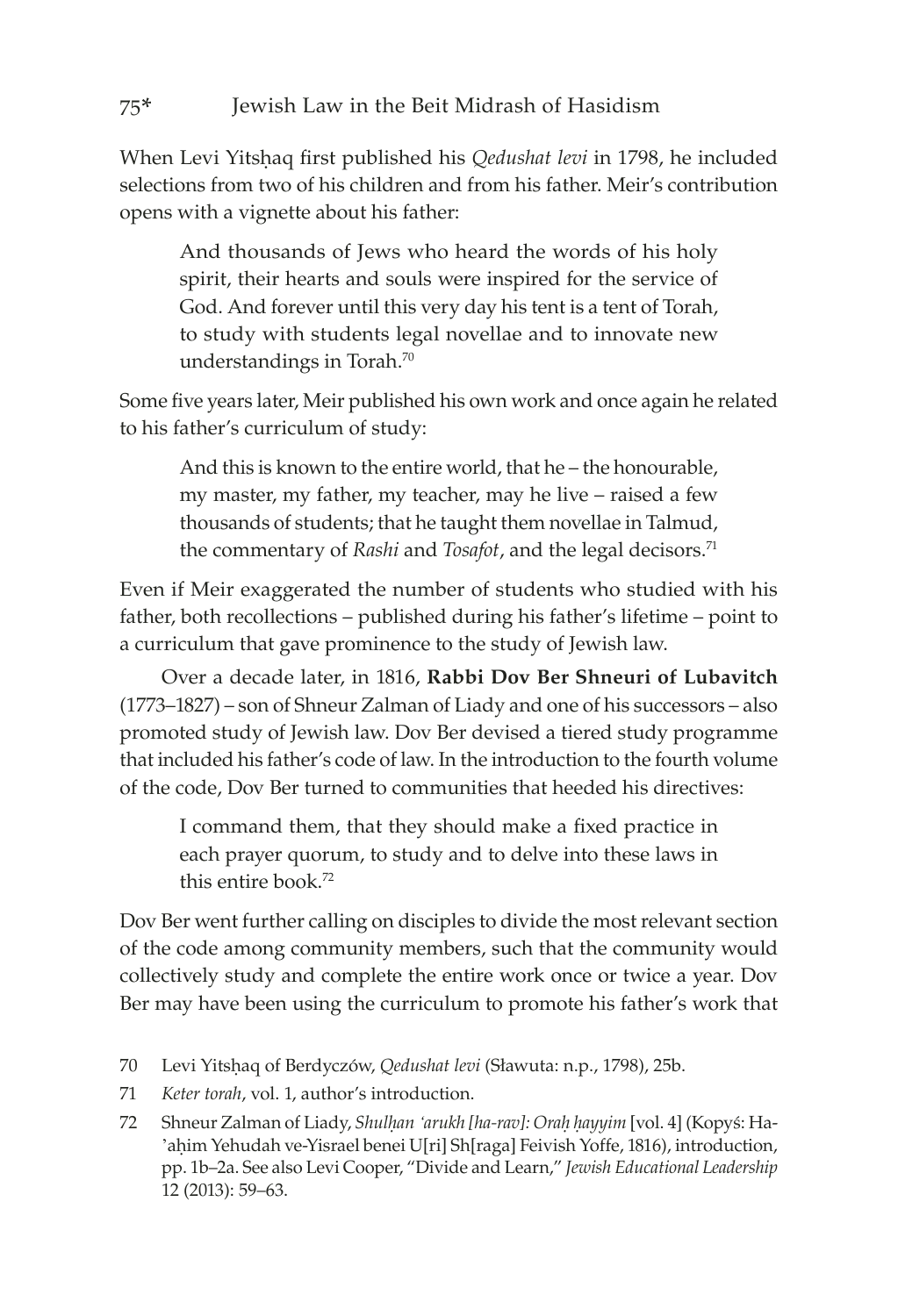When Levi Yitsḥaq first published his *Qedushat levi* in 1798, he included selections from two of his children and from his father. Meir's contribution opens with a vignette about his father:

> And thousands of Jews who heard the words of his holy spirit, their hearts and souls were inspired for the service of God. And forever until this very day his tent is a tent of Torah, to study with students legal novellae and to innovate new understandings in Torah.[70]

Some five years later, Meir published his own work and once again he related to his father's curriculum of study:

> And this is known to the entire world, that he – the honourable, my master, my father, my teacher, may he live – raised a few thousands of students; that he taught them novellae in Talmud, the commentary of *Rashi* and *Tosafot*, and the legal decisors.[71]

Even if Meir exaggerated the number of students who studied with his father, both recollections – published during his father's lifetime – point to a curriculum that gave prominence to the study of Jewish law.

Over a decade later, in 1816, **Rabbi Dov Ber Shneuri of Lubavitch** (1773–1827) – son of Shneur Zalman of Liady and one of his successors – also promoted study of Jewish law. Dov Ber devised a tiered study programme that included his father's code of law. In the introduction to the fourth volume of the code, Dov Ber turned to communities that heeded his directives:

> I command them, that they should make a fixed practice in each prayer quorum, to study and to delve into these laws in this entire book.[72]

Dov Ber went further calling on disciples to divide the most relevant section of the code among community members, such that the community would collectively study and complete the entire work once or twice a year. Dov Ber may have been using the curriculum to promote his father's work that

---

70 Levi Yitsḥaq of Berdyczów, *Qedushat levi* (Sławuta: n.p., 1798), 25b.

71 *Keter torah*, vol. 1, author's introduction.

72 Shneur Zalman of Liady, *Shulḥan 'arukh [ha-rav]: Oraḥ ḥayyim* [vol. 4] (Kopyś: Ha-'aḥim Yehudah ve-Yisrael benei U[ri] Sh[raga] Feivish Yoffe, 1816), introduction, pp. 1b–2a. See also Levi Cooper, "Divide and Learn," *Jewish Educational Leadership* 12 (2013): 59–63.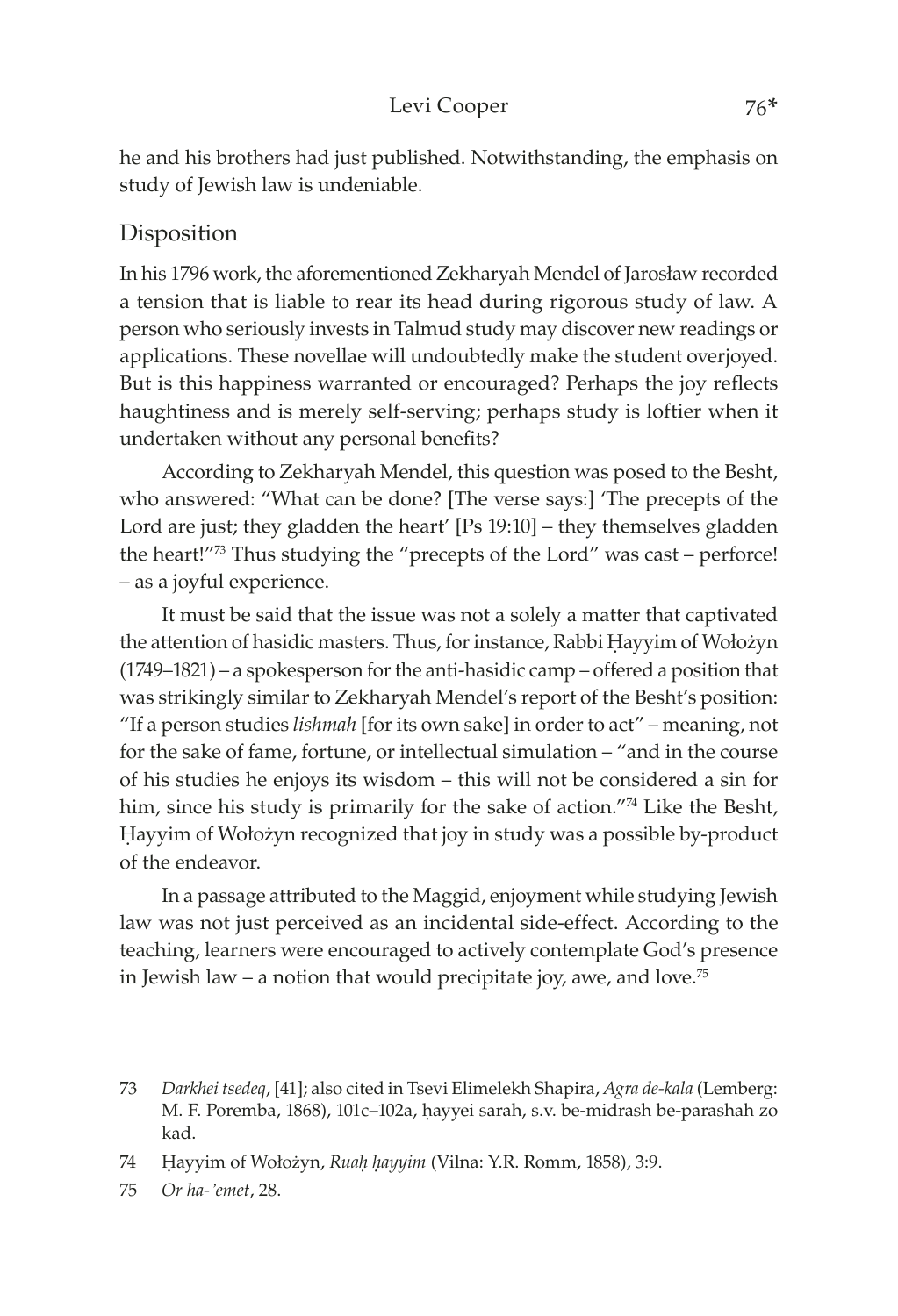he and his brothers had just published. Notwithstanding, the emphasis on study of Jewish law is undeniable.

## Disposition

In his 1796 work, the aforementioned Zekharyah Mendel of Jarosław recorded a tension that is liable to rear its head during rigorous study of law. A person who seriously invests in Talmud study may discover new readings or applications. These novellae will undoubtedly make the student overjoyed. But is this happiness warranted or encouraged? Perhaps the joy reflects haughtiness and is merely self-serving; perhaps study is loftier when it undertaken without any personal benefits?

According to Zekharyah Mendel, this question was posed to the Besht, who answered: "What can be done? [The verse says:] 'The precepts of the Lord are just; they gladden the heart' [Ps 19:10] – they themselves gladden the heart!"[73] Thus studying the "precepts of the Lord" was cast – perforce! – as a joyful experience.

It must be said that the issue was not a solely a matter that captivated the attention of hasidic masters. Thus, for instance, Rabbi Ḥayyim of Wołożyn (1749–1821) – a spokesperson for the anti-hasidic camp – offered a position that was strikingly similar to Zekharyah Mendel's report of the Besht's position: "If a person studies *lishmah* [for its own sake] in order to act" – meaning, not for the sake of fame, fortune, or intellectual simulation – "and in the course of his studies he enjoys its wisdom – this will not be considered a sin for him, since his study is primarily for the sake of action."[74] Like the Besht, Ḥayyim of Wołożyn recognized that joy in study was a possible by-product of the endeavor.

In a passage attributed to the Maggid, enjoyment while studying Jewish law was not just perceived as an incidental side-effect. According to the teaching, learners were encouraged to actively contemplate God's presence in Jewish law – a notion that would precipitate joy, awe, and love.[75]

73 *Darkhei tsedeq*, [41]; also cited in Tsevi Elimelekh Shapira, *Agra de-kala* (Lemberg: M. F. Poremba, 1868), 101c–102a, ḥayyei sarah, s.v. be-midrash be-parashah zo kad.

74 Ḥayyim of Wołożyn, *Ruaḥ ḥayyim* (Vilna: Y.R. Romm, 1858), 3:9.

75 *Or ha-'emet*, 28.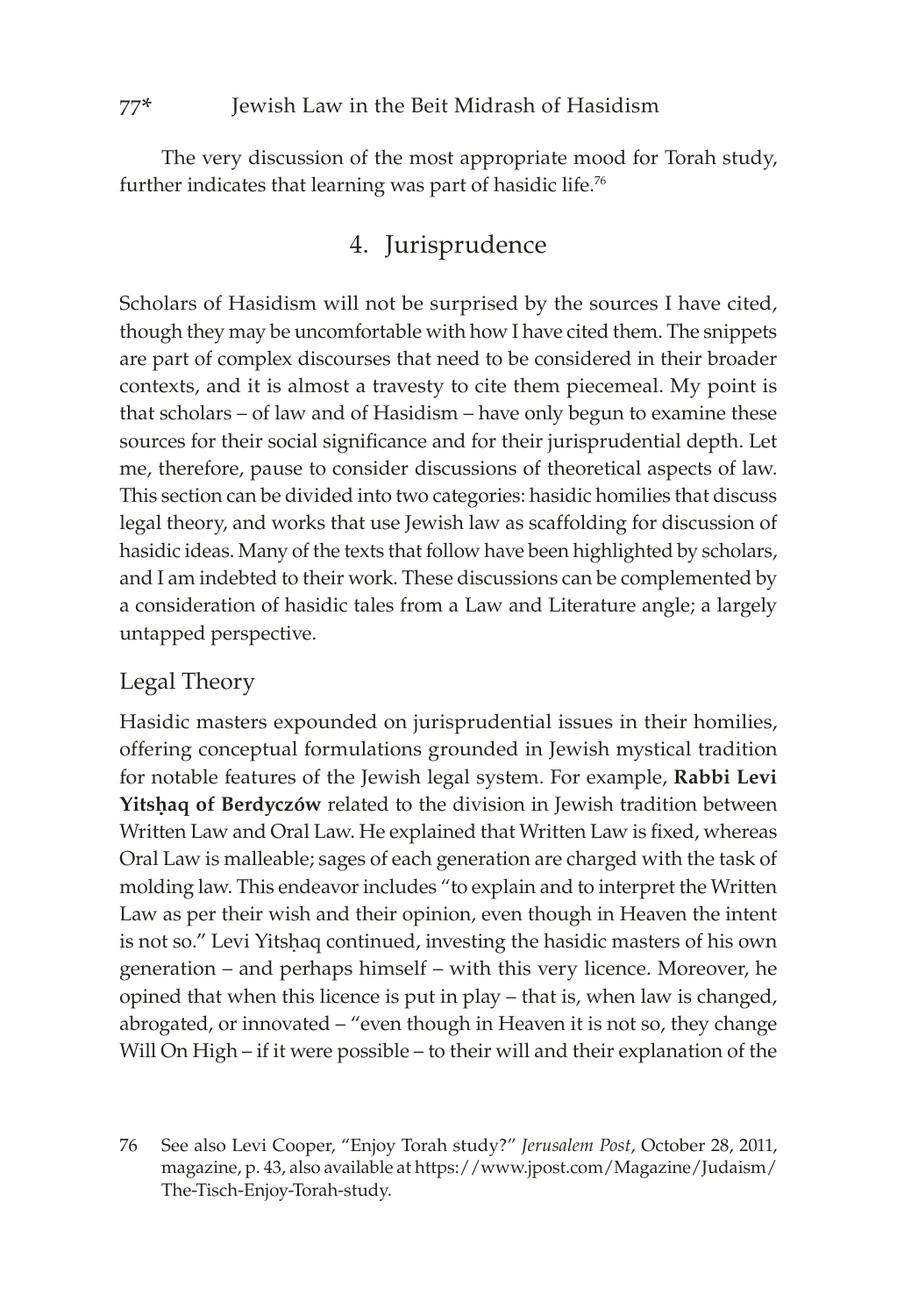The very discussion of the most appropriate mood for Torah study, further indicates that learning was part of hasidic life.[76]

## 4. Jurisprudence

Scholars of Hasidism will not be surprised by the sources I have cited, though they may be uncomfortable with how I have cited them. The snippets are part of complex discourses that need to be considered in their broader contexts, and it is almost a travesty to cite them piecemeal. My point is that scholars – of law and of Hasidism – have only begun to examine these sources for their social significance and for their jurisprudential depth. Let me, therefore, pause to consider discussions of theoretical aspects of law. This section can be divided into two categories: hasidic homilies that discuss legal theory, and works that use Jewish law as scaffolding for discussion of hasidic ideas. Many of the texts that follow have been highlighted by scholars, and I am indebted to their work. These discussions can be complemented by a consideration of hasidic tales from a Law and Literature angle; a largely untapped perspective.

### Legal Theory

Hasidic masters expounded on jurisprudential issues in their homilies, offering conceptual formulations grounded in Jewish mystical tradition for notable features of the Jewish legal system. For example, **Rabbi Levi Yitsḥaq of Berdyczów** related to the division in Jewish tradition between Written Law and Oral Law. He explained that Written Law is fixed, whereas Oral Law is malleable; sages of each generation are charged with the task of molding law. This endeavor includes "to explain and to interpret the Written Law as per their wish and their opinion, even though in Heaven the intent is not so." Levi Yitsḥaq continued, investing the hasidic masters of his own generation – and perhaps himself – with this very licence. Moreover, he opined that when this licence is put in play – that is, when law is changed, abrogated, or innovated – "even though in Heaven it is not so, they change Will On High – if it were possible – to their will and their explanation of the

76 See also Levi Cooper, "Enjoy Torah study?" *Jerusalem Post*, October 28, 2011, magazine, p. 43, also available at https://www.jpost.com/Magazine/Judaism/The-Tisch-Enjoy-Torah-study.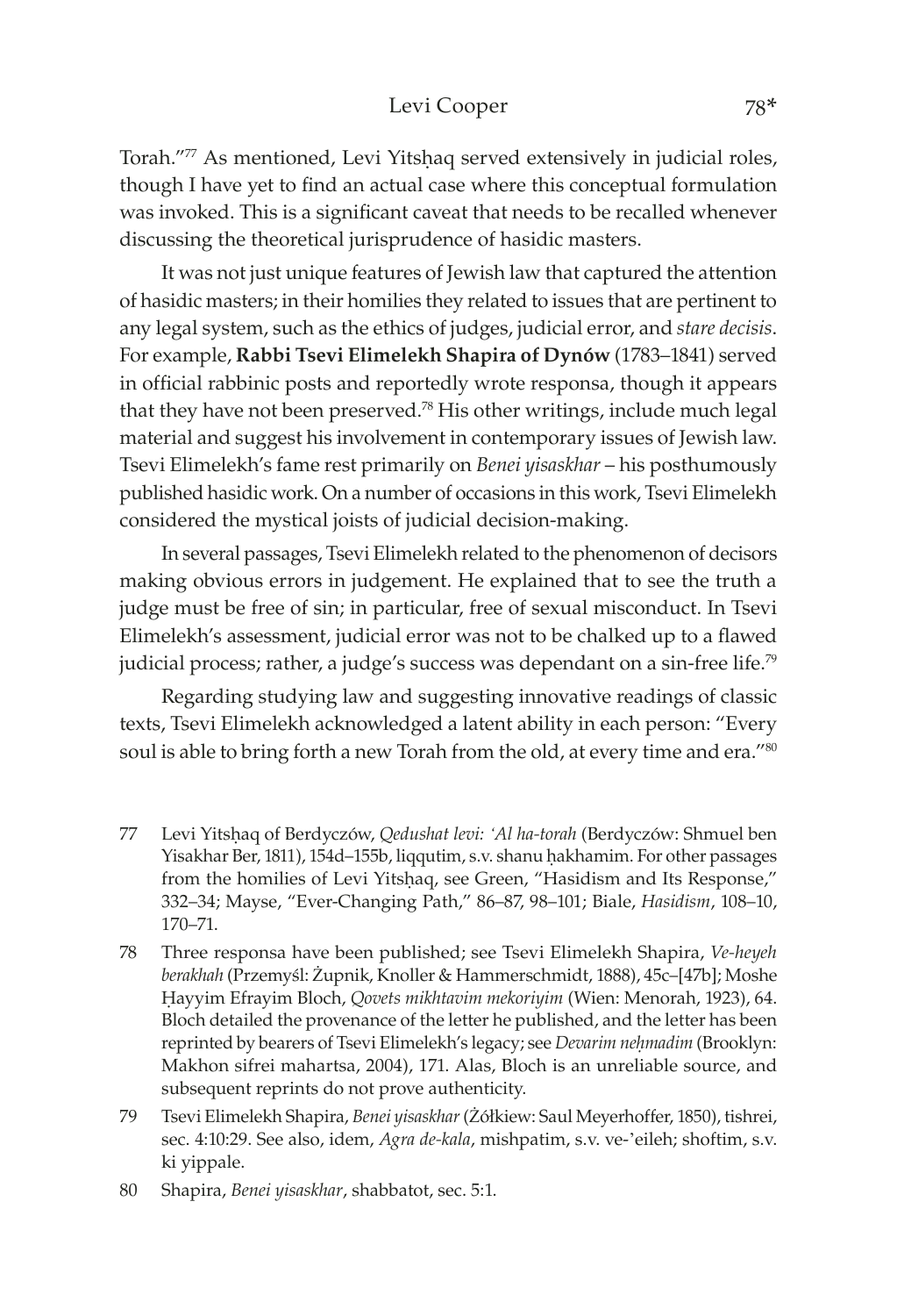Torah."[77] As mentioned, Levi Yitsḥaq served extensively in judicial roles, though I have yet to find an actual case where this conceptual formulation was invoked. This is a significant caveat that needs to be recalled whenever discussing the theoretical jurisprudence of hasidic masters.

It was not just unique features of Jewish law that captured the attention of hasidic masters; in their homilies they related to issues that are pertinent to any legal system, such as the ethics of judges, judicial error, and *stare decisis*. For example, **Rabbi Tsevi Elimelekh Shapira of Dynów** (1783–1841) served in official rabbinic posts and reportedly wrote responsa, though it appears that they have not been preserved.[78] His other writings, include much legal material and suggest his involvement in contemporary issues of Jewish law. Tsevi Elimelekh's fame rest primarily on *Benei yisaskhar* – his posthumously published hasidic work. On a number of occasions in this work, Tsevi Elimelekh considered the mystical joists of judicial decision-making.

In several passages, Tsevi Elimelekh related to the phenomenon of decisors making obvious errors in judgement. He explained that to see the truth a judge must be free of sin; in particular, free of sexual misconduct. In Tsevi Elimelekh's assessment, judicial error was not to be chalked up to a flawed judicial process; rather, a judge's success was dependant on a sin-free life.[79]

Regarding studying law and suggesting innovative readings of classic texts, Tsevi Elimelekh acknowledged a latent ability in each person: "Every soul is able to bring forth a new Torah from the old, at every time and era."[80]

77 Levi Yitsḥaq of Berdyczów, *Qedushat levi: 'Al ha-torah* (Berdyczów: Shmuel ben Yisakhar Ber, 1811), 154d–155b, liqqutim, s.v. shanu ḥakhamim. For other passages from the homilies of Levi Yitsḥaq, see Green, "Hasidism and Its Response," 332–34; Mayse, "Ever-Changing Path," 86–87, 98–101; Biale, *Hasidism*, 108–10, 170–71.

78 Three responsa have been published; see Tsevi Elimelekh Shapira, *Ve-heyeh berakhah* (Przemyśl: Żupnik, Knoller & Hammerschmidt, 1888), 45c–[47b]; Moshe Ḥayyim Efrayim Bloch, *Qovets mikhtavim mekoriyim* (Wien: Menorah, 1923), 64. Bloch detailed the provenance of the letter he published, and the letter has been reprinted by bearers of Tsevi Elimelekh's legacy; see *Devarim neḥmadim* (Brooklyn: Makhon sifrei mahartsa, 2004), 171. Alas, Bloch is an unreliable source, and subsequent reprints do not prove authenticity.

79 Tsevi Elimelekh Shapira, *Benei yisaskhar* (Żółkiew: Saul Meyerhoffer, 1850), tishrei, sec. 4:10:29. See also, idem, *Agra de-kala*, mishpatim, s.v. ve-'eileh; shoftim, s.v. ki yippale.

80 Shapira, *Benei yisaskhar*, shabbatot, sec. 5:1.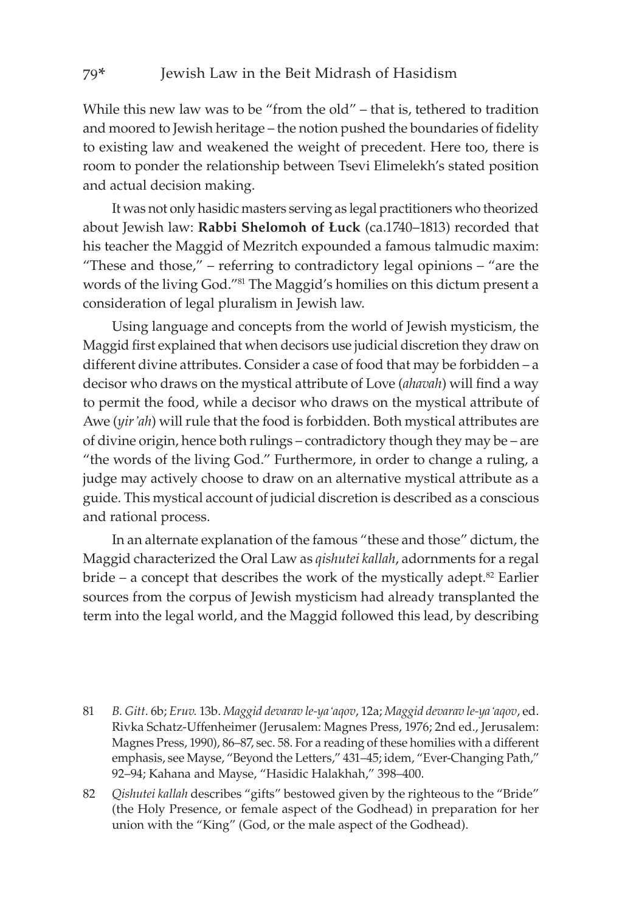While this new law was to be "from the old" – that is, tethered to tradition and moored to Jewish heritage – the notion pushed the boundaries of fidelity to existing law and weakened the weight of precedent. Here too, there is room to ponder the relationship between Tsevi Elimelekh's stated position and actual decision making.

It was not only hasidic masters serving as legal practitioners who theorized about Jewish law: **Rabbi Shelomoh of Łuck** (ca.1740–1813) recorded that his teacher the Maggid of Mezritch expounded a famous talmudic maxim: "These and those," – referring to contradictory legal opinions – "are the words of the living God."[81] The Maggid's homilies on this dictum present a consideration of legal pluralism in Jewish law.

Using language and concepts from the world of Jewish mysticism, the Maggid first explained that when decisors use judicial discretion they draw on different divine attributes. Consider a case of food that may be forbidden – a decisor who draws on the mystical attribute of Love (*ahavah*) will find a way to permit the food, while a decisor who draws on the mystical attribute of Awe (*yir'ah*) will rule that the food is forbidden. Both mystical attributes are of divine origin, hence both rulings – contradictory though they may be – are "the words of the living God." Furthermore, in order to change a ruling, a judge may actively choose to draw on an alternative mystical attribute as a guide. This mystical account of judicial discretion is described as a conscious and rational process.

In an alternate explanation of the famous "these and those" dictum, the Maggid characterized the Oral Law as *qishutei kallah*, adornments for a regal bride – a concept that describes the work of the mystically adept.[82] Earlier sources from the corpus of Jewish mysticism had already transplanted the term into the legal world, and the Maggid followed this lead, by describing

81 *B. Gitt.* 6b; *Eruv.* 13b. *Maggid devarav le-ya'aqov*, 12a; *Maggid devarav le-ya'aqov*, ed. Rivka Schatz-Uffenheimer (Jerusalem: Magnes Press, 1976; 2nd ed., Jerusalem: Magnes Press, 1990), 86–87, sec. 58. For a reading of these homilies with a different emphasis, see Mayse, "Beyond the Letters," 431–45; idem, "Ever-Changing Path," 92–94; Kahana and Mayse, "Hasidic Halakhah," 398–400.

82 *Qishutei kallah* describes "gifts" bestowed given by the righteous to the "Bride" (the Holy Presence, or female aspect of the Godhead) in preparation for her union with the "King" (God, or the male aspect of the Godhead).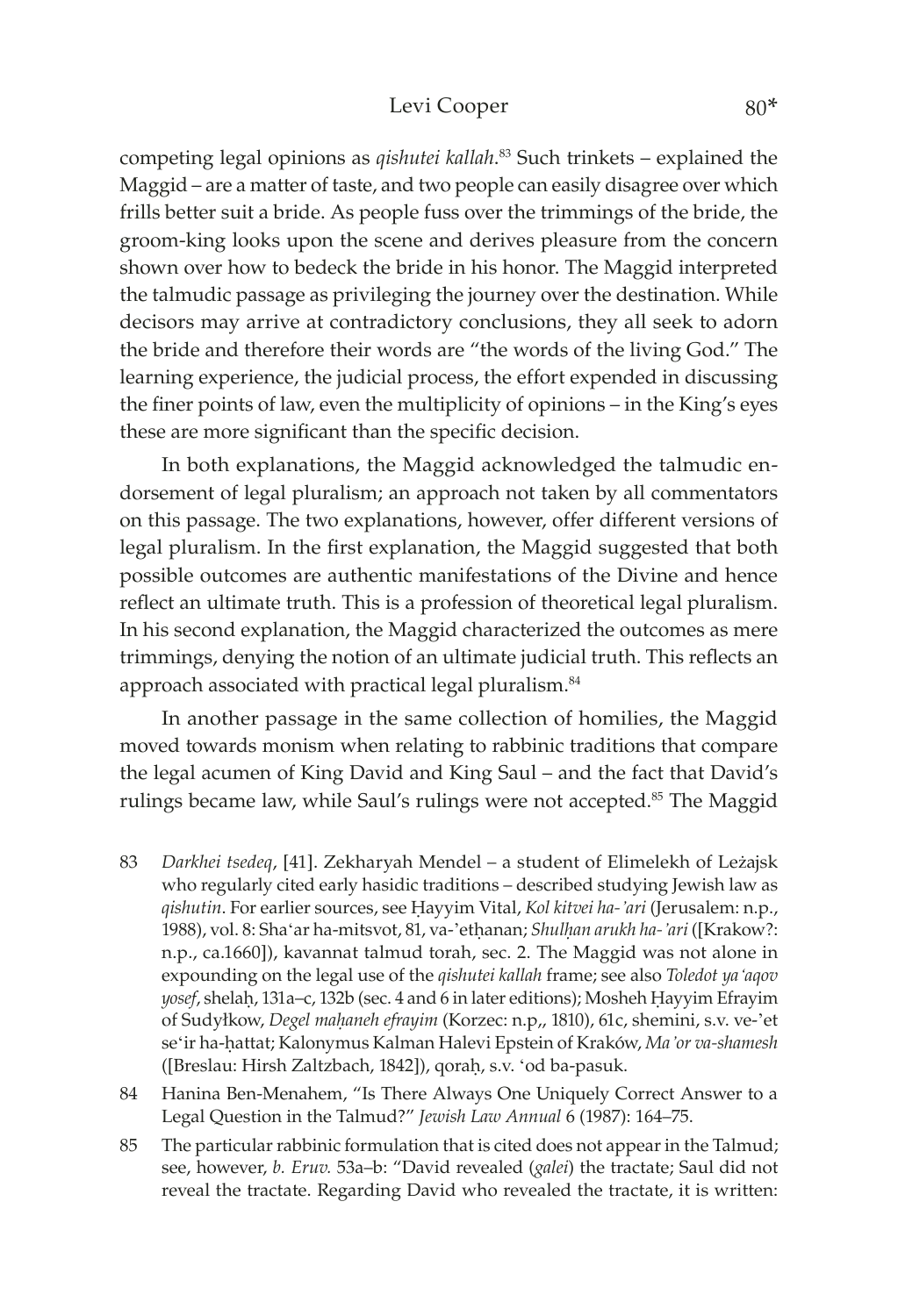competing legal opinions as *qishutei kallah*.[83] Such trinkets – explained the Maggid – are a matter of taste, and two people can easily disagree over which frills better suit a bride. As people fuss over the trimmings of the bride, the groom-king looks upon the scene and derives pleasure from the concern shown over how to bedeck the bride in his honor. The Maggid interpreted the talmudic passage as privileging the journey over the destination. While decisors may arrive at contradictory conclusions, they all seek to adorn the bride and therefore their words are "the words of the living God." The learning experience, the judicial process, the effort expended in discussing the finer points of law, even the multiplicity of opinions – in the King's eyes these are more significant than the specific decision.

In both explanations, the Maggid acknowledged the talmudic endorsement of legal pluralism; an approach not taken by all commentators on this passage. The two explanations, however, offer different versions of legal pluralism. In the first explanation, the Maggid suggested that both possible outcomes are authentic manifestations of the Divine and hence reflect an ultimate truth. This is a profession of theoretical legal pluralism. In his second explanation, the Maggid characterized the outcomes as mere trimmings, denying the notion of an ultimate judicial truth. This reflects an approach associated with practical legal pluralism.[84]

In another passage in the same collection of homilies, the Maggid moved towards monism when relating to rabbinic traditions that compare the legal acumen of King David and King Saul – and the fact that David's rulings became law, while Saul's rulings were not accepted.[85] The Maggid

83 *Darkhei tsedeq*, [41]. Zekharyah Mendel – a student of Elimelekh of Leżajsk who regularly cited early hasidic traditions – described studying Jewish law as *qishutin*. For earlier sources, see Ḥayyim Vital, *Kol kitvei ha-'ari* (Jerusalem: n.p., 1988), vol. 8: Sha'ar ha-mitsvot, 81, va-'etḥanan; *Shulḥan arukh ha-'ari* ([Krakow?: n.p., ca.1660]), kavannat talmud torah, sec. 2. The Maggid was not alone in expounding on the legal use of the *qishutei kallah* frame; see also *Toledot ya'aqov yosef*, shelaḥ, 131a–c, 132b (sec. 4 and 6 in later editions); Mosheh Ḥayyim Efrayim of Sudyłkow, *Degel maḥaneh efrayim* (Korzec: n.p,, 1810), 61c, shemini, s.v. ve-'et se'ir ha-ḥattat; Kalonymus Kalman Halevi Epstein of Kraków, *Ma'or va-shamesh* ([Breslau: Hirsh Zaltzbach, 1842]), qoraḥ, s.v. 'od ba-pasuk.

84 Hanina Ben-Menahem, "Is There Always One Uniquely Correct Answer to a Legal Question in the Talmud?" *Jewish Law Annual* 6 (1987): 164–75.

85 The particular rabbinic formulation that is cited does not appear in the Talmud; see, however, *b. Eruv.* 53a–b: "David revealed (*galei*) the tractate; Saul did not reveal the tractate. Regarding David who revealed the tractate, it is written: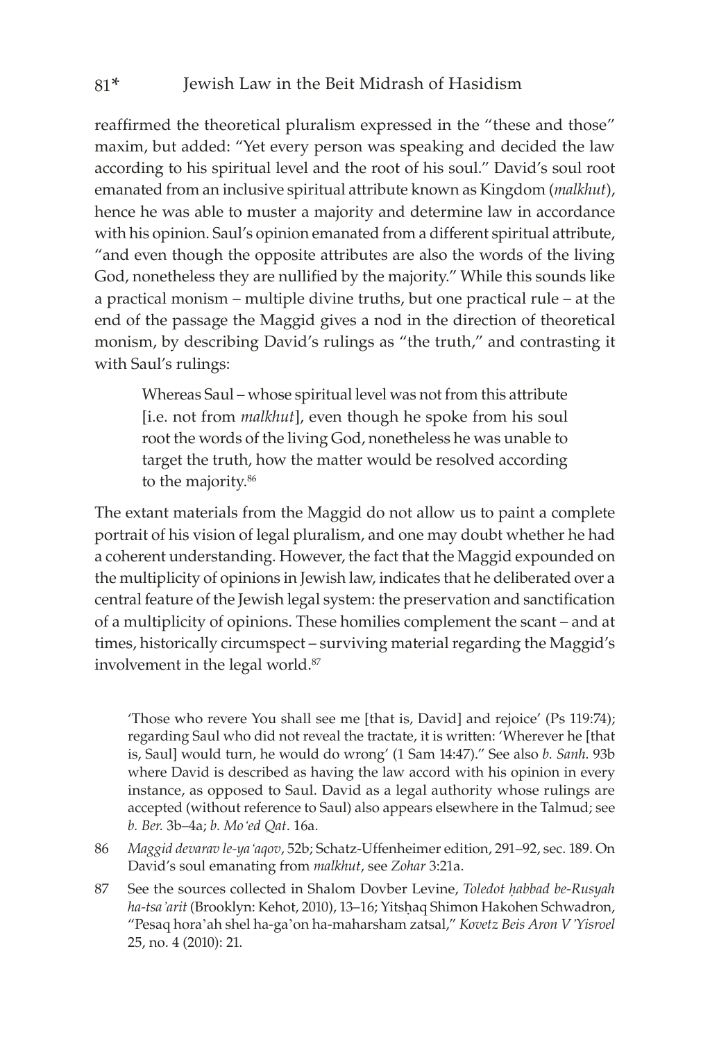reaffirmed the theoretical pluralism expressed in the "these and those" maxim, but added: "Yet every person was speaking and decided the law according to his spiritual level and the root of his soul." David's soul root emanated from an inclusive spiritual attribute known as Kingdom (*malkhut*), hence he was able to muster a majority and determine law in accordance with his opinion. Saul's opinion emanated from a different spiritual attribute, "and even though the opposite attributes are also the words of the living God, nonetheless they are nullified by the majority." While this sounds like a practical monism – multiple divine truths, but one practical rule – at the end of the passage the Maggid gives a nod in the direction of theoretical monism, by describing David's rulings as "the truth," and contrasting it with Saul's rulings:

> Whereas Saul – whose spiritual level was not from this attribute [i.e. not from *malkhut*], even though he spoke from his soul root the words of the living God, nonetheless he was unable to target the truth, how the matter would be resolved according to the majority.[86]

The extant materials from the Maggid do not allow us to paint a complete portrait of his vision of legal pluralism, and one may doubt whether he had a coherent understanding. However, the fact that the Maggid expounded on the multiplicity of opinions in Jewish law, indicates that he deliberated over a central feature of the Jewish legal system: the preservation and sanctification of a multiplicity of opinions. These homilies complement the scant – and at times, historically circumspect – surviving material regarding the Maggid's involvement in the legal world.[87]

'Those who revere You shall see me [that is, David] and rejoice' (Ps 119:74); regarding Saul who did not reveal the tractate, it is written: 'Wherever he [that is, Saul] would turn, he would do wrong' (1 Sam 14:47)." See also *b. Sanh.* 93b where David is described as having the law accord with his opinion in every instance, as opposed to Saul. David as a legal authority whose rulings are accepted (without reference to Saul) also appears elsewhere in the Talmud; see *b. Ber.* 3b–4a; *b. Mo'ed Qat*. 16a.

86 *Maggid devarav le-ya'aqov*, 52b; Schatz-Uffenheimer edition, 291–92, sec. 189. On David's soul emanating from *malkhut*, see *Zohar* 3:21a.

87 See the sources collected in Shalom Dovber Levine, *Toledot ḥabbad be-Rusyah ha-tsa'arit* (Brooklyn: Kehot, 2010), 13–16; Yitsḥaq Shimon Hakohen Schwadron, "Pesaq hora'ah shel ha-ga'on ha-maharsham zatsal," *Kovetz Beis Aron V'Yisroel* 25, no. 4 (2010): 21.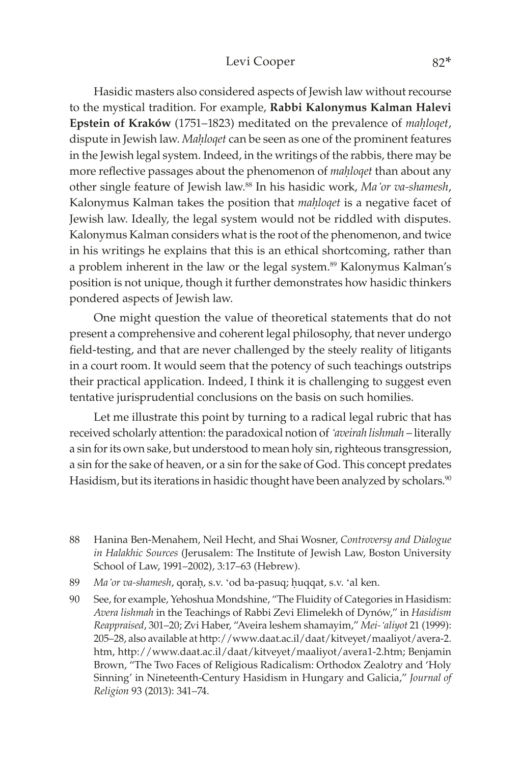Hasidic masters also considered aspects of Jewish law without recourse to the mystical tradition. For example, **Rabbi Kalonymus Kalman Halevi Epstein of Kraków** (1751–1823) meditated on the prevalence of *maḥloqet*, dispute in Jewish law. *Maḥloqet* can be seen as one of the prominent features in the Jewish legal system. Indeed, in the writings of the rabbis, there may be more reflective passages about the phenomenon of *maḥloqet* than about any other single feature of Jewish law.[88] In his hasidic work, *Ma'or va-shamesh*, Kalonymus Kalman takes the position that *maḥloqet* is a negative facet of Jewish law. Ideally, the legal system would not be riddled with disputes. Kalonymus Kalman considers what is the root of the phenomenon, and twice in his writings he explains that this is an ethical shortcoming, rather than a problem inherent in the law or the legal system.[89] Kalonymus Kalman's position is not unique, though it further demonstrates how hasidic thinkers pondered aspects of Jewish law.

One might question the value of theoretical statements that do not present a comprehensive and coherent legal philosophy, that never undergo field-testing, and that are never challenged by the steely reality of litigants in a court room. It would seem that the potency of such teachings outstrips their practical application. Indeed, I think it is challenging to suggest even tentative jurisprudential conclusions on the basis on such homilies.

Let me illustrate this point by turning to a radical legal rubric that has received scholarly attention: the paradoxical notion of *'aveirah lishmah* – literally a sin for its own sake, but understood to mean holy sin, righteous transgression, a sin for the sake of heaven, or a sin for the sake of God. This concept predates Hasidism, but its iterations in hasidic thought have been analyzed by scholars.[90]

88 Hanina Ben-Menahem, Neil Hecht, and Shai Wosner, *Controversy and Dialogue in Halakhic Sources* (Jerusalem: The Institute of Jewish Law, Boston University School of Law, 1991–2002), 3:17–63 (Hebrew).

89 *Ma'or va-shamesh*, qoraḥ, s.v. 'od ba-pasuq; ḥuqqat, s.v. 'al ken.

90 See, for example, Yehoshua Mondshine, "The Fluidity of Categories in Hasidism: *Avera lishmah* in the Teachings of Rabbi Zevi Elimelekh of Dynów," in *Hasidism Reappraised*, 301–20; Zvi Haber, "Aveira leshem shamayim," *Mei-'aliyot* 21 (1999): 205–28, also available at http://www.daat.ac.il/daat/kitveyet/maaliyot/avera-2.htm, http://www.daat.ac.il/daat/kitveyet/maaliyot/avera1-2.htm; Benjamin Brown, "The Two Faces of Religious Radicalism: Orthodox Zealotry and 'Holy Sinning' in Nineteenth-Century Hasidism in Hungary and Galicia," *Journal of Religion* 93 (2013): 341–74.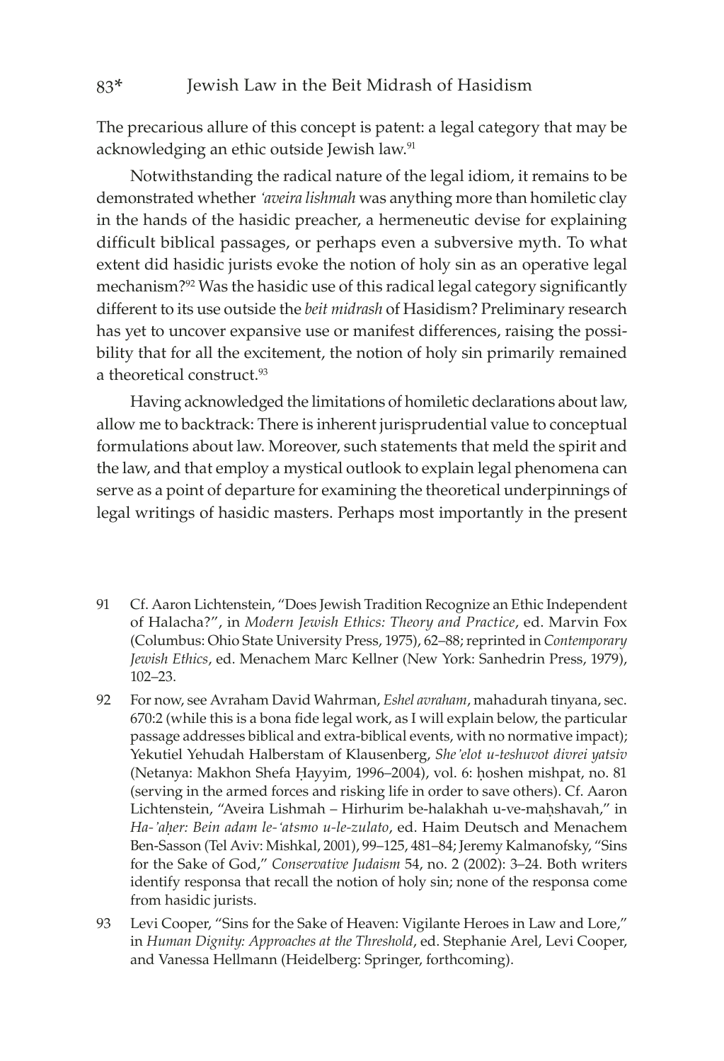The precarious allure of this concept is patent: a legal category that may be acknowledging an ethic outside Jewish law.[91]

Notwithstanding the radical nature of the legal idiom, it remains to be demonstrated whether *'aveira lishmah* was anything more than homiletic clay in the hands of the hasidic preacher, a hermeneutic devise for explaining difficult biblical passages, or perhaps even a subversive myth. To what extent did hasidic jurists evoke the notion of holy sin as an operative legal mechanism?[92] Was the hasidic use of this radical legal category significantly different to its use outside the *beit midrash* of Hasidism? Preliminary research has yet to uncover expansive use or manifest differences, raising the possibility that for all the excitement, the notion of holy sin primarily remained a theoretical construct.[93]

Having acknowledged the limitations of homiletic declarations about law, allow me to backtrack: There is inherent jurisprudential value to conceptual formulations about law. Moreover, such statements that meld the spirit and the law, and that employ a mystical outlook to explain legal phenomena can serve as a point of departure for examining the theoretical underpinnings of legal writings of hasidic masters. Perhaps most importantly in the present

---

91 Cf. Aaron Lichtenstein, "Does Jewish Tradition Recognize an Ethic Independent of Halacha?", in *Modern Jewish Ethics: Theory and Practice*, ed. Marvin Fox (Columbus: Ohio State University Press, 1975), 62–88; reprinted in *Contemporary Jewish Ethics*, ed. Menachem Marc Kellner (New York: Sanhedrin Press, 1979), 102–23.

92 For now, see Avraham David Wahrman, *Eshel avraham*, mahadurah tinyana, sec. 670:2 (while this is a bona fide legal work, as I will explain below, the particular passage addresses biblical and extra-biblical events, with no normative impact); Yekutiel Yehudah Halberstam of Klausenberg, *She'elot u-teshuvot divrei yatsiv* (Netanya: Makhon Shefa Ḥayyim, 1996–2004), vol. 6: ḥoshen mishpat, no. 81 (serving in the armed forces and risking life in order to save others). Cf. Aaron Lichtenstein, "Aveira Lishmah – Hirhurim be-halakhah u-ve-maḥshavah," in *Ha-'aḥer: Bein adam le-'atsmo u-le-zulato*, ed. Haim Deutsch and Menachem Ben-Sasson (Tel Aviv: Mishkal, 2001), 99–125, 481–84; Jeremy Kalmanofsky, "Sins for the Sake of God," *Conservative Judaism* 54, no. 2 (2002): 3–24. Both writers identify responsa that recall the notion of holy sin; none of the responsa come from hasidic jurists.

93 Levi Cooper, "Sins for the Sake of Heaven: Vigilante Heroes in Law and Lore," in *Human Dignity: Approaches at the Threshold*, ed. Stephanie Arel, Levi Cooper, and Vanessa Hellmann (Heidelberg: Springer, forthcoming).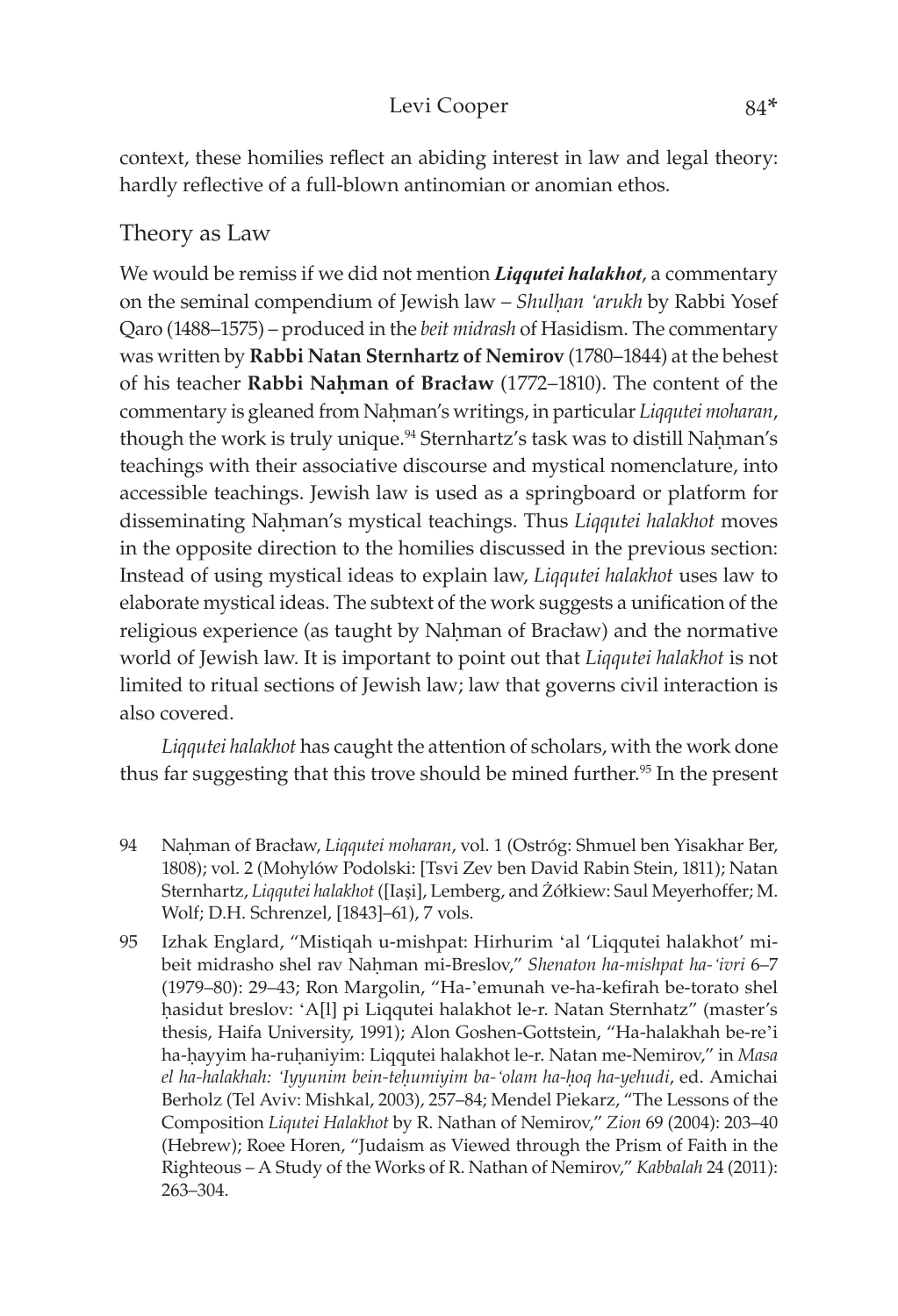context, these homilies reflect an abiding interest in law and legal theory: hardly reflective of a full-blown antinomian or anomian ethos.

## Theory as Law

We would be remiss if we did not mention ***Liqqutei halakhot***, a commentary on the seminal compendium of Jewish law – *Shulḥan 'arukh* by Rabbi Yosef Qaro (1488–1575) – produced in the *beit midrash* of Hasidism. The commentary was written by **Rabbi Natan Sternhartz of Nemirov** (1780–1844) at the behest of his teacher **Rabbi Naḥman of Bracław** (1772–1810). The content of the commentary is gleaned from Naḥman's writings, in particular *Liqqutei moharan*, though the work is truly unique.[94] Sternhartz's task was to distill Naḥman's teachings with their associative discourse and mystical nomenclature, into accessible teachings. Jewish law is used as a springboard or platform for disseminating Naḥman's mystical teachings. Thus *Liqqutei halakhot* moves in the opposite direction to the homilies discussed in the previous section: Instead of using mystical ideas to explain law, *Liqqutei halakhot* uses law to elaborate mystical ideas. The subtext of the work suggests a unification of the religious experience (as taught by Naḥman of Bracław) and the normative world of Jewish law. It is important to point out that *Liqqutei halakhot* is not limited to ritual sections of Jewish law; law that governs civil interaction is also covered.

*Liqqutei halakhot* has caught the attention of scholars, with the work done thus far suggesting that this trove should be mined further.[95] In the present

94 Naḥman of Bracław, *Liqqutei moharan*, vol. 1 (Ostróg: Shmuel ben Yisakhar Ber, 1808); vol. 2 (Mohylów Podolski: [Tsvi Zev ben David Rabin Stein, 1811); Natan Sternhartz, *Liqqutei halakhot* ([Iași], Lemberg, and Żółkiew: Saul Meyerhoffer; M. Wolf; D.H. Schrenzel, [1843]–61), 7 vols.

95 Izhak Englard, "Mistiqah u-mishpat: Hirhurim 'al 'Liqqutei halakhot' mi-beit midrasho shel rav Naḥman mi-Breslov," *Shenaton ha-mishpat ha-'ivri* 6–7 (1979–80): 29–43; Ron Margolin, "Ha-'emunah ve-ha-kefirah be-torato shel ḥasidut breslov: 'A[l] pi Liqqutei halakhot le-r. Natan Sternhatz" (master's thesis, Haifa University, 1991); Alon Goshen-Gottstein, "Ha-halakhah be-re'i ha-ḥayyim ha-ruḥaniyim: Liqqutei halakhot le-r. Natan me-Nemirov," in *Masa el ha-halakhah: 'Iyyunim bein-teḥumiyim ba-'olam ha-ḥoq ha-yehudi*, ed. Amichai Berholz (Tel Aviv: Mishkal, 2003), 257–84; Mendel Piekarz, "The Lessons of the Composition *Liqutei Halakhot* by R. Nathan of Nemirov," *Zion* 69 (2004): 203–40 (Hebrew); Roee Horen, "Judaism as Viewed through the Prism of Faith in the Righteous – A Study of the Works of R. Nathan of Nemirov," *Kabbalah* 24 (2011): 263–304.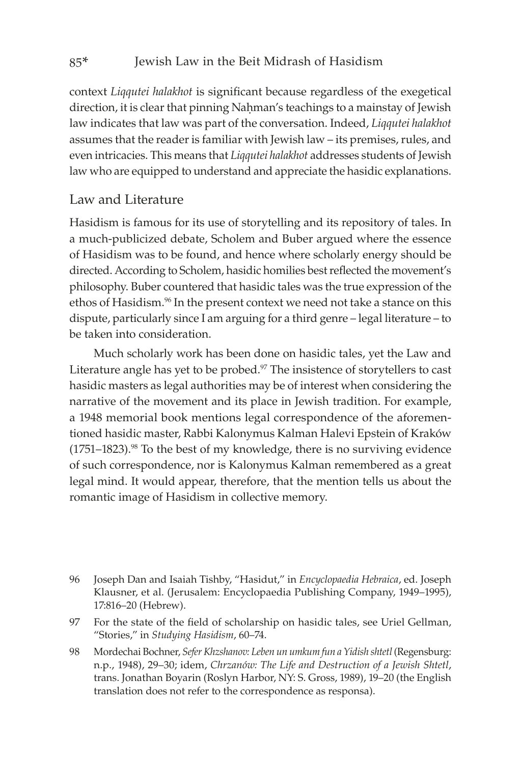context *Liqqutei halakhot* is significant because regardless of the exegetical direction, it is clear that pinning Naḥman's teachings to a mainstay of Jewish law indicates that law was part of the conversation. Indeed, *Liqqutei halakhot* assumes that the reader is familiar with Jewish law – its premises, rules, and even intricacies. This means that *Liqqutei halakhot* addresses students of Jewish law who are equipped to understand and appreciate the hasidic explanations.

## Law and Literature

Hasidism is famous for its use of storytelling and its repository of tales. In a much-publicized debate, Scholem and Buber argued where the essence of Hasidism was to be found, and hence where scholarly energy should be directed. According to Scholem, hasidic homilies best reflected the movement's philosophy. Buber countered that hasidic tales was the true expression of the ethos of Hasidism.[96] In the present context we need not take a stance on this dispute, particularly since I am arguing for a third genre – legal literature – to be taken into consideration.

Much scholarly work has been done on hasidic tales, yet the Law and Literature angle has yet to be probed.[97] The insistence of storytellers to cast hasidic masters as legal authorities may be of interest when considering the narrative of the movement and its place in Jewish tradition. For example, a 1948 memorial book mentions legal correspondence of the aforementioned hasidic master, Rabbi Kalonymus Kalman Halevi Epstein of Kraków (1751–1823).[98] To the best of my knowledge, there is no surviving evidence of such correspondence, nor is Kalonymus Kalman remembered as a great legal mind. It would appear, therefore, that the mention tells us about the romantic image of Hasidism in collective memory.

96 Joseph Dan and Isaiah Tishby, "Hasidut," in *Encyclopaedia Hebraica*, ed. Joseph Klausner, et al. (Jerusalem: Encyclopaedia Publishing Company, 1949–1995), 17:816–20 (Hebrew).

97 For the state of the field of scholarship on hasidic tales, see Uriel Gellman, "Stories," in *Studying Hasidism*, 60–74.

98 Mordechai Bochner, *Sefer Khzshanov: Leben un umkum fun a Yidish shtetl* (Regensburg: n.p., 1948), 29–30; idem, *Chrzanów: The Life and Destruction of a Jewish Shtetl*, trans. Jonathan Boyarin (Roslyn Harbor, NY: S. Gross, 1989), 19–20 (the English translation does not refer to the correspondence as responsa).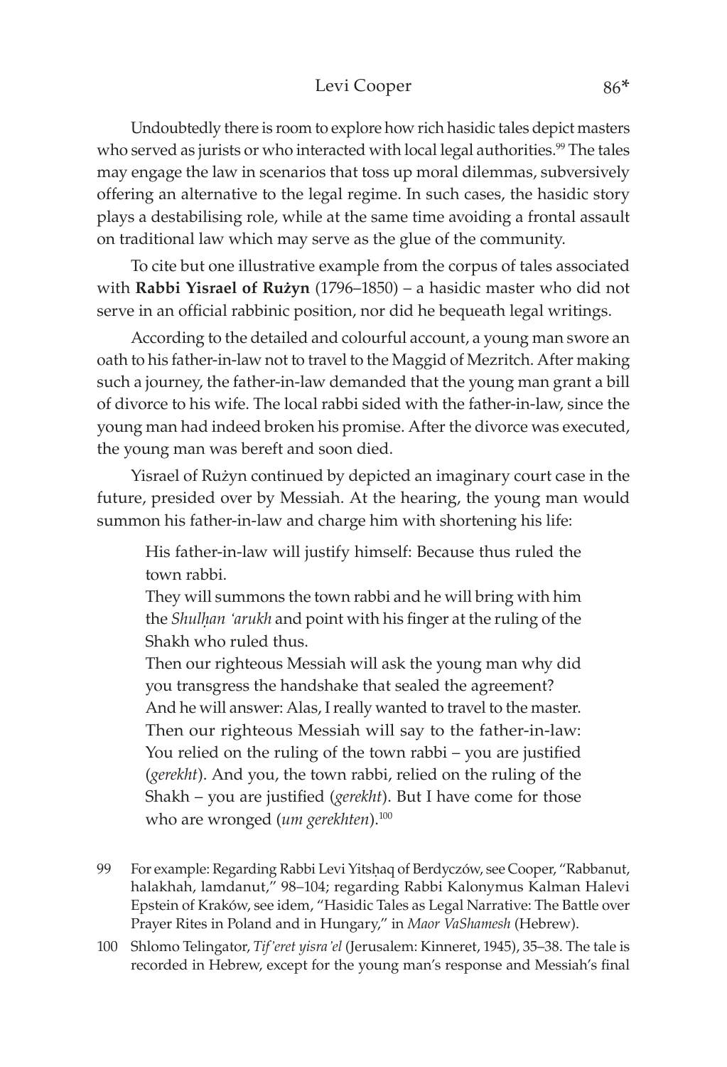Undoubtedly there is room to explore how rich hasidic tales depict masters who served as jurists or who interacted with local legal authorities.[99] The tales may engage the law in scenarios that toss up moral dilemmas, subversively offering an alternative to the legal regime. In such cases, the hasidic story plays a destabilising role, while at the same time avoiding a frontal assault on traditional law which may serve as the glue of the community.

To cite but one illustrative example from the corpus of tales associated with **Rabbi Yisrael of Rużyn** (1796–1850) – a hasidic master who did not serve in an official rabbinic position, nor did he bequeath legal writings.

According to the detailed and colourful account, a young man swore an oath to his father-in-law not to travel to the Maggid of Mezritch. After making such a journey, the father-in-law demanded that the young man grant a bill of divorce to his wife. The local rabbi sided with the father-in-law, since the young man had indeed broken his promise. After the divorce was executed, the young man was bereft and soon died.

Yisrael of Rużyn continued by depicted an imaginary court case in the future, presided over by Messiah. At the hearing, the young man would summon his father-in-law and charge him with shortening his life:

> His father-in-law will justify himself: Because thus ruled the town rabbi.
> They will summons the town rabbi and he will bring with him the *Shulḥan 'arukh* and point with his finger at the ruling of the Shakh who ruled thus.
> Then our righteous Messiah will ask the young man why did you transgress the handshake that sealed the agreement?
> And he will answer: Alas, I really wanted to travel to the master.
> Then our righteous Messiah will say to the father-in-law: You relied on the ruling of the town rabbi – you are justified (*gerekht*). And you, the town rabbi, relied on the ruling of the Shakh – you are justified (*gerekht*). But I have come for those who are wronged (*um gerekhten*).[100]

99 For example: Regarding Rabbi Levi Yitsḥaq of Berdyczów, see Cooper, "Rabbanut, halakhah, lamdanut," 98–104; regarding Rabbi Kalonymus Kalman Halevi Epstein of Kraków, see idem, "Hasidic Tales as Legal Narrative: The Battle over Prayer Rites in Poland and in Hungary," in *Maor VaShamesh* (Hebrew).

100 Shlomo Telingator, *Tif'eret yisra'el* (Jerusalem: Kinneret, 1945), 35–38. The tale is recorded in Hebrew, except for the young man's response and Messiah's final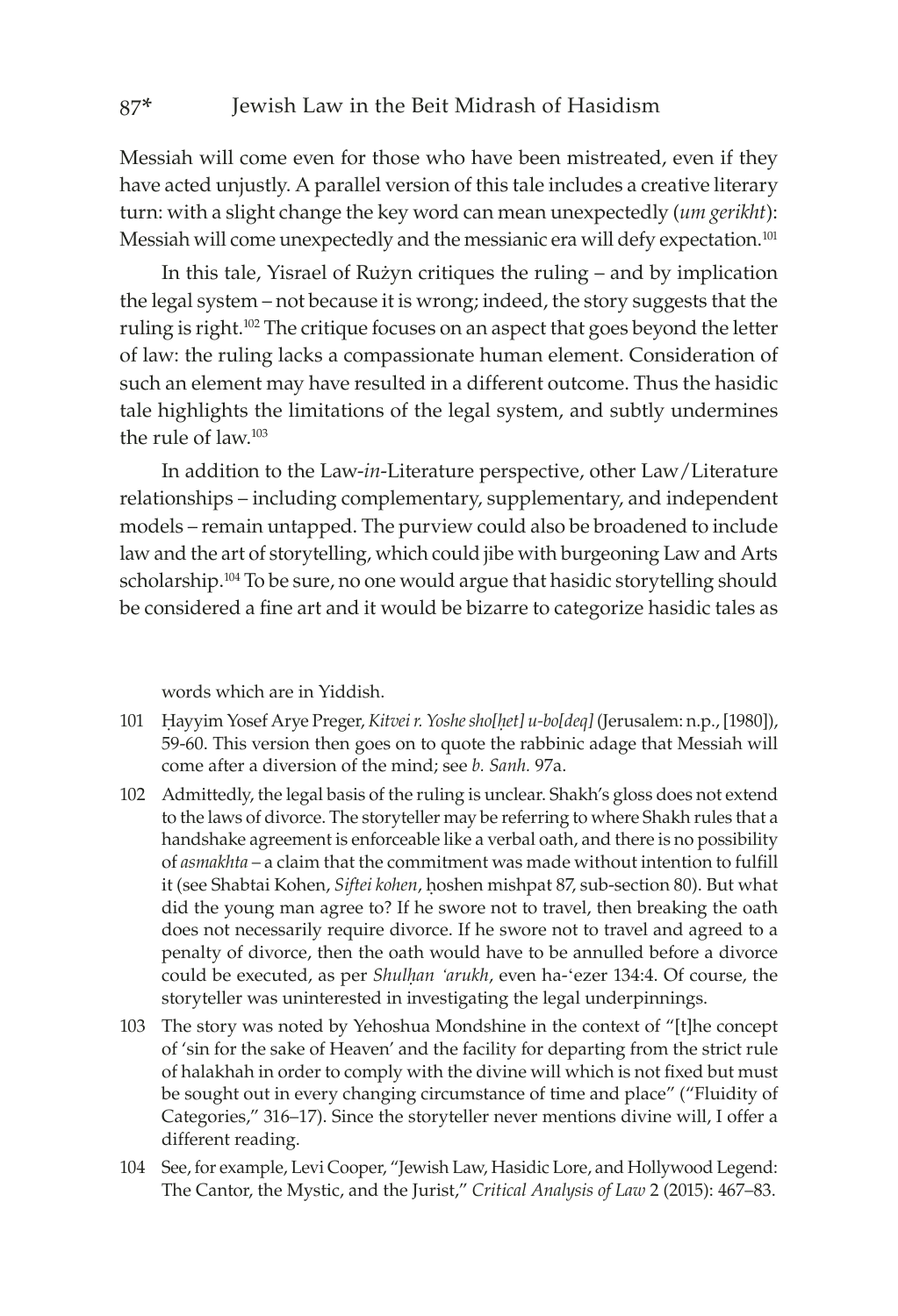Messiah will come even for those who have been mistreated, even if they have acted unjustly. A parallel version of this tale includes a creative literary turn: with a slight change the key word can mean unexpectedly (*um gerikht*): Messiah will come unexpectedly and the messianic era will defy expectation.[101]

In this tale, Yisrael of Rużyn critiques the ruling – and by implication the legal system – not because it is wrong; indeed, the story suggests that the ruling is right.[102] The critique focuses on an aspect that goes beyond the letter of law: the ruling lacks a compassionate human element. Consideration of such an element may have resulted in a different outcome. Thus the hasidic tale highlights the limitations of the legal system, and subtly undermines the rule of law.[103]

In addition to the Law-*in*-Literature perspective, other Law/Literature relationships – including complementary, supplementary, and independent models – remain untapped. The purview could also be broadened to include law and the art of storytelling, which could jibe with burgeoning Law and Arts scholarship.[104] To be sure, no one would argue that hasidic storytelling should be considered a fine art and it would be bizarre to categorize hasidic tales as

words which are in Yiddish.

101 Ḥayyim Yosef Arye Preger, *Kitvei r. Yoshe sho[ḥet] u-bo[deq]* (Jerusalem: n.p., [1980]), 59-60. This version then goes on to quote the rabbinic adage that Messiah will come after a diversion of the mind; see *b. Sanh.* 97a.

102 Admittedly, the legal basis of the ruling is unclear. Shakh's gloss does not extend to the laws of divorce. The storyteller may be referring to where Shakh rules that a handshake agreement is enforceable like a verbal oath, and there is no possibility of *asmakhta* – a claim that the commitment was made without intention to fulfill it (see Shabtai Kohen, *Siftei kohen*, ḥoshen mishpat 87, sub-section 80). But what did the young man agree to? If he swore not to travel, then breaking the oath does not necessarily require divorce. If he swore not to travel and agreed to a penalty of divorce, then the oath would have to be annulled before a divorce could be executed, as per *Shulḥan ʿarukh*, even ha-ʿezer 134:4. Of course, the storyteller was uninterested in investigating the legal underpinnings.

103 The story was noted by Yehoshua Mondshine in the context of "[t]he concept of 'sin for the sake of Heaven' and the facility for departing from the strict rule of halakhah in order to comply with the divine will which is not fixed but must be sought out in every changing circumstance of time and place" ("Fluidity of Categories," 316–17). Since the storyteller never mentions divine will, I offer a different reading.

104 See, for example, Levi Cooper, "Jewish Law, Hasidic Lore, and Hollywood Legend: The Cantor, the Mystic, and the Jurist," *Critical Analysis of Law* 2 (2015): 467–83.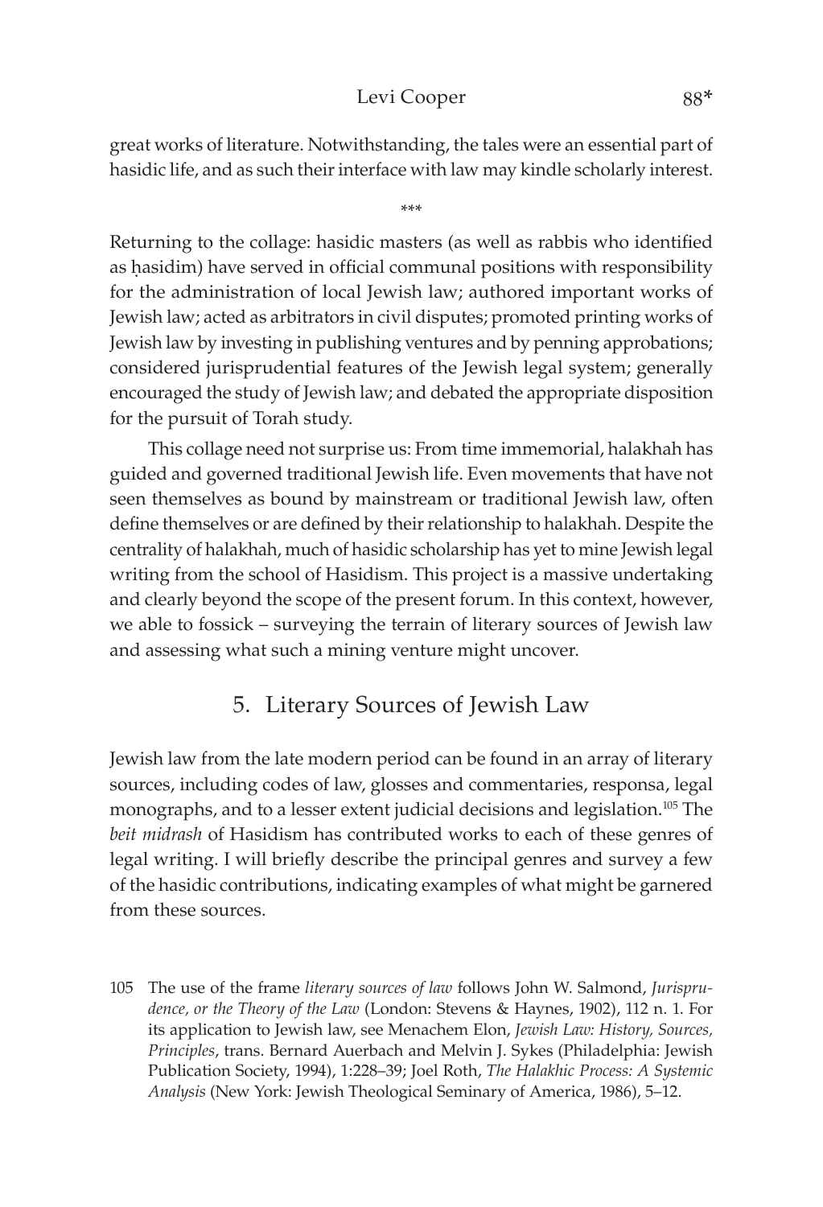great works of literature. Notwithstanding, the tales were an essential part of hasidic life, and as such their interface with law may kindle scholarly interest.

***

Returning to the collage: hasidic masters (as well as rabbis who identified as ḥasidim) have served in official communal positions with responsibility for the administration of local Jewish law; authored important works of Jewish law; acted as arbitrators in civil disputes; promoted printing works of Jewish law by investing in publishing ventures and by penning approbations; considered jurisprudential features of the Jewish legal system; generally encouraged the study of Jewish law; and debated the appropriate disposition for the pursuit of Torah study.

This collage need not surprise us: From time immemorial, halakhah has guided and governed traditional Jewish life. Even movements that have not seen themselves as bound by mainstream or traditional Jewish law, often define themselves or are defined by their relationship to halakhah. Despite the centrality of halakhah, much of hasidic scholarship has yet to mine Jewish legal writing from the school of Hasidism. This project is a massive undertaking and clearly beyond the scope of the present forum. In this context, however, we able to fossick – surveying the terrain of literary sources of Jewish law and assessing what such a mining venture might uncover.

## 5. Literary Sources of Jewish Law

Jewish law from the late modern period can be found in an array of literary sources, including codes of law, glosses and commentaries, responsa, legal monographs, and to a lesser extent judicial decisions and legislation.[105] The *beit midrash* of Hasidism has contributed works to each of these genres of legal writing. I will briefly describe the principal genres and survey a few of the hasidic contributions, indicating examples of what might be garnered from these sources.

105 The use of the frame *literary sources of law* follows John W. Salmond, *Jurisprudence, or the Theory of the Law* (London: Stevens & Haynes, 1902), 112 n. 1. For its application to Jewish law, see Menachem Elon, *Jewish Law: History, Sources, Principles*, trans. Bernard Auerbach and Melvin J. Sykes (Philadelphia: Jewish Publication Society, 1994), 1:228–39; Joel Roth, *The Halakhic Process: A Systemic Analysis* (New York: Jewish Theological Seminary of America, 1986), 5–12.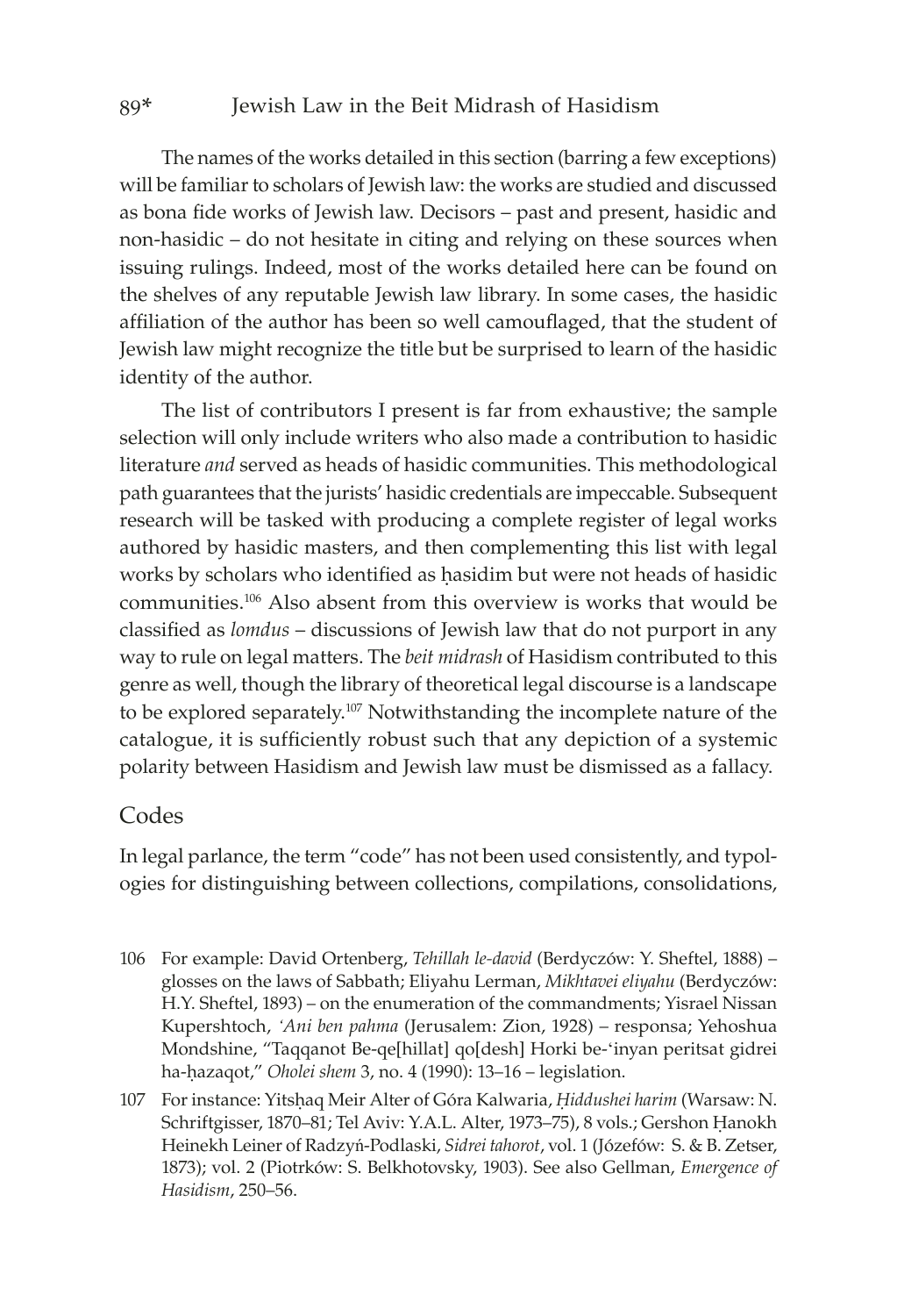The names of the works detailed in this section (barring a few exceptions) will be familiar to scholars of Jewish law: the works are studied and discussed as bona fide works of Jewish law. Decisors – past and present, hasidic and non-hasidic – do not hesitate in citing and relying on these sources when issuing rulings. Indeed, most of the works detailed here can be found on the shelves of any reputable Jewish law library. In some cases, the hasidic affiliation of the author has been so well camouflaged, that the student of Jewish law might recognize the title but be surprised to learn of the hasidic identity of the author.

The list of contributors I present is far from exhaustive; the sample selection will only include writers who also made a contribution to hasidic literature *and* served as heads of hasidic communities. This methodological path guarantees that the jurists' hasidic credentials are impeccable. Subsequent research will be tasked with producing a complete register of legal works authored by hasidic masters, and then complementing this list with legal works by scholars who identified as ḥasidim but were not heads of hasidic communities.[106] Also absent from this overview is works that would be classified as *lomdus* – discussions of Jewish law that do not purport in any way to rule on legal matters. The *beit midrash* of Hasidism contributed to this genre as well, though the library of theoretical legal discourse is a landscape to be explored separately.[107] Notwithstanding the incomplete nature of the catalogue, it is sufficiently robust such that any depiction of a systemic polarity between Hasidism and Jewish law must be dismissed as a fallacy.

## Codes

In legal parlance, the term "code" has not been used consistently, and typologies for distinguishing between collections, compilations, consolidations,

106 For example: David Ortenberg, *Tehillah le-david* (Berdyczów: Y. Sheftel, 1888) – glosses on the laws of Sabbath; Eliyahu Lerman, *Mikhtavei eliyahu* (Berdyczów: H.Y. Sheftel, 1893) – on the enumeration of the commandments; Yisrael Nissan Kupershtoch, *'Ani ben pahma* (Jerusalem: Zion, 1928) – responsa; Yehoshua Mondshine, "Taqqanot Be-qe[hillat] qo[desh] Horki be-'inyan peritsat gidrei ha-ḥazaqot," *Oholei shem* 3, no. 4 (1990): 13–16 – legislation.

107 For instance: Yitsḥaq Meir Alter of Góra Kalwaria, *Ḥiddushei harim* (Warsaw: N. Schriftgisser, 1870–81; Tel Aviv: Y.A.L. Alter, 1973–75), 8 vols.; Gershon Ḥanokh Heinekh Leiner of Radzyń-Podlaski, *Sidrei tahorot*, vol. 1 (Józefów: S. & B. Zetser, 1873); vol. 2 (Piotrków: S. Belkhotovsky, 1903). See also Gellman, *Emergence of Hasidism*, 250–56.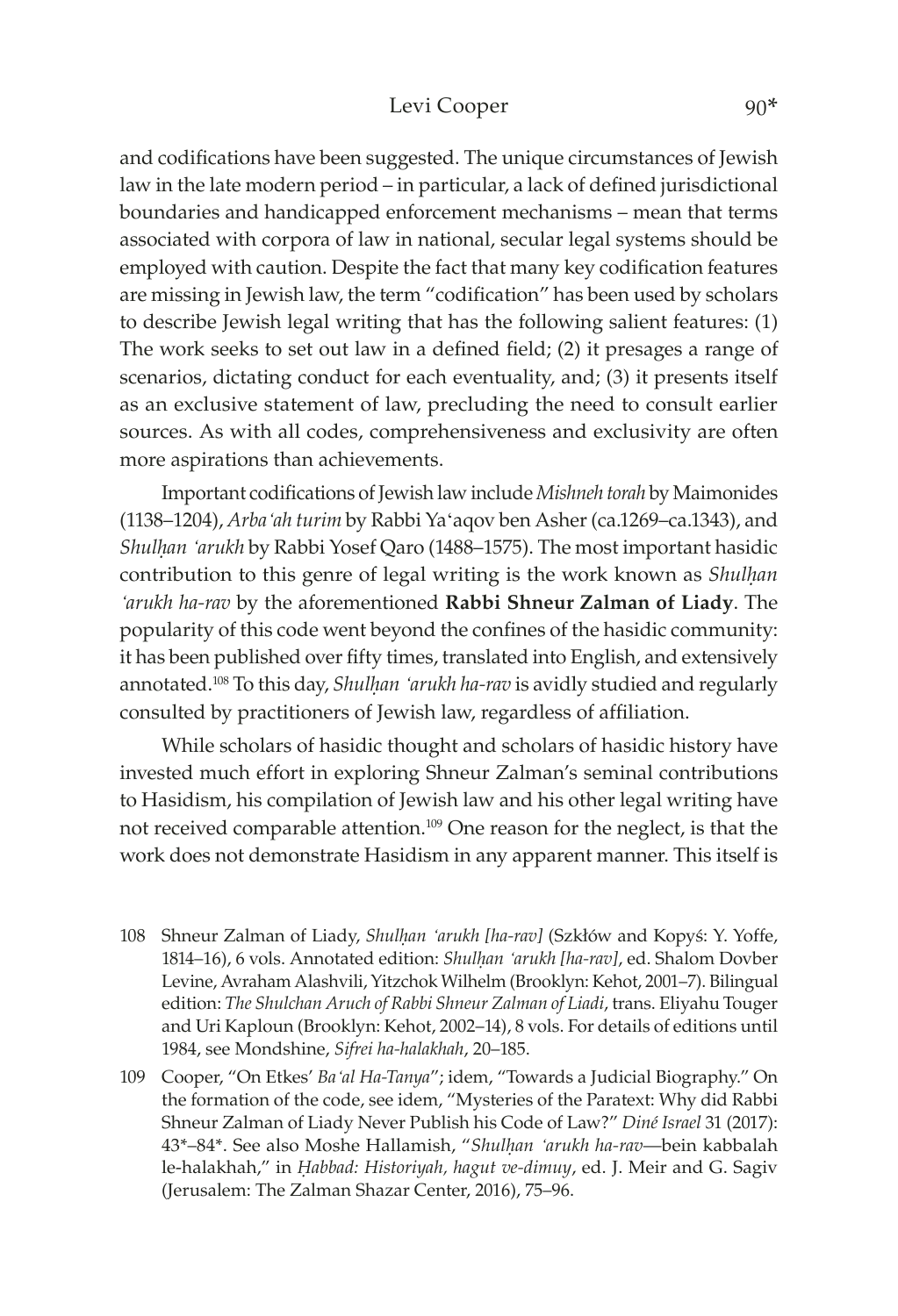and codifications have been suggested. The unique circumstances of Jewish law in the late modern period – in particular, a lack of defined jurisdictional boundaries and handicapped enforcement mechanisms – mean that terms associated with corpora of law in national, secular legal systems should be employed with caution. Despite the fact that many key codification features are missing in Jewish law, the term "codification" has been used by scholars to describe Jewish legal writing that has the following salient features: (1) The work seeks to set out law in a defined field; (2) it presages a range of scenarios, dictating conduct for each eventuality, and; (3) it presents itself as an exclusive statement of law, precluding the need to consult earlier sources. As with all codes, comprehensiveness and exclusivity are often more aspirations than achievements.

Important codifications of Jewish law include *Mishneh torah* by Maimonides (1138–1204), *Arba'ah turim* by Rabbi Ya'aqov ben Asher (ca.1269–ca.1343), and *Shulḥan 'arukh* by Rabbi Yosef Qaro (1488–1575). The most important hasidic contribution to this genre of legal writing is the work known as *Shulḥan 'arukh ha-rav* by the aforementioned **Rabbi Shneur Zalman of Liady**. The popularity of this code went beyond the confines of the hasidic community: it has been published over fifty times, translated into English, and extensively annotated.[108] To this day, *Shulḥan 'arukh ha-rav* is avidly studied and regularly consulted by practitioners of Jewish law, regardless of affiliation.

While scholars of hasidic thought and scholars of hasidic history have invested much effort in exploring Shneur Zalman's seminal contributions to Hasidism, his compilation of Jewish law and his other legal writing have not received comparable attention.[109] One reason for the neglect, is that the work does not demonstrate Hasidism in any apparent manner. This itself is

108 Shneur Zalman of Liady, *Shulḥan 'arukh [ha-rav]* (Szkłów and Kopyś: Y. Yoffe, 1814–16), 6 vols. Annotated edition: *Shulḥan 'arukh [ha-rav]*, ed. Shalom Dovber Levine, Avraham Alashvili, Yitzchok Wilhelm (Brooklyn: Kehot, 2001–7). Bilingual edition: *The Shulchan Aruch of Rabbi Shneur Zalman of Liadi*, trans. Eliyahu Touger and Uri Kaploun (Brooklyn: Kehot, 2002–14), 8 vols. For details of editions until 1984, see Mondshine, *Sifrei ha-halakhah*, 20–185.

109 Cooper, "On Etkes' *Ba'al Ha-Tanya*"; idem, "Towards a Judicial Biography." On the formation of the code, see idem, "Mysteries of the Paratext: Why did Rabbi Shneur Zalman of Liady Never Publish his Code of Law?" *Diné Israel* 31 (2017): 43*–84*. See also Moshe Hallamish, "*Shulḥan 'arukh ha-rav*—bein kabbalah le-halakhah," in *Ḥabbad: Historiyah, hagut ve-dimuy*, ed. J. Meir and G. Sagiv (Jerusalem: The Zalman Shazar Center, 2016), 75–96.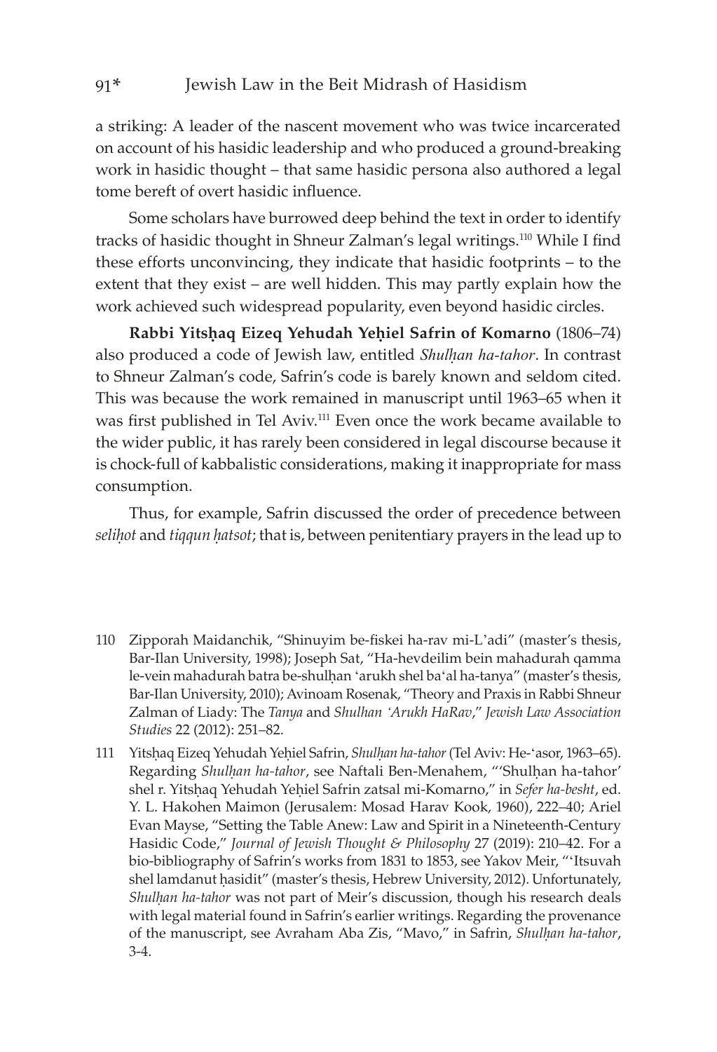a striking: A leader of the nascent movement who was twice incarcerated on account of his hasidic leadership and who produced a ground-breaking work in hasidic thought – that same hasidic persona also authored a legal tome bereft of overt hasidic influence.

Some scholars have burrowed deep behind the text in order to identify tracks of hasidic thought in Shneur Zalman's legal writings.[110] While I find these efforts unconvincing, they indicate that hasidic footprints – to the extent that they exist – are well hidden. This may partly explain how the work achieved such widespread popularity, even beyond hasidic circles.

**Rabbi Yitsḥaq Eizeq Yehudah Yeḥiel Safrin of Komarno** (1806–74) also produced a code of Jewish law, entitled *Shulḥan ha-tahor*. In contrast to Shneur Zalman's code, Safrin's code is barely known and seldom cited. This was because the work remained in manuscript until 1963–65 when it was first published in Tel Aviv.[111] Even once the work became available to the wider public, it has rarely been considered in legal discourse because it is chock-full of kabbalistic considerations, making it inappropriate for mass consumption.

Thus, for example, Safrin discussed the order of precedence between *seliḥot* and *tiqqun ḥatsot*; that is, between penitentiary prayers in the lead up to

---

110 Zipporah Maidanchik, "Shinuyim be-fiskei ha-rav mi-L'adi" (master's thesis, Bar-Ilan University, 1998); Joseph Sat, "Ha-hevdeilim bein mahadurah qamma le-vein mahadurah batra be-shulḥan 'arukh shel ba'al ha-tanya" (master's thesis, Bar-Ilan University, 2010); Avinoam Rosenak, "Theory and Praxis in Rabbi Shneur Zalman of Liady: The *Tanya* and *Shulhan 'Arukh HaRav*," *Jewish Law Association Studies* 22 (2012): 251–82.

111 Yitsḥaq Eizeq Yehudah Yeḥiel Safrin, *Shulḥan ha-tahor* (Tel Aviv: He-'asor, 1963–65). Regarding *Shulḥan ha-tahor*, see Naftali Ben-Menahem, "'Shulḥan ha-tahor' shel r. Yitsḥaq Yehudah Yeḥiel Safrin zatsal mi-Komarno," in *Sefer ha-besht*, ed. Y. L. Hakohen Maimon (Jerusalem: Mosad Harav Kook, 1960), 222–40; Ariel Evan Mayse, "Setting the Table Anew: Law and Spirit in a Nineteenth-Century Hasidic Code," *Journal of Jewish Thought & Philosophy* 27 (2019): 210–42. For a bio-bibliography of Safrin's works from 1831 to 1853, see Yakov Meir, "'Itsuvah shel lamdanut ḥasidit" (master's thesis, Hebrew University, 2012). Unfortunately, *Shulḥan ha-tahor* was not part of Meir's discussion, though his research deals with legal material found in Safrin's earlier writings. Regarding the provenance of the manuscript, see Avraham Aba Zis, "Mavo," in Safrin, *Shulḥan ha-tahor*, 3-4.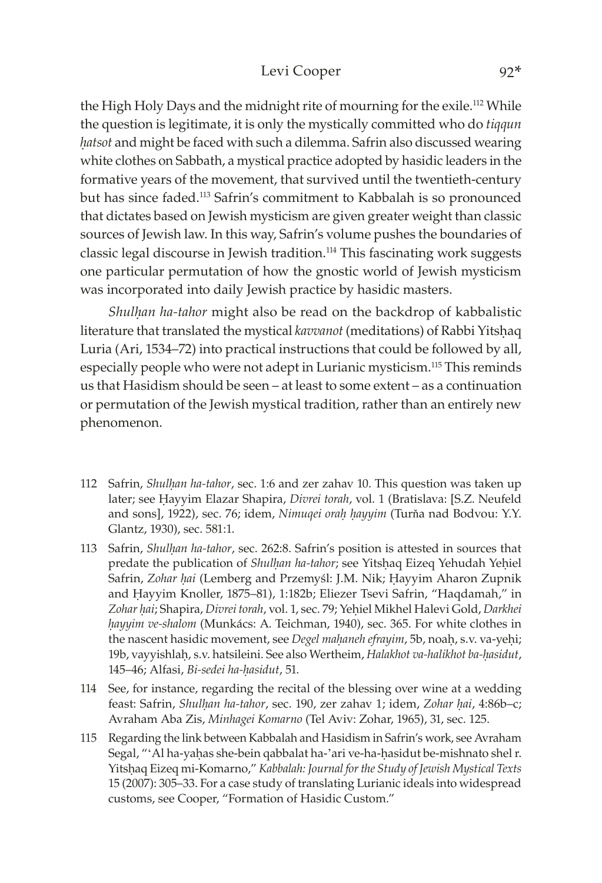the High Holy Days and the midnight rite of mourning for the exile.[112] While the question is legitimate, it is only the mystically committed who do *tiqqun ḥatsot* and might be faced with such a dilemma. Safrin also discussed wearing white clothes on Sabbath, a mystical practice adopted by hasidic leaders in the formative years of the movement, that survived until the twentieth-century but has since faded.[113] Safrin's commitment to Kabbalah is so pronounced that dictates based on Jewish mysticism are given greater weight than classic sources of Jewish law. In this way, Safrin's volume pushes the boundaries of classic legal discourse in Jewish tradition.[114] This fascinating work suggests one particular permutation of how the gnostic world of Jewish mysticism was incorporated into daily Jewish practice by hasidic masters.

*Shulḥan ha-tahor* might also be read on the backdrop of kabbalistic literature that translated the mystical *kavvanot* (meditations) of Rabbi Yitsḥaq Luria (Ari, 1534–72) into practical instructions that could be followed by all, especially people who were not adept in Lurianic mysticism.[115] This reminds us that Hasidism should be seen – at least to some extent – as a continuation or permutation of the Jewish mystical tradition, rather than an entirely new phenomenon.

112 Safrin, *Shulḥan ha-tahor*, sec. 1:6 and zer zahav 10. This question was taken up later; see Ḥayyim Elazar Shapira, *Divrei torah*, vol. 1 (Bratislava: [S.Z. Neufeld and sons], 1922), sec. 76; idem, *Nimuqei oraḥ ḥayyim* (Turňa nad Bodvou: Y.Y. Glantz, 1930), sec. 581:1.

113 Safrin, *Shulḥan ha-tahor*, sec. 262:8. Safrin's position is attested in sources that predate the publication of *Shulḥan ha-tahor*; see Yitsḥaq Eizeq Yehudah Yeḥiel Safrin, *Zohar ḥai* (Lemberg and Przemyśl: J.M. Nik; Ḥayyim Aharon Zupnik and Ḥayyim Knoller, 1875–81), 1:182b; Eliezer Tsevi Safrin, "Haqdamah," in *Zohar ḥai*; Shapira, *Divrei torah*, vol. 1, sec. 79; Yeḥiel Mikhel Halevi Gold, *Darkhei ḥayyim ve-shalom* (Munkács: A. Teichman, 1940), sec. 365. For white clothes in the nascent hasidic movement, see *Degel maḥaneh efrayim*, 5b, noaḥ, s.v. va-yeḥi; 19b, vayyishlaḥ, s.v. hatsileini. See also Wertheim, *Halakhot va-halikhot ba-ḥasidut*, 145–46; Alfasi, *Bi-sedei ha-ḥasidut*, 51.

114 See, for instance, regarding the recital of the blessing over wine at a wedding feast: Safrin, *Shulḥan ha-tahor*, sec. 190, zer zahav 1; idem, *Zohar ḥai*, 4:86b–c; Avraham Aba Zis, *Minhagei Komarno* (Tel Aviv: Zohar, 1965), 31, sec. 125.

115 Regarding the link between Kabbalah and Hasidism in Safrin's work, see Avraham Segal, "'Al ha-yaḥas she-bein qabbalat ha-'ari ve-ha-ḥasidut be-mishnato shel r. Yitsḥaq Eizeq mi-Komarno," *Kabbalah: Journal for the Study of Jewish Mystical Texts* 15 (2007): 305–33. For a case study of translating Lurianic ideals into widespread customs, see Cooper, "Formation of Hasidic Custom."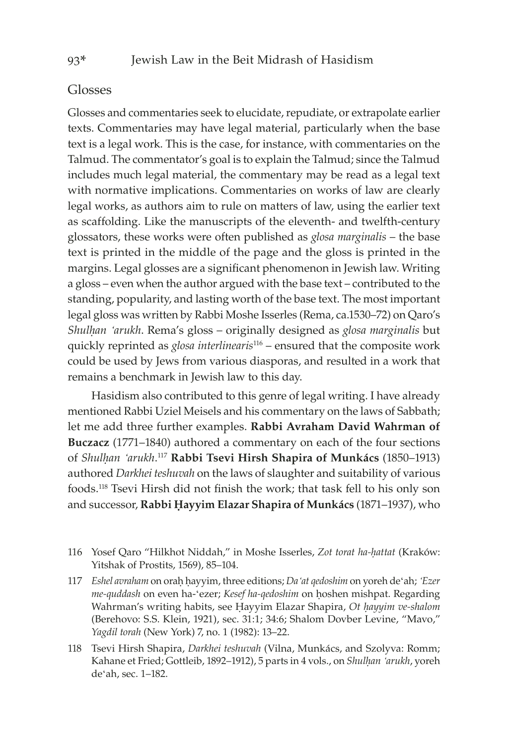## Glosses

Glosses and commentaries seek to elucidate, repudiate, or extrapolate earlier texts. Commentaries may have legal material, particularly when the base text is a legal work. This is the case, for instance, with commentaries on the Talmud. The commentator's goal is to explain the Talmud; since the Talmud includes much legal material, the commentary may be read as a legal text with normative implications. Commentaries on works of law are clearly legal works, as authors aim to rule on matters of law, using the earlier text as scaffolding. Like the manuscripts of the eleventh- and twelfth-century glossators, these works were often published as *glosa marginalis* – the base text is printed in the middle of the page and the gloss is printed in the margins. Legal glosses are a significant phenomenon in Jewish law. Writing a gloss – even when the author argued with the base text – contributed to the standing, popularity, and lasting worth of the base text. The most important legal gloss was written by Rabbi Moshe Isserles (Rema, ca.1530–72) on Qaro's *Shulḥan 'arukh*. Rema's gloss – originally designed as *glosa marginalis* but quickly reprinted as *glosa interlinearis*[116] – ensured that the composite work could be used by Jews from various diasporas, and resulted in a work that remains a benchmark in Jewish law to this day.

Hasidism also contributed to this genre of legal writing. I have already mentioned Rabbi Uziel Meisels and his commentary on the laws of Sabbath; let me add three further examples. **Rabbi Avraham David Wahrman of Buczacz** (1771–1840) authored a commentary on each of the four sections of *Shulḥan 'arukh*.[117] **Rabbi Tsevi Hirsh Shapira of Munkács** (1850–1913) authored *Darkhei teshuvah* on the laws of slaughter and suitability of various foods.[118] Tsevi Hirsh did not finish the work; that task fell to his only son and successor, **Rabbi Ḥayyim Elazar Shapira of Munkács** (1871–1937), who

116 Yosef Qaro "Hilkhot Niddah," in Moshe Isserles, *Zot torat ha-ḥattat* (Kraków: Yitshak of Prostits, 1569), 85–104.

117 *Eshel avraham* on oraḥ ḥayyim, three editions; *Da'at qedoshim* on yoreh de'ah; *'Ezer me-quddash* on even ha-'ezer; *Kesef ha-qedoshim* on ḥoshen mishpat. Regarding Wahrman's writing habits, see Ḥayyim Elazar Shapira, *Ot ḥayyim ve-shalom* (Berehovo: S.S. Klein, 1921), sec. 31:1; 34:6; Shalom Dovber Levine, "Mavo," *Yagdil torah* (New York) 7, no. 1 (1982): 13–22.

118 Tsevi Hirsh Shapira, *Darkhei teshuvah* (Vilna, Munkács, and Szolyva: Romm; Kahane et Fried; Gottleib, 1892–1912), 5 parts in 4 vols., on *Shulḥan 'arukh*, yoreh de'ah, sec. 1–182.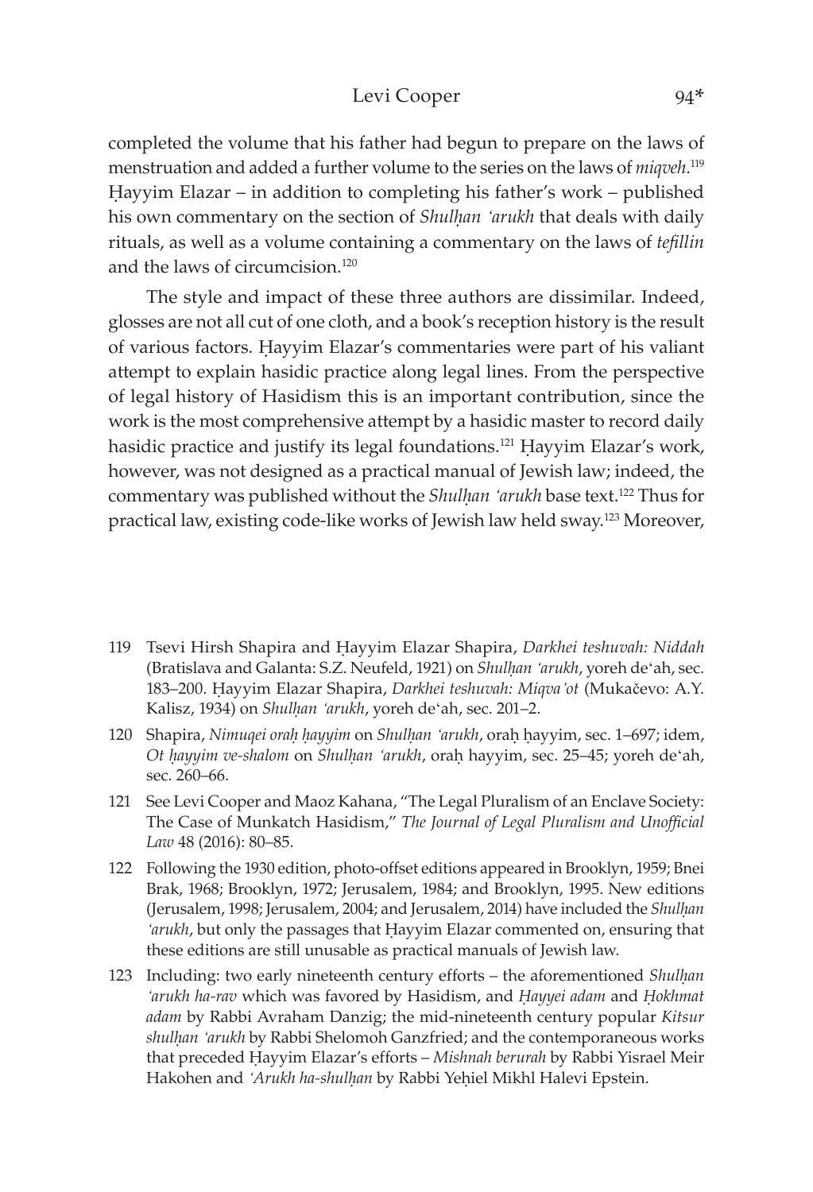completed the volume that his father had begun to prepare on the laws of menstruation and added a further volume to the series on the laws of *miqveh*.[119] Ḥayyim Elazar – in addition to completing his father's work – published his own commentary on the section of *Shulḥan 'arukh* that deals with daily rituals, as well as a volume containing a commentary on the laws of *tefillin* and the laws of circumcision.[120]

The style and impact of these three authors are dissimilar. Indeed, glosses are not all cut of one cloth, and a book's reception history is the result of various factors. Ḥayyim Elazar's commentaries were part of his valiant attempt to explain hasidic practice along legal lines. From the perspective of legal history of Hasidism this is an important contribution, since the work is the most comprehensive attempt by a hasidic master to record daily hasidic practice and justify its legal foundations.[121] Ḥayyim Elazar's work, however, was not designed as a practical manual of Jewish law; indeed, the commentary was published without the *Shulḥan 'arukh* base text.[122] Thus for practical law, existing code-like works of Jewish law held sway.[123] Moreover,

119 Tsevi Hirsh Shapira and Ḥayyim Elazar Shapira, *Darkhei teshuvah: Niddah* (Bratislava and Galanta: S.Z. Neufeld, 1921) on *Shulḥan 'arukh*, yoreh de'ah, sec. 183–200. Ḥayyim Elazar Shapira, *Darkhei teshuvah: Miqva'ot* (Mukačevo: A.Y. Kalisz, 1934) on *Shulḥan 'arukh*, yoreh de'ah, sec. 201–2.

120 Shapira, *Nimuqei oraḥ ḥayyim* on *Shulḥan 'arukh*, oraḥ ḥayyim, sec. 1–697; idem, *Ot ḥayyim ve-shalom* on *Shulḥan 'arukh*, oraḥ hayyim, sec. 25–45; yoreh de'ah, sec. 260–66.

121 See Levi Cooper and Maoz Kahana, "The Legal Pluralism of an Enclave Society: The Case of Munkatch Hasidism," *The Journal of Legal Pluralism and Unofficial Law* 48 (2016): 80–85.

122 Following the 1930 edition, photo-offset editions appeared in Brooklyn, 1959; Bnei Brak, 1968; Brooklyn, 1972; Jerusalem, 1984; and Brooklyn, 1995. New editions (Jerusalem, 1998; Jerusalem, 2004; and Jerusalem, 2014) have included the *Shulḥan 'arukh*, but only the passages that Ḥayyim Elazar commented on, ensuring that these editions are still unusable as practical manuals of Jewish law.

123 Including: two early nineteenth century efforts – the aforementioned *Shulḥan 'arukh ha-rav* which was favored by Hasidism, and *Ḥayyei adam* and *Ḥokhmat adam* by Rabbi Avraham Danzig; the mid-nineteenth century popular *Kitsur shulḥan 'arukh* by Rabbi Shelomoh Ganzfried; and the contemporaneous works that preceded Ḥayyim Elazar's efforts – *Mishnah berurah* by Rabbi Yisrael Meir Hakohen and *'Arukh ha-shulḥan* by Rabbi Yeḥiel Mikhl Halevi Epstein.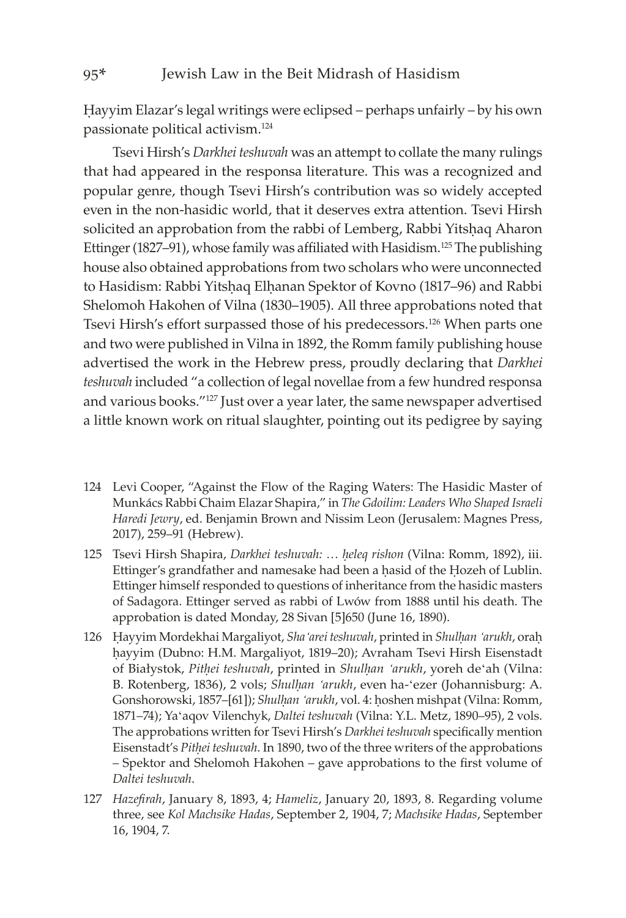Ḥayyim Elazar's legal writings were eclipsed – perhaps unfairly – by his own passionate political activism.[124]

Tsevi Hirsh's *Darkhei teshuvah* was an attempt to collate the many rulings that had appeared in the responsa literature. This was a recognized and popular genre, though Tsevi Hirsh's contribution was so widely accepted even in the non-hasidic world, that it deserves extra attention. Tsevi Hirsh solicited an approbation from the rabbi of Lemberg, Rabbi Yitsḥaq Aharon Ettinger (1827–91), whose family was affiliated with Hasidism.[125] The publishing house also obtained approbations from two scholars who were unconnected to Hasidism: Rabbi Yitsḥaq Elḥanan Spektor of Kovno (1817–96) and Rabbi Shelomoh Hakohen of Vilna (1830–1905). All three approbations noted that Tsevi Hirsh's effort surpassed those of his predecessors.[126] When parts one and two were published in Vilna in 1892, the Romm family publishing house advertised the work in the Hebrew press, proudly declaring that *Darkhei teshuvah* included "a collection of legal novellae from a few hundred responsa and various books."[127] Just over a year later, the same newspaper advertised a little known work on ritual slaughter, pointing out its pedigree by saying

124 Levi Cooper, "Against the Flow of the Raging Waters: The Hasidic Master of Munkács Rabbi Chaim Elazar Shapira," in *The Gdoilim: Leaders Who Shaped Israeli Haredi Jewry*, ed. Benjamin Brown and Nissim Leon (Jerusalem: Magnes Press, 2017), 259–91 (Hebrew).

125 Tsevi Hirsh Shapira, *Darkhei teshuvah: … ḥeleq rishon* (Vilna: Romm, 1892), iii. Ettinger's grandfather and namesake had been a ḥasid of the Ḥozeh of Lublin. Ettinger himself responded to questions of inheritance from the hasidic masters of Sadagora. Ettinger served as rabbi of Lwów from 1888 until his death. The approbation is dated Monday, 28 Sivan [5]650 (June 16, 1890).

126 Ḥayyim Mordekhai Margaliyot, *Sha'arei teshuvah*, printed in *Shulḥan 'arukh*, oraḥ ḥayyim (Dubno: H.M. Margaliyot, 1819–20); Avraham Tsevi Hirsh Eisenstadt of Białystok, *Pitḥei teshuvah*, printed in *Shulḥan 'arukh*, yoreh de'ah (Vilna: B. Rotenberg, 1836), 2 vols; *Shulḥan 'arukh*, even ha-'ezer (Johannisburg: A. Gonshorowski, 1857–[61]); *Shulḥan 'arukh*, vol. 4: ḥoshen mishpat (Vilna: Romm, 1871–74); Ya'aqov Vilenchyk, *Daltei teshuvah* (Vilna: Y.L. Metz, 1890–95), 2 vols. The approbations written for Tsevi Hirsh's *Darkhei teshuvah* specifically mention Eisenstadt's *Pitḥei teshuvah*. In 1890, two of the three writers of the approbations – Spektor and Shelomoh Hakohen – gave approbations to the first volume of *Daltei teshuvah*.

127 *Hazefirah*, January 8, 1893, 4; *Hameliz*, January 20, 1893, 8. Regarding volume three, see *Kol Machsike Hadas*, September 2, 1904, 7; *Machsike Hadas*, September 16, 1904, 7.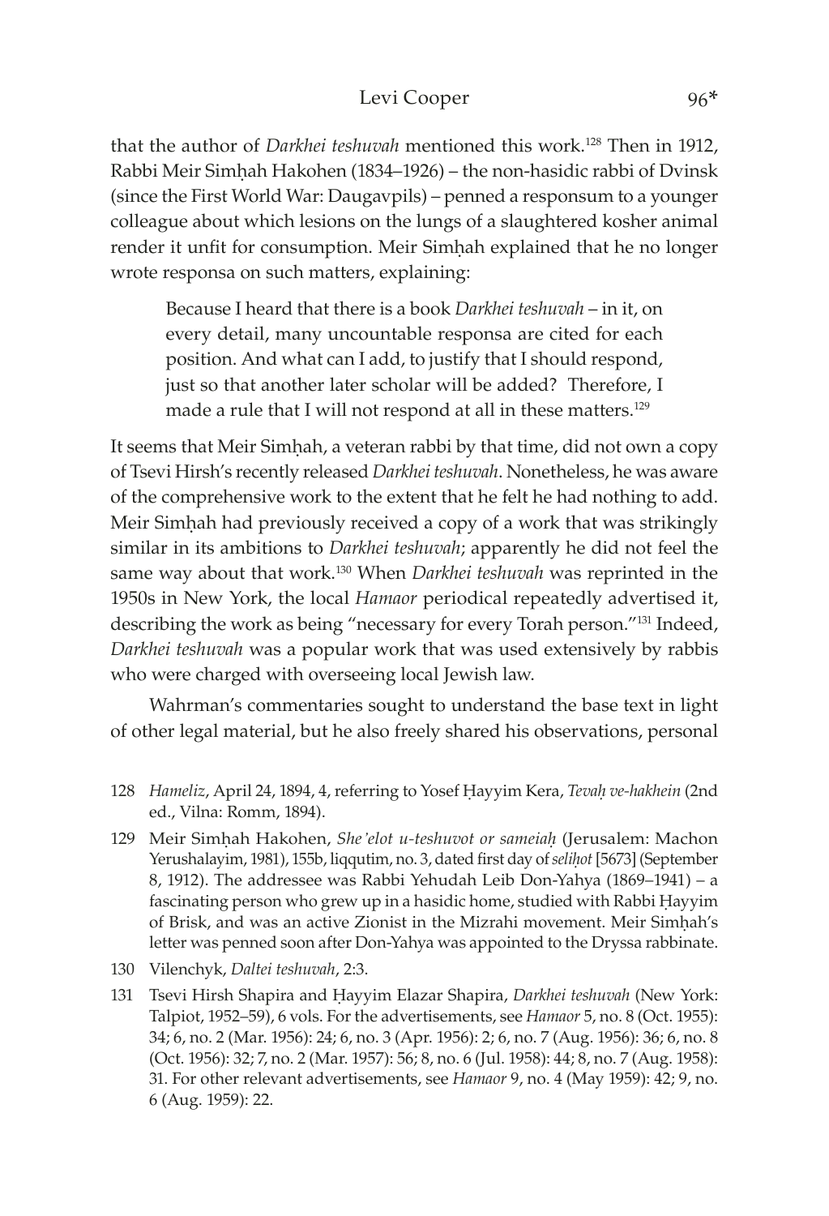that the author of *Darkhei teshuvah* mentioned this work.[128] Then in 1912, Rabbi Meir Simḥah Hakohen (1834–1926) – the non-hasidic rabbi of Dvinsk (since the First World War: Daugavpils) – penned a responsum to a younger colleague about which lesions on the lungs of a slaughtered kosher animal render it unfit for consumption. Meir Simḥah explained that he no longer wrote responsa on such matters, explaining:

> Because I heard that there is a book *Darkhei teshuvah* – in it, on every detail, many uncountable responsa are cited for each position. And what can I add, to justify that I should respond, just so that another later scholar will be added? Therefore, I made a rule that I will not respond at all in these matters.[129]

It seems that Meir Simḥah, a veteran rabbi by that time, did not own a copy of Tsevi Hirsh's recently released *Darkhei teshuvah*. Nonetheless, he was aware of the comprehensive work to the extent that he felt he had nothing to add. Meir Simḥah had previously received a copy of a work that was strikingly similar in its ambitions to *Darkhei teshuvah*; apparently he did not feel the same way about that work.[130] When *Darkhei teshuvah* was reprinted in the 1950s in New York, the local *Hamaor* periodical repeatedly advertised it, describing the work as being "necessary for every Torah person."[131] Indeed, *Darkhei teshuvah* was a popular work that was used extensively by rabbis who were charged with overseeing local Jewish law.

Wahrman's commentaries sought to understand the base text in light of other legal material, but he also freely shared his observations, personal

128 *Hameliz*, April 24, 1894, 4, referring to Yosef Ḥayyim Kera, *Tevaḥ ve-hakhein* (2nd ed., Vilna: Romm, 1894).

129 Meir Simḥah Hakohen, *She'elot u-teshuvot or sameiaḥ* (Jerusalem: Machon Yerushalayim, 1981), 155b, liqqutim, no. 3, dated first day of *seliḥot* [5673] (September 8, 1912). The addressee was Rabbi Yehudah Leib Don-Yahya (1869–1941) – a fascinating person who grew up in a hasidic home, studied with Rabbi Ḥayyim of Brisk, and was an active Zionist in the Mizrahi movement. Meir Simḥah's letter was penned soon after Don-Yahya was appointed to the Dryssa rabbinate.

130 Vilenchyk, *Daltei teshuvah*, 2:3.

131 Tsevi Hirsh Shapira and Ḥayyim Elazar Shapira, *Darkhei teshuvah* (New York: Talpiot, 1952–59), 6 vols. For the advertisements, see *Hamaor* 5, no. 8 (Oct. 1955): 34; 6, no. 2 (Mar. 1956): 24; 6, no. 3 (Apr. 1956): 2; 6, no. 7 (Aug. 1956): 36; 6, no. 8 (Oct. 1956): 32; 7, no. 2 (Mar. 1957): 56; 8, no. 6 (Jul. 1958): 44; 8, no. 7 (Aug. 1958): 31. For other relevant advertisements, see *Hamaor* 9, no. 4 (May 1959): 42; 9, no. 6 (Aug. 1959): 22.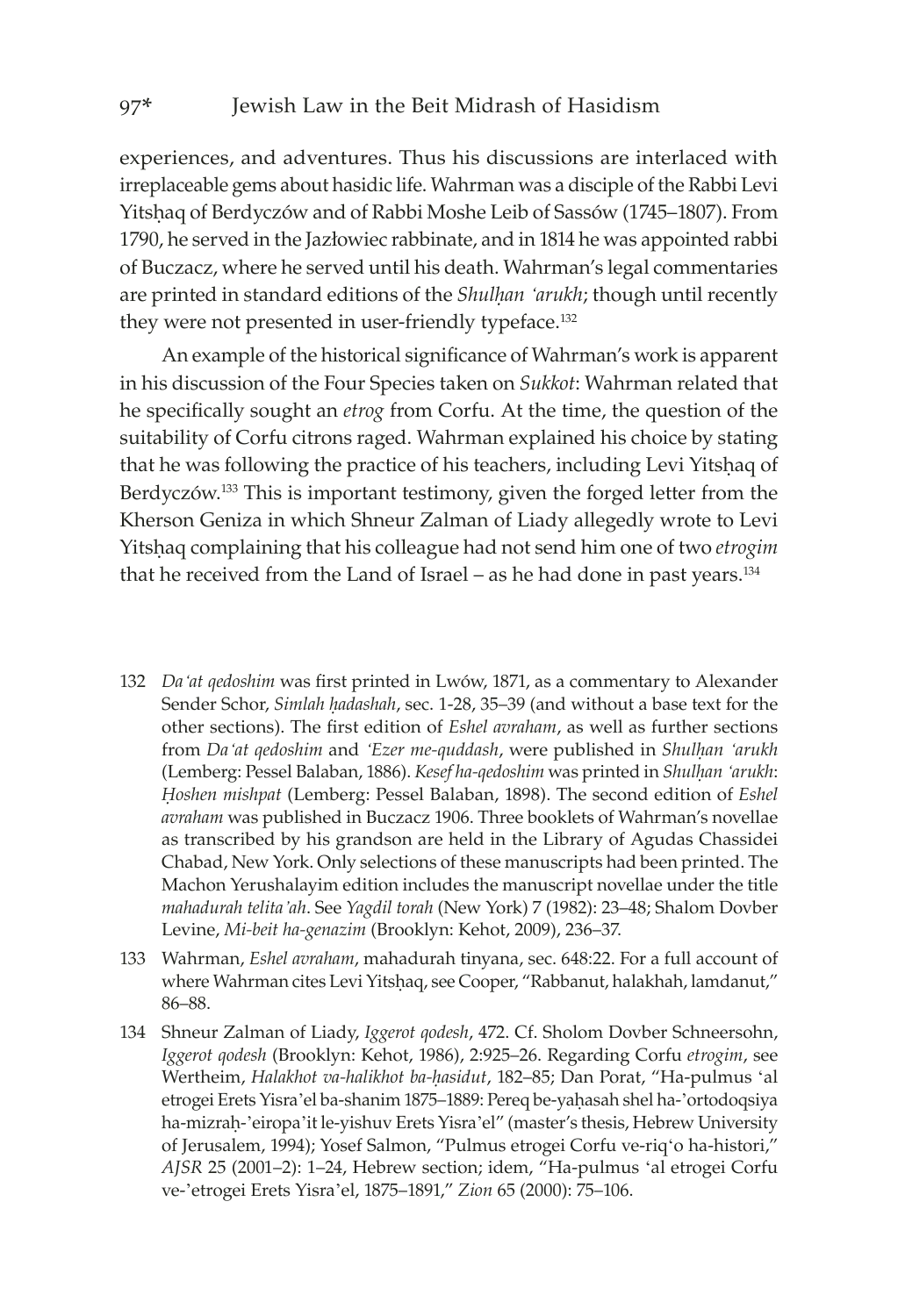experiences, and adventures. Thus his discussions are interlaced with irreplaceable gems about hasidic life. Wahrman was a disciple of the Rabbi Levi Yitsḥaq of Berdyczów and of Rabbi Moshe Leib of Sassów (1745–1807). From 1790, he served in the Jazłowiec rabbinate, and in 1814 he was appointed rabbi of Buczacz, where he served until his death. Wahrman's legal commentaries are printed in standard editions of the *Shulḥan 'arukh*; though until recently they were not presented in user-friendly typeface.[132]

An example of the historical significance of Wahrman's work is apparent in his discussion of the Four Species taken on *Sukkot*: Wahrman related that he specifically sought an *etrog* from Corfu. At the time, the question of the suitability of Corfu citrons raged. Wahrman explained his choice by stating that he was following the practice of his teachers, including Levi Yitsḥaq of Berdyczów.[133] This is important testimony, given the forged letter from the Kherson Geniza in which Shneur Zalman of Liady allegedly wrote to Levi Yitsḥaq complaining that his colleague had not send him one of two *etrogim* that he received from the Land of Israel – as he had done in past years.[134]

---

132 *Da'at qedoshim* was first printed in Lwów, 1871, as a commentary to Alexander Sender Schor, *Simlah ḥadashah*, sec. 1-28, 35–39 (and without a base text for the other sections). The first edition of *Eshel avraham*, as well as further sections from *Da'at qedoshim* and *'Ezer me-quddash*, were published in *Shulḥan 'arukh* (Lemberg: Pessel Balaban, 1886). *Kesef ha-qedoshim* was printed in *Shulḥan 'arukh*: *Ḥoshen mishpat* (Lemberg: Pessel Balaban, 1898). The second edition of *Eshel avraham* was published in Buczacz 1906. Three booklets of Wahrman's novellae as transcribed by his grandson are held in the Library of Agudas Chassidei Chabad, New York. Only selections of these manuscripts had been printed. The Machon Yerushalayim edition includes the manuscript novellae under the title *mahadurah telita'ah*. See *Yagdil torah* (New York) 7 (1982): 23–48; Shalom Dovber Levine, *Mi-beit ha-genazim* (Brooklyn: Kehot, 2009), 236–37.

133 Wahrman, *Eshel avraham*, mahadurah tinyana, sec. 648:22. For a full account of where Wahrman cites Levi Yitsḥaq, see Cooper, "Rabbanut, halakhah, lamdanut," 86–88.

134 Shneur Zalman of Liady, *Iggerot qodesh*, 472. Cf. Sholom Dovber Schneersohn, *Iggerot qodesh* (Brooklyn: Kehot, 1986), 2:925–26. Regarding Corfu *etrogim*, see Wertheim, *Halakhot va-halikhot ba-ḥasidut*, 182–85; Dan Porat, "Ha-pulmus 'al etrogei Erets Yisra'el ba-shanim 1875–1889: Pereq be-yaḥasah shel ha-'ortodoqsiya ha-mizraḥ-'eiropa'it le-yishuv Erets Yisra'el" (master's thesis, Hebrew University of Jerusalem, 1994); Yosef Salmon, "Pulmus etrogei Corfu ve-riq'o ha-histori," *AJSR* 25 (2001–2): 1–24, Hebrew section; idem, "Ha-pulmus 'al etrogei Corfu ve-'etrogei Erets Yisra'el, 1875–1891," *Zion* 65 (2000): 75–106.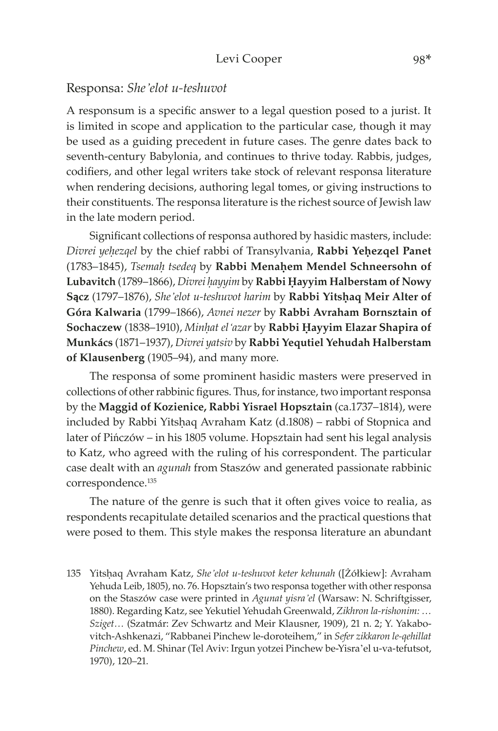## Responsa: *She'elot u-teshuvot*

A responsum is a specific answer to a legal question posed to a jurist. It is limited in scope and application to the particular case, though it may be used as a guiding precedent in future cases. The genre dates back to seventh-century Babylonia, and continues to thrive today. Rabbis, judges, codifiers, and other legal writers take stock of relevant responsa literature when rendering decisions, authoring legal tomes, or giving instructions to their constituents. The responsa literature is the richest source of Jewish law in the late modern period.

Significant collections of responsa authored by hasidic masters, include: *Divrei yeḥezqel* by the chief rabbi of Transylvania, **Rabbi Yeḥezqel Panet** (1783–1845), *Tsemaḥ tsedeq* by **Rabbi Menaḥem Mendel Schneersohn of Lubavitch** (1789–1866), *Divrei ḥayyim* by **Rabbi Ḥayyim Halberstam of Nowy Sącz** (1797–1876), *She'elot u-teshuvot harim* by **Rabbi Yitsḥaq Meir Alter of Góra Kalwaria** (1799–1866), *Avnei nezer* by **Rabbi Avraham Bornsztain of Sochaczew** (1838–1910), *Minḥat el'azar* by **Rabbi Ḥayyim Elazar Shapira of Munkács** (1871–1937), *Divrei yatsiv* by **Rabbi Yequtiel Yehudah Halberstam of Klausenberg** (1905–94), and many more.

The responsa of some prominent hasidic masters were preserved in collections of other rabbinic figures. Thus, for instance, two important responsa by the **Maggid of Kozienice, Rabbi Yisrael Hopsztain** (ca.1737–1814), were included by Rabbi Yitsḥaq Avraham Katz (d.1808) – rabbi of Stopnica and later of Pińczów – in his 1805 volume. Hopsztain had sent his legal analysis to Katz, who agreed with the ruling of his correspondent. The particular case dealt with an *agunah* from Staszów and generated passionate rabbinic correspondence.[135]

The nature of the genre is such that it often gives voice to realia, as respondents recapitulate detailed scenarios and the practical questions that were posed to them. This style makes the responsa literature an abundant

135 Yitsḥaq Avraham Katz, *She'elot u-teshuvot keter kehunah* ([Żółkiew]: Avraham Yehuda Leib, 1805), no. 76. Hopsztain's two responsa together with other responsa on the Staszów case were printed in *Agunat yisra'el* (Warsaw: N. Schriftgisser, 1880). Regarding Katz, see Yekutiel Yehudah Greenwald, *Zikhron la-rishonim: … Sziget…* (Szatmár: Zev Schwartz and Meir Klausner, 1909), 21 n. 2; Y. Yakabovitch-Ashkenazi, "Rabbanei Pinchew le-doroteihem," in *Sefer zikkaron le-qehillat Pinchew*, ed. M. Shinar (Tel Aviv: Irgun yotzei Pinchew be-Yisra'el u-va-tefutsot, 1970), 120–21.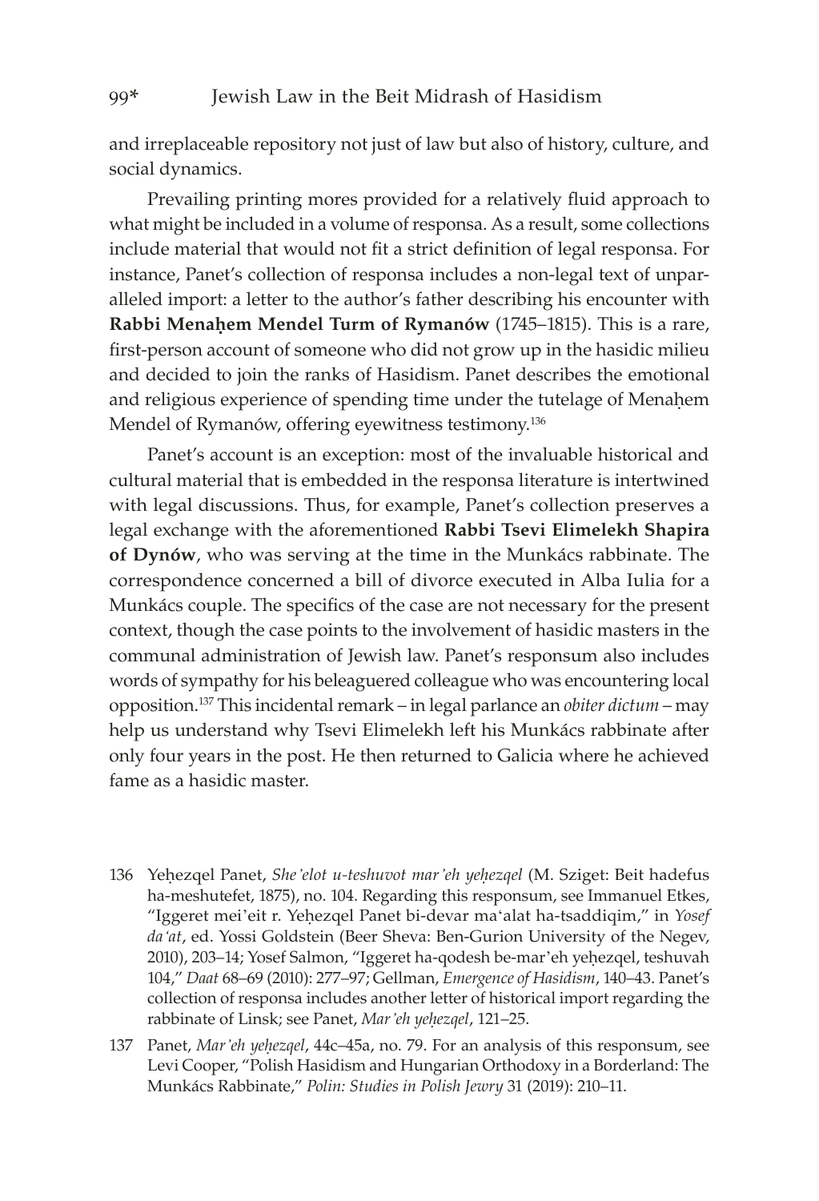and irreplaceable repository not just of law but also of history, culture, and social dynamics.

Prevailing printing mores provided for a relatively fluid approach to what might be included in a volume of responsa. As a result, some collections include material that would not fit a strict definition of legal responsa. For instance, Panet's collection of responsa includes a non-legal text of unparalleled import: a letter to the author's father describing his encounter with **Rabbi Menaḥem Mendel Turm of Rymanów** (1745–1815). This is a rare, first-person account of someone who did not grow up in the hasidic milieu and decided to join the ranks of Hasidism. Panet describes the emotional and religious experience of spending time under the tutelage of Menaḥem Mendel of Rymanów, offering eyewitness testimony.[136]

Panet's account is an exception: most of the invaluable historical and cultural material that is embedded in the responsa literature is intertwined with legal discussions. Thus, for example, Panet's collection preserves a legal exchange with the aforementioned **Rabbi Tsevi Elimelekh Shapira of Dynów**, who was serving at the time in the Munkács rabbinate. The correspondence concerned a bill of divorce executed in Alba Iulia for a Munkács couple. The specifics of the case are not necessary for the present context, though the case points to the involvement of hasidic masters in the communal administration of Jewish law. Panet's responsum also includes words of sympathy for his beleaguered colleague who was encountering local opposition.[137] This incidental remark – in legal parlance an *obiter dictum* – may help us understand why Tsevi Elimelekh left his Munkács rabbinate after only four years in the post. He then returned to Galicia where he achieved fame as a hasidic master.

136 Yeḥezqel Panet, *She'elot u-teshuvot mar'eh yeḥezqel* (M. Sziget: Beit hadefus ha-meshutefet, 1875), no. 104. Regarding this responsum, see Immanuel Etkes, "Iggeret mei'eit r. Yeḥezqel Panet bi-devar ma'alat ha-tsaddiqim," in *Yosef da'at*, ed. Yossi Goldstein (Beer Sheva: Ben-Gurion University of the Negev, 2010), 203–14; Yosef Salmon, "Iggeret ha-qodesh be-mar'eh yeḥezqel, teshuvah 104," *Daat* 68–69 (2010): 277–97; Gellman, *Emergence of Hasidism*, 140–43. Panet's collection of responsa includes another letter of historical import regarding the rabbinate of Linsk; see Panet, *Mar'eh yeḥezqel*, 121–25.

137 Panet, *Mar'eh yeḥezqel*, 44c–45a, no. 79. For an analysis of this responsum, see Levi Cooper, "Polish Hasidism and Hungarian Orthodoxy in a Borderland: The Munkács Rabbinate," *Polin: Studies in Polish Jewry* 31 (2019): 210–11.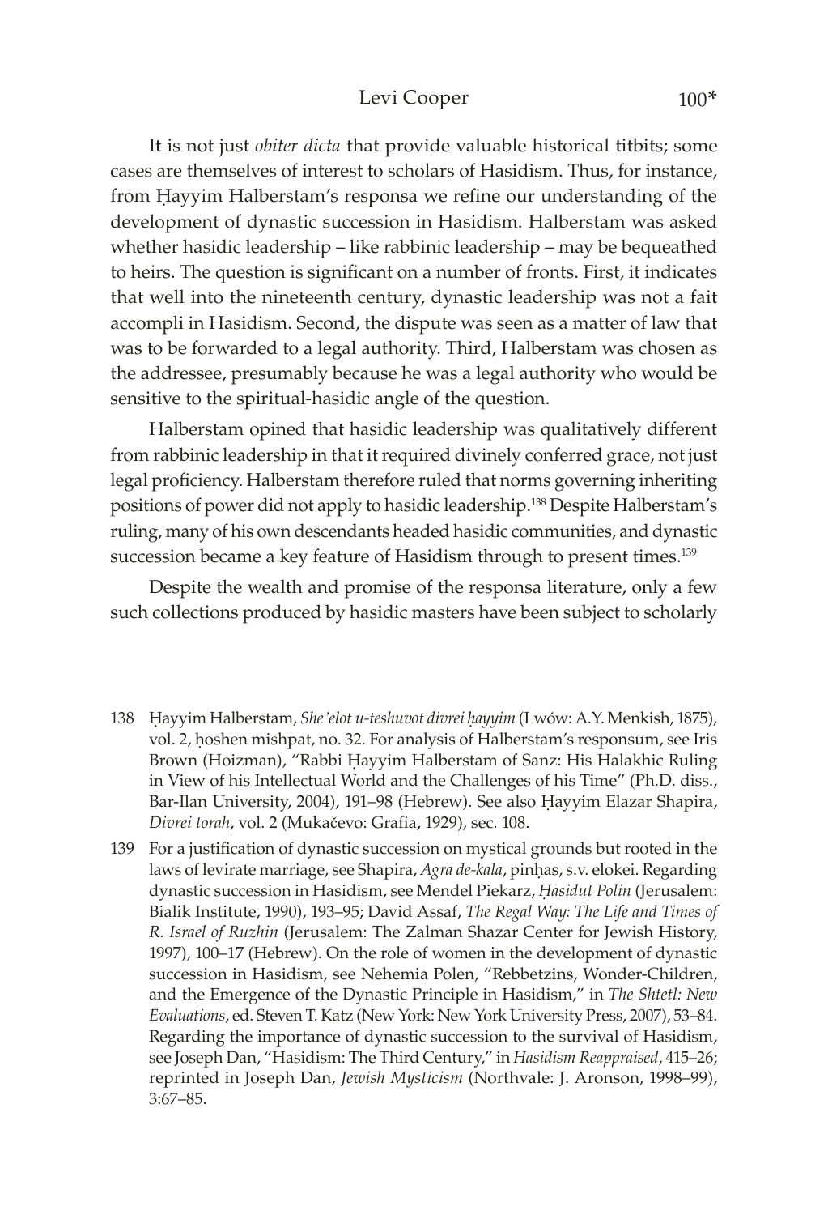It is not just *obiter dicta* that provide valuable historical titbits; some cases are themselves of interest to scholars of Hasidism. Thus, for instance, from Ḥayyim Halberstam's responsa we refine our understanding of the development of dynastic succession in Hasidism. Halberstam was asked whether hasidic leadership – like rabbinic leadership – may be bequeathed to heirs. The question is significant on a number of fronts. First, it indicates that well into the nineteenth century, dynastic leadership was not a fait accompli in Hasidism. Second, the dispute was seen as a matter of law that was to be forwarded to a legal authority. Third, Halberstam was chosen as the addressee, presumably because he was a legal authority who would be sensitive to the spiritual-hasidic angle of the question.

Halberstam opined that hasidic leadership was qualitatively different from rabbinic leadership in that it required divinely conferred grace, not just legal proficiency. Halberstam therefore ruled that norms governing inheriting positions of power did not apply to hasidic leadership.[138] Despite Halberstam's ruling, many of his own descendants headed hasidic communities, and dynastic succession became a key feature of Hasidism through to present times.[139]

Despite the wealth and promise of the responsa literature, only a few such collections produced by hasidic masters have been subject to scholarly

138 Ḥayyim Halberstam, *She'elot u-teshuvot divrei ḥayyim* (Lwów: A.Y. Menkish, 1875), vol. 2, ḥoshen mishpat, no. 32. For analysis of Halberstam's responsum, see Iris Brown (Hoizman), "Rabbi Ḥayyim Halberstam of Sanz: His Halakhic Ruling in View of his Intellectual World and the Challenges of his Time" (Ph.D. diss., Bar-Ilan University, 2004), 191–98 (Hebrew). See also Ḥayyim Elazar Shapira, *Divrei torah*, vol. 2 (Mukačevo: Grafia, 1929), sec. 108.

139 For a justification of dynastic succession on mystical grounds but rooted in the laws of levirate marriage, see Shapira, *Agra de-kala*, pinḥas, s.v. elokei. Regarding dynastic succession in Hasidism, see Mendel Piekarz, *Ḥasidut Polin* (Jerusalem: Bialik Institute, 1990), 193–95; David Assaf, *The Regal Way: The Life and Times of R. Israel of Ruzhin* (Jerusalem: The Zalman Shazar Center for Jewish History, 1997), 100–17 (Hebrew). On the role of women in the development of dynastic succession in Hasidism, see Nehemia Polen, "Rebbetzins, Wonder-Children, and the Emergence of the Dynastic Principle in Hasidism," in *The Shtetl: New Evaluations*, ed. Steven T. Katz (New York: New York University Press, 2007), 53–84. Regarding the importance of dynastic succession to the survival of Hasidism, see Joseph Dan, "Hasidism: The Third Century," in *Hasidism Reappraised*, 415–26; reprinted in Joseph Dan, *Jewish Mysticism* (Northvale: J. Aronson, 1998–99), 3:67–85.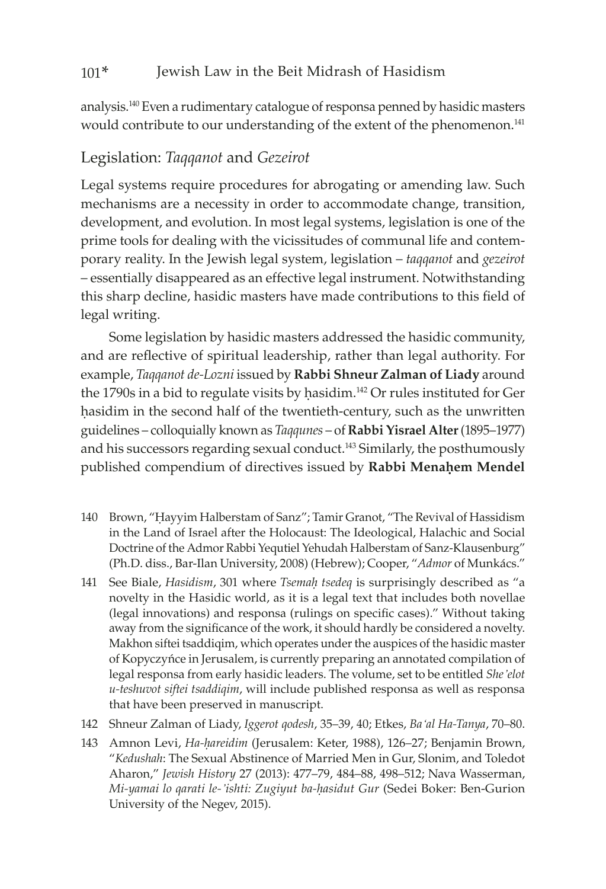analysis.[140] Even a rudimentary catalogue of responsa penned by hasidic masters would contribute to our understanding of the extent of the phenomenon.[141]

## Legislation: *Taqqanot* and *Gezeirot*

Legal systems require procedures for abrogating or amending law. Such mechanisms are a necessity in order to accommodate change, transition, development, and evolution. In most legal systems, legislation is one of the prime tools for dealing with the vicissitudes of communal life and contemporary reality. In the Jewish legal system, legislation – *taqqanot* and *gezeirot* – essentially disappeared as an effective legal instrument. Notwithstanding this sharp decline, hasidic masters have made contributions to this field of legal writing.

Some legislation by hasidic masters addressed the hasidic community, and are reflective of spiritual leadership, rather than legal authority. For example, *Taqqanot de-Lozni* issued by **Rabbi Shneur Zalman of Liady** around the 1790s in a bid to regulate visits by ḥasidim.[142] Or rules instituted for Ger ḥasidim in the second half of the twentieth-century, such as the unwritten guidelines – colloquially known as *Taqqunes* – of **Rabbi Yisrael Alter** (1895–1977) and his successors regarding sexual conduct.[143] Similarly, the posthumously published compendium of directives issued by **Rabbi Menaḥem Mendel**

140 Brown, "Ḥayyim Halberstam of Sanz"; Tamir Granot, "The Revival of Hassidism in the Land of Israel after the Holocaust: The Ideological, Halachic and Social Doctrine of the Admor Rabbi Yequtiel Yehudah Halberstam of Sanz-Klausenburg" (Ph.D. diss., Bar-Ilan University, 2008) (Hebrew); Cooper, "*Admor* of Munkács."

141 See Biale, *Hasidism*, 301 where *Tsemaḥ tsedeq* is surprisingly described as "a novelty in the Hasidic world, as it is a legal text that includes both novellae (legal innovations) and responsa (rulings on specific cases)." Without taking away from the significance of the work, it should hardly be considered a novelty. Makhon siftei tsaddiqim, which operates under the auspices of the hasidic master of Kopyczyńce in Jerusalem, is currently preparing an annotated compilation of legal responsa from early hasidic leaders. The volume, set to be entitled *She'elot u-teshuvot siftei tsaddiqim*, will include published responsa as well as responsa that have been preserved in manuscript.

142 Shneur Zalman of Liady, *Iggerot qodesh*, 35–39, 40; Etkes, *Ba'al Ha-Tanya*, 70–80.

143 Amnon Levi, *Ha-ḥareidim* (Jerusalem: Keter, 1988), 126–27; Benjamin Brown, "*Kedushah*: The Sexual Abstinence of Married Men in Gur, Slonim, and Toledot Aharon," *Jewish History* 27 (2013): 477–79, 484–88, 498–512; Nava Wasserman, *Mi-yamai lo qarati le-'ishti: Zugiyut ba-ḥasidut Gur* (Sedei Boker: Ben-Gurion University of the Negev, 2015).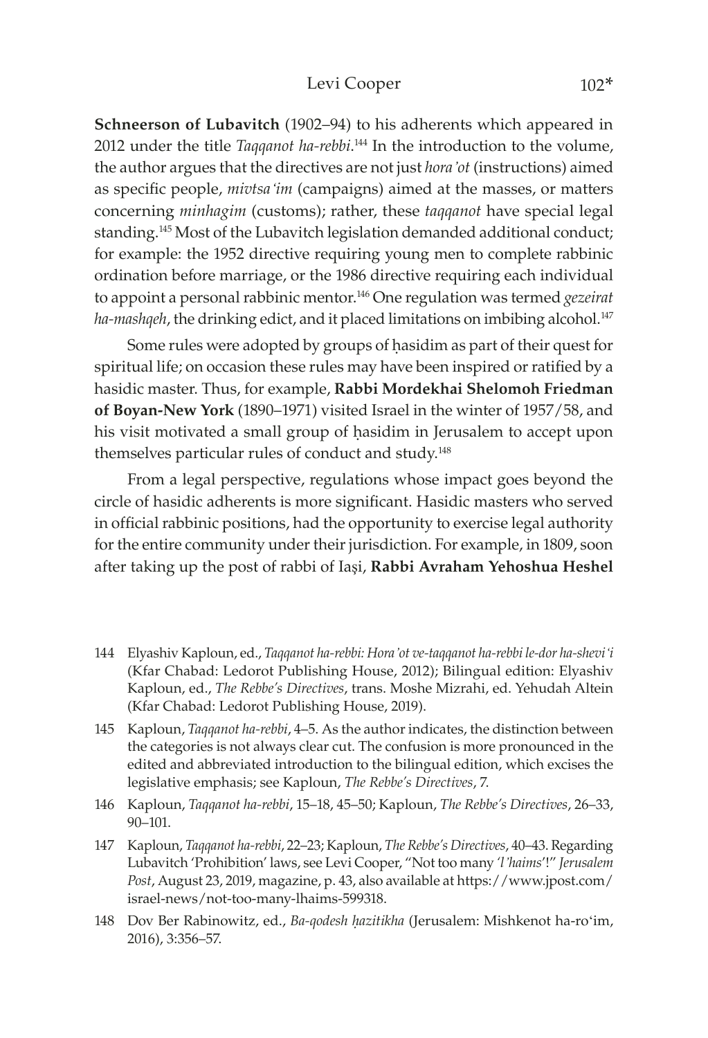**Schneerson of Lubavitch** (1902–94) to his adherents which appeared in 2012 under the title *Taqqanot ha-rebbi*.[144] In the introduction to the volume, the author argues that the directives are not just *hora'ot* (instructions) aimed as specific people, *mivtsa'im* (campaigns) aimed at the masses, or matters concerning *minhagim* (customs); rather, these *taqqanot* have special legal standing.[145] Most of the Lubavitch legislation demanded additional conduct; for example: the 1952 directive requiring young men to complete rabbinic ordination before marriage, or the 1986 directive requiring each individual to appoint a personal rabbinic mentor.[146] One regulation was termed *gezeirat ha-mashqeh*, the drinking edict, and it placed limitations on imbibing alcohol.[147]

Some rules were adopted by groups of ḥasidim as part of their quest for spiritual life; on occasion these rules may have been inspired or ratified by a hasidic master. Thus, for example, **Rabbi Mordekhai Shelomoh Friedman of Boyan-New York** (1890–1971) visited Israel in the winter of 1957/58, and his visit motivated a small group of ḥasidim in Jerusalem to accept upon themselves particular rules of conduct and study.[148]

From a legal perspective, regulations whose impact goes beyond the circle of hasidic adherents is more significant. Hasidic masters who served in official rabbinic positions, had the opportunity to exercise legal authority for the entire community under their jurisdiction. For example, in 1809, soon after taking up the post of rabbi of Iaşi, **Rabbi Avraham Yehoshua Heshel**

---

144 Elyashiv Kaploun, ed., *Taqqanot ha-rebbi: Hora'ot ve-taqqanot ha-rebbi le-dor ha-shevi'i* (Kfar Chabad: Ledorot Publishing House, 2012); Bilingual edition: Elyashiv Kaploun, ed., *The Rebbe's Directives*, trans. Moshe Mizrahi, ed. Yehudah Altein (Kfar Chabad: Ledorot Publishing House, 2019).

145 Kaploun, *Taqqanot ha-rebbi*, 4–5. As the author indicates, the distinction between the categories is not always clear cut. The confusion is more pronounced in the edited and abbreviated introduction to the bilingual edition, which excises the legislative emphasis; see Kaploun, *The Rebbe's Directives*, 7.

146 Kaploun, *Taqqanot ha-rebbi*, 15–18, 45–50; Kaploun, *The Rebbe's Directives*, 26–33, 90–101.

147 Kaploun, *Taqqanot ha-rebbi*, 22–23; Kaploun, *The Rebbe's Directives*, 40–43. Regarding Lubavitch 'Prohibition' laws, see Levi Cooper, "Not too many *'l'haims'*!" *Jerusalem Post*, August 23, 2019, magazine, p. 43, also available at https://www.jpost.com/israel-news/not-too-many-lhaims-599318.

148 Dov Ber Rabinowitz, ed., *Ba-qodesh ḥazitikha* (Jerusalem: Mishkenot ha-ro'im, 2016), 3:356–57.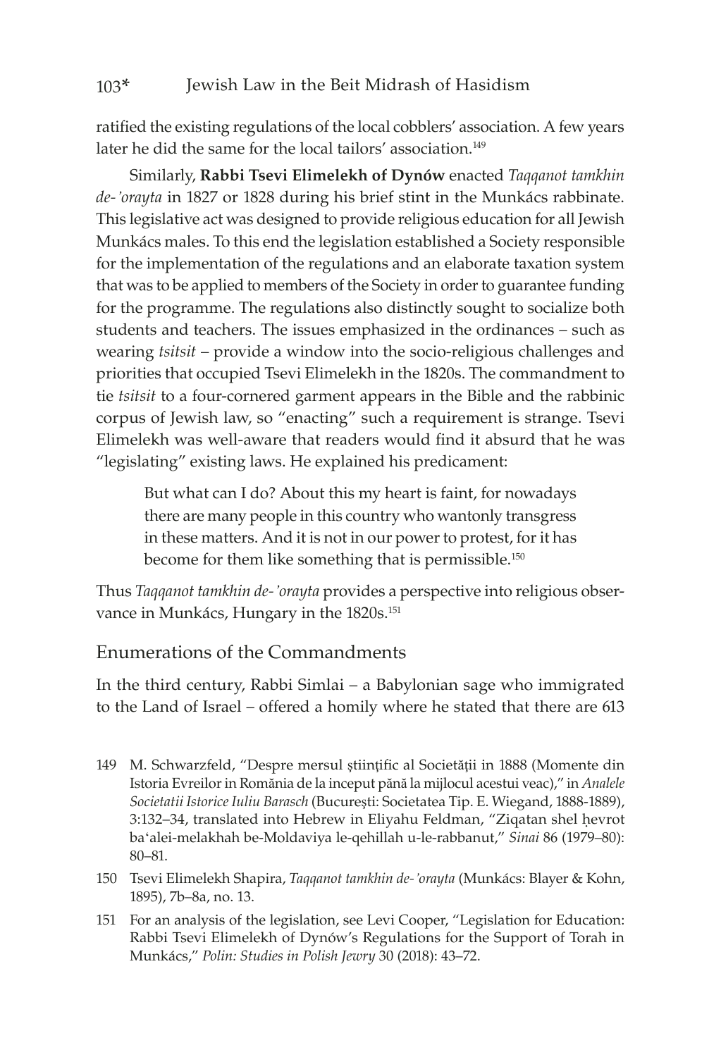ratified the existing regulations of the local cobblers' association. A few years later he did the same for the local tailors' association.[149]

Similarly, **Rabbi Tsevi Elimelekh of Dynów** enacted *Taqqanot tamkhin de-'orayta* in 1827 or 1828 during his brief stint in the Munkács rabbinate. This legislative act was designed to provide religious education for all Jewish Munkács males. To this end the legislation established a Society responsible for the implementation of the regulations and an elaborate taxation system that was to be applied to members of the Society in order to guarantee funding for the programme. The regulations also distinctly sought to socialize both students and teachers. The issues emphasized in the ordinances – such as wearing *tsitsit* – provide a window into the socio-religious challenges and priorities that occupied Tsevi Elimelekh in the 1820s. The commandment to tie *tsitsit* to a four-cornered garment appears in the Bible and the rabbinic corpus of Jewish law, so "enacting" such a requirement is strange. Tsevi Elimelekh was well-aware that readers would find it absurd that he was "legislating" existing laws. He explained his predicament:

> But what can I do? About this my heart is faint, for nowadays there are many people in this country who wantonly transgress in these matters. And it is not in our power to protest, for it has become for them like something that is permissible.[150]

Thus *Taqqanot tamkhin de-'orayta* provides a perspective into religious observance in Munkács, Hungary in the 1820s.[151]

## Enumerations of the Commandments

In the third century, Rabbi Simlai – a Babylonian sage who immigrated to the Land of Israel – offered a homily where he stated that there are 613

149 M. Schwarzfeld, "Despre mersul ştiinţific al Societăţii in 1888 (Momente din Istoria Evreilor in Romănia de la inceput pănă la mijlocul acestui veac)," in *Analele Societatii Istorice Iuliu Barasch* (Bucureşti: Societatea Tip. E. Wiegand, 1888-1889), 3:132–34, translated into Hebrew in Eliyahu Feldman, "Ziqatan shel ḥevrot ba'alei-melakhah be-Moldaviya le-qehillah u-le-rabbanut," *Sinai* 86 (1979–80): 80–81.

150 Tsevi Elimelekh Shapira, *Taqqanot tamkhin de-'orayta* (Munkács: Blayer & Kohn, 1895), 7b–8a, no. 13.

151 For an analysis of the legislation, see Levi Cooper, "Legislation for Education: Rabbi Tsevi Elimelekh of Dynów's Regulations for the Support of Torah in Munkács," *Polin: Studies in Polish Jewry* 30 (2018): 43–72.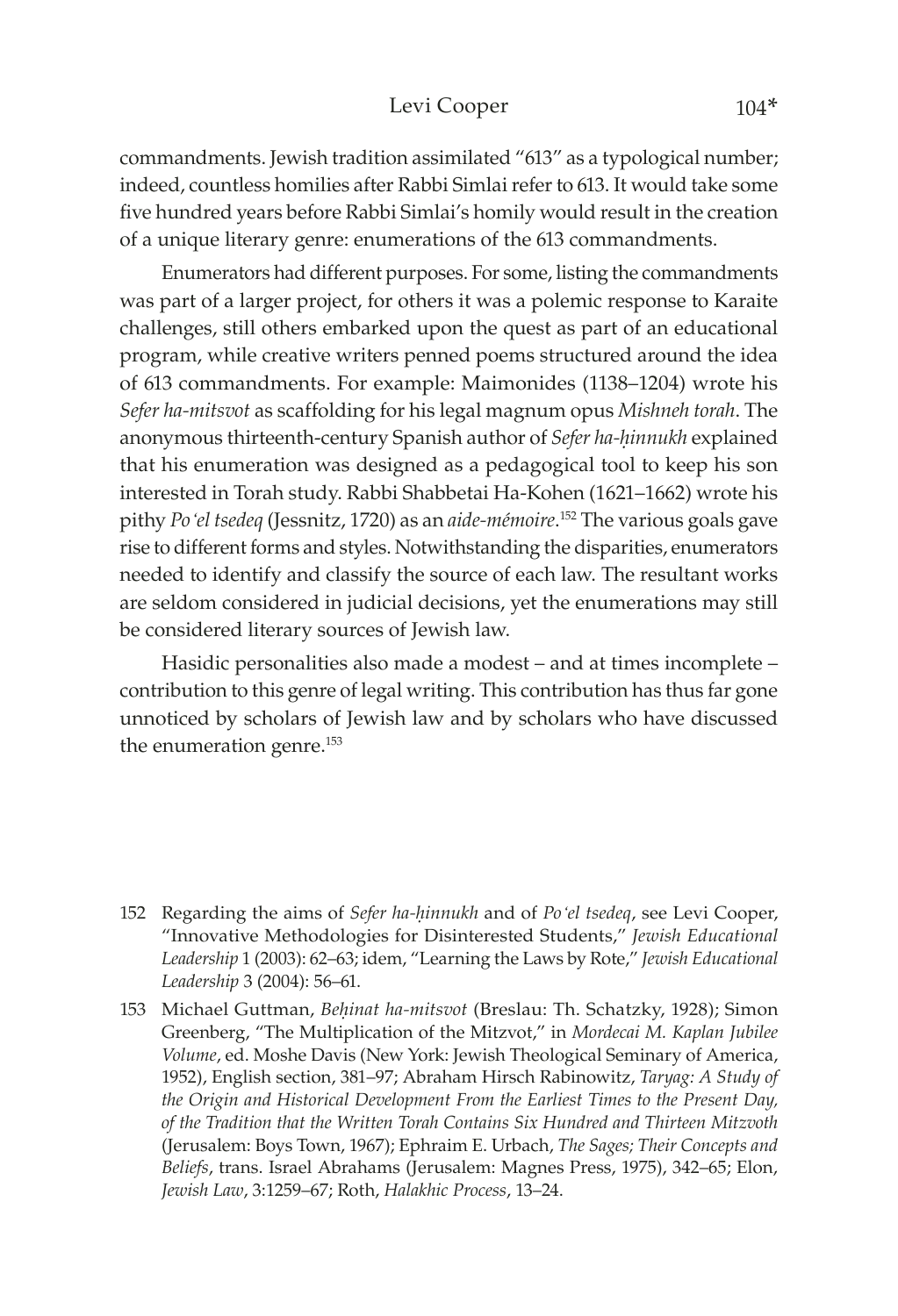commandments. Jewish tradition assimilated "613" as a typological number; indeed, countless homilies after Rabbi Simlai refer to 613. It would take some five hundred years before Rabbi Simlai's homily would result in the creation of a unique literary genre: enumerations of the 613 commandments.

Enumerators had different purposes. For some, listing the commandments was part of a larger project, for others it was a polemic response to Karaite challenges, still others embarked upon the quest as part of an educational program, while creative writers penned poems structured around the idea of 613 commandments. For example: Maimonides (1138–1204) wrote his *Sefer ha-mitsvot* as scaffolding for his legal magnum opus *Mishneh torah*. The anonymous thirteenth-century Spanish author of *Sefer ha-ḥinnukh* explained that his enumeration was designed as a pedagogical tool to keep his son interested in Torah study. Rabbi Shabbetai Ha-Kohen (1621–1662) wrote his pithy *Po'el tsedeq* (Jessnitz, 1720) as an *aide-mémoire*.[152] The various goals gave rise to different forms and styles. Notwithstanding the disparities, enumerators needed to identify and classify the source of each law. The resultant works are seldom considered in judicial decisions, yet the enumerations may still be considered literary sources of Jewish law.

Hasidic personalities also made a modest – and at times incomplete – contribution to this genre of legal writing. This contribution has thus far gone unnoticed by scholars of Jewish law and by scholars who have discussed the enumeration genre.[153]

152 Regarding the aims of *Sefer ha-ḥinnukh* and of *Po'el tsedeq*, see Levi Cooper, "Innovative Methodologies for Disinterested Students," *Jewish Educational Leadership* 1 (2003): 62–63; idem, "Learning the Laws by Rote," *Jewish Educational Leadership* 3 (2004): 56–61.

153 Michael Guttman, *Beḥinat ha-mitsvot* (Breslau: Th. Schatzky, 1928); Simon Greenberg, "The Multiplication of the Mitzvot," in *Mordecai M. Kaplan Jubilee Volume*, ed. Moshe Davis (New York: Jewish Theological Seminary of America, 1952), English section, 381–97; Abraham Hirsch Rabinowitz, *Taryag: A Study of the Origin and Historical Development From the Earliest Times to the Present Day, of the Tradition that the Written Torah Contains Six Hundred and Thirteen Mitzvoth* (Jerusalem: Boys Town, 1967); Ephraim E. Urbach, *The Sages; Their Concepts and Beliefs*, trans. Israel Abrahams (Jerusalem: Magnes Press, 1975), 342–65; Elon, *Jewish Law*, 3:1259–67; Roth, *Halakhic Process*, 13–24.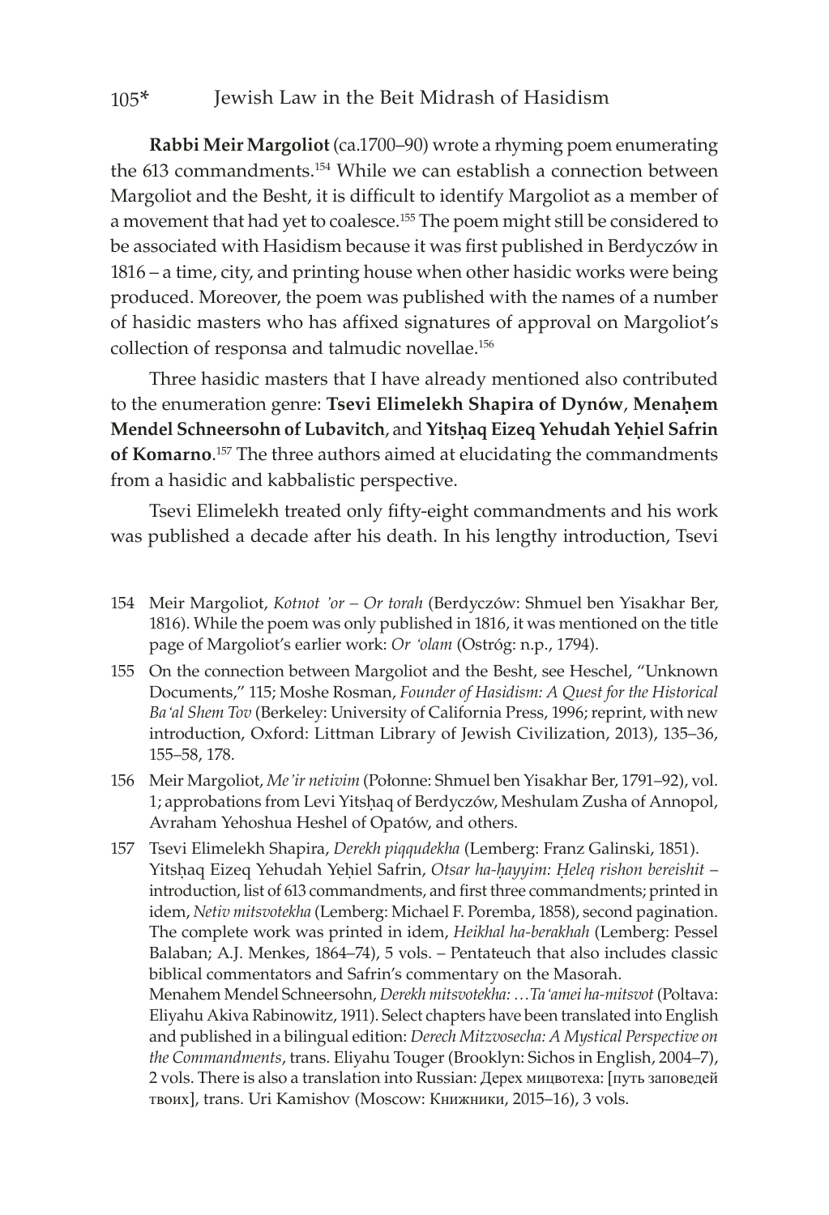**Rabbi Meir Margoliot** (ca.1700–90) wrote a rhyming poem enumerating the 613 commandments.[154] While we can establish a connection between Margoliot and the Besht, it is difficult to identify Margoliot as a member of a movement that had yet to coalesce.[155] The poem might still be considered to be associated with Hasidism because it was first published in Berdyczów in 1816 – a time, city, and printing house when other hasidic works were being produced. Moreover, the poem was published with the names of a number of hasidic masters who has affixed signatures of approval on Margoliot's collection of responsa and talmudic novellae.[156]

Three hasidic masters that I have already mentioned also contributed to the enumeration genre: **Tsevi Elimelekh Shapira of Dynów**, **Menaḥem Mendel Schneersohn of Lubavitch**, and **Yitsḥaq Eizeq Yehudah Yeḥiel Safrin of Komarno**.[157] The three authors aimed at elucidating the commandments from a hasidic and kabbalistic perspective.

Tsevi Elimelekh treated only fifty-eight commandments and his work was published a decade after his death. In his lengthy introduction, Tsevi

154 Meir Margoliot, *Kotnot 'or – Or torah* (Berdyczów: Shmuel ben Yisakhar Ber, 1816). While the poem was only published in 1816, it was mentioned on the title page of Margoliot's earlier work: *Or 'olam* (Ostróg: n.p., 1794).

155 On the connection between Margoliot and the Besht, see Heschel, "Unknown Documents," 115; Moshe Rosman, *Founder of Hasidism: A Quest for the Historical Ba'al Shem Tov* (Berkeley: University of California Press, 1996; reprint, with new introduction, Oxford: Littman Library of Jewish Civilization, 2013), 135–36, 155–58, 178.

156 Meir Margoliot, *Me'ir netivim* (Połonne: Shmuel ben Yisakhar Ber, 1791–92), vol. 1; approbations from Levi Yitsḥaq of Berdyczów, Meshulam Zusha of Annopol, Avraham Yehoshua Heshel of Opatów, and others.

157 Tsevi Elimelekh Shapira, *Derekh piqqudekha* (Lemberg: Franz Galinski, 1851). Yitsḥaq Eizeq Yehudah Yeḥiel Safrin, *Otsar ha-ḥayyim: Ḥeleq rishon bereishit* – introduction, list of 613 commandments, and first three commandments; printed in idem, *Netiv mitsvotekha* (Lemberg: Michael F. Poremba, 1858), second pagination. The complete work was printed in idem, *Heikhal ha-berakhah* (Lemberg: Pessel Balaban; A.J. Menkes, 1864–74), 5 vols. – Pentateuch that also includes classic biblical commentators and Safrin's commentary on the Masorah.
Menahem Mendel Schneersohn, *Derekh mitsvotekha: …Ta'amei ha-mitsvot* (Poltava: Eliyahu Akiva Rabinowitz, 1911). Select chapters have been translated into English and published in a bilingual edition: *Derech Mitzvosecha: A Mystical Perspective on the Commandments*, trans. Eliyahu Touger (Brooklyn: Sichos in English, 2004–7), 2 vols. There is also a translation into Russian: Дерех мицвотеха: [путь заповедей твоих], trans. Uri Kamishov (Moscow: Книжники, 2015–16), 3 vols.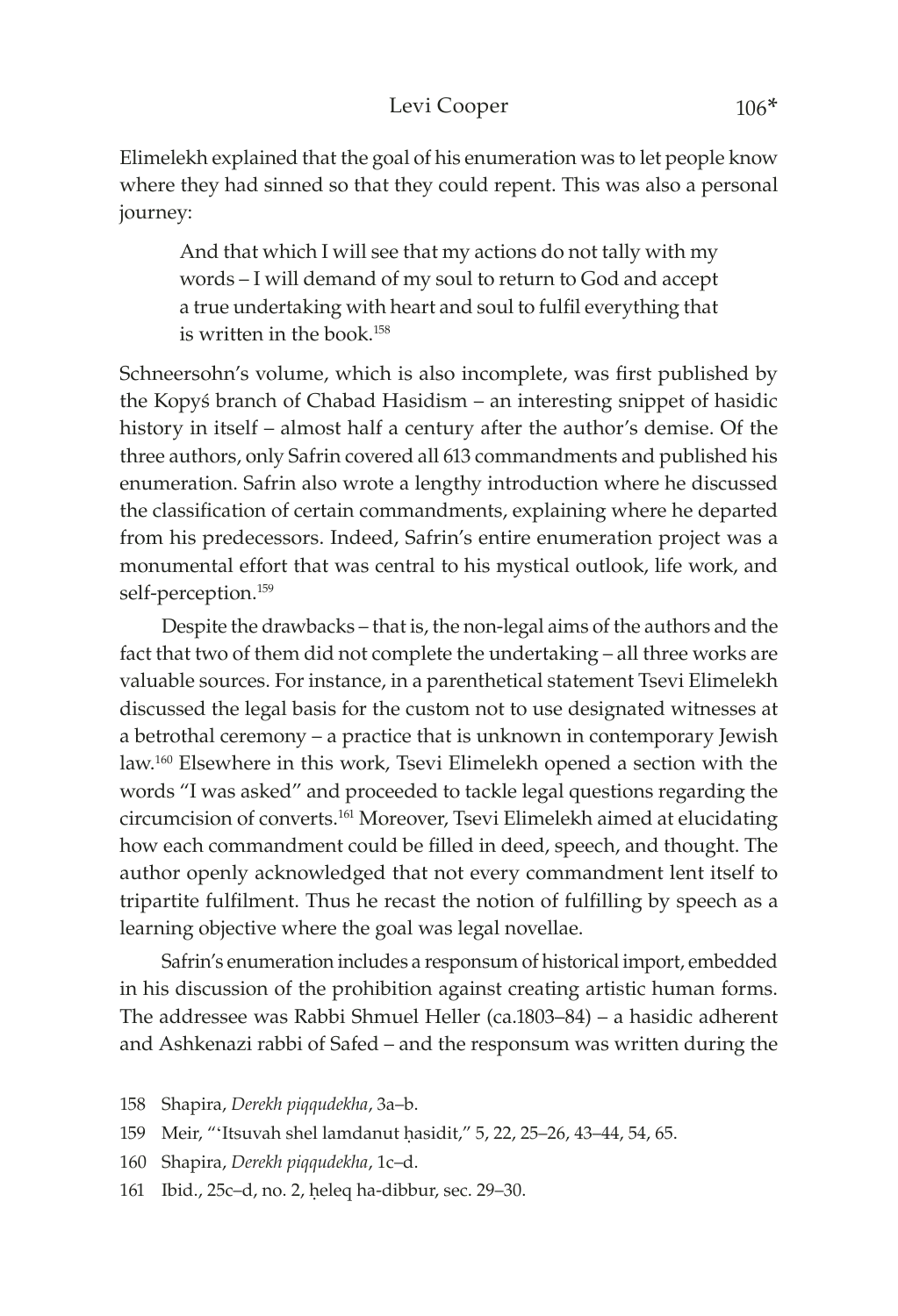Elimelekh explained that the goal of his enumeration was to let people know where they had sinned so that they could repent. This was also a personal journey:

> And that which I will see that my actions do not tally with my words – I will demand of my soul to return to God and accept a true undertaking with heart and soul to fulfil everything that is written in the book.[158]

Schneersohn's volume, which is also incomplete, was first published by the Kopyś branch of Chabad Hasidism – an interesting snippet of hasidic history in itself – almost half a century after the author's demise. Of the three authors, only Safrin covered all 613 commandments and published his enumeration. Safrin also wrote a lengthy introduction where he discussed the classification of certain commandments, explaining where he departed from his predecessors. Indeed, Safrin's entire enumeration project was a monumental effort that was central to his mystical outlook, life work, and self-perception.[159]

Despite the drawbacks – that is, the non-legal aims of the authors and the fact that two of them did not complete the undertaking – all three works are valuable sources. For instance, in a parenthetical statement Tsevi Elimelekh discussed the legal basis for the custom not to use designated witnesses at a betrothal ceremony – a practice that is unknown in contemporary Jewish law.[160] Elsewhere in this work, Tsevi Elimelekh opened a section with the words "I was asked" and proceeded to tackle legal questions regarding the circumcision of converts.[161] Moreover, Tsevi Elimelekh aimed at elucidating how each commandment could be filled in deed, speech, and thought. The author openly acknowledged that not every commandment lent itself to tripartite fulfilment. Thus he recast the notion of fulfilling by speech as a learning objective where the goal was legal novellae.

Safrin's enumeration includes a responsum of historical import, embedded in his discussion of the prohibition against creating artistic human forms. The addressee was Rabbi Shmuel Heller (ca.1803–84) – a hasidic adherent and Ashkenazi rabbi of Safed – and the responsum was written during the

158 Shapira, *Derekh piqqudekha*, 3a–b.

159 Meir, "'Itsuvah shel lamdanut ḥasidit," 5, 22, 25–26, 43–44, 54, 65.

160 Shapira, *Derekh piqqudekha*, 1c–d.

161 Ibid., 25c–d, no. 2, ḥeleq ha-dibbur, sec. 29–30.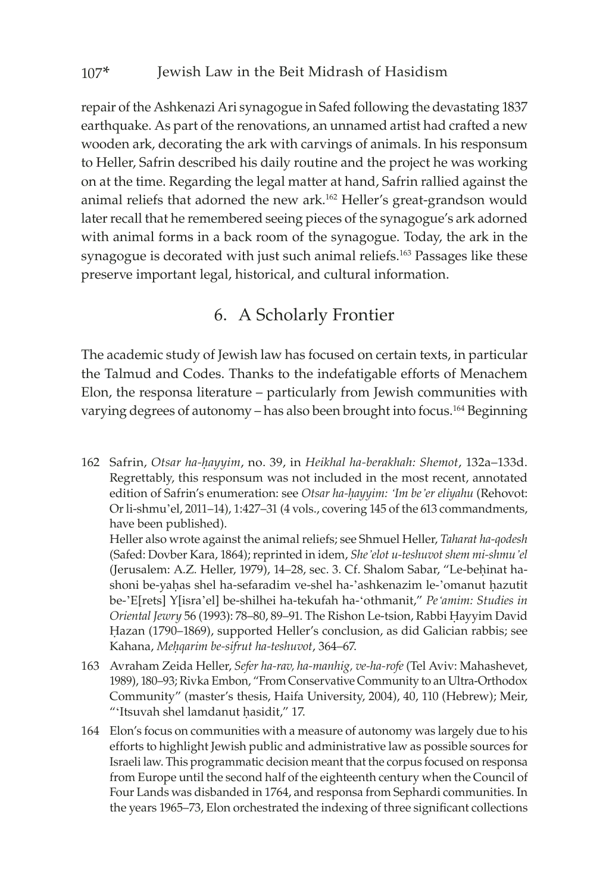repair of the Ashkenazi Ari synagogue in Safed following the devastating 1837 earthquake. As part of the renovations, an unnamed artist had crafted a new wooden ark, decorating the ark with carvings of animals. In his responsum to Heller, Safrin described his daily routine and the project he was working on at the time. Regarding the legal matter at hand, Safrin rallied against the animal reliefs that adorned the new ark.[162] Heller's great-grandson would later recall that he remembered seeing pieces of the synagogue's ark adorned with animal forms in a back room of the synagogue. Today, the ark in the synagogue is decorated with just such animal reliefs.[163] Passages like these preserve important legal, historical, and cultural information.

## 6. A Scholarly Frontier

The academic study of Jewish law has focused on certain texts, in particular the Talmud and Codes. Thanks to the indefatigable efforts of Menachem Elon, the responsa literature – particularly from Jewish communities with varying degrees of autonomy – has also been brought into focus.[164] Beginning

162 Safrin, *Otsar ha-ḥayyim*, no. 39, in *Heikhal ha-berakhah: Shemot*, 132a–133d. Regrettably, this responsum was not included in the most recent, annotated edition of Safrin's enumeration: see *Otsar ha-ḥayyim: 'Im be'er eliyahu* (Rehovot: Or li-shmu'el, 2011–14), 1:427–31 (4 vols., covering 145 of the 613 commandments, have been published).
Heller also wrote against the animal reliefs; see Shmuel Heller, *Taharat ha-qodesh* (Safed: Dovber Kara, 1864); reprinted in idem, *She'elot u-teshuvot shem mi-shmu'el* (Jerusalem: A.Z. Heller, 1979), 14–28, sec. 3. Cf. Shalom Sabar, "Le-beḥinat ha-shoni be-yaḥas shel ha-sefaradim ve-shel ha-'ashkenazim le-'omanut ḥazutit be-'E[rets] Y[isra'el] be-shilhei ha-tekufah ha-'othmanit," *Pe'amim: Studies in Oriental Jewry* 56 (1993): 78–80, 89–91. The Rishon Le-tsion, Rabbi Ḥayyim David Ḥazan (1790–1869), supported Heller's conclusion, as did Galician rabbis; see Kahana, *Meḥqarim be-sifrut ha-teshuvot*, 364–67.

163 Avraham Zeida Heller, *Sefer ha-rav, ha-manhig, ve-ha-rofe* (Tel Aviv: Mahashevet, 1989), 180–93; Rivka Embon, "From Conservative Community to an Ultra-Orthodox Community" (master's thesis, Haifa University, 2004), 40, 110 (Hebrew); Meir, "'Itsuvah shel lamdanut ḥasidit," 17.

164 Elon's focus on communities with a measure of autonomy was largely due to his efforts to highlight Jewish public and administrative law as possible sources for Israeli law. This programmatic decision meant that the corpus focused on responsa from Europe until the second half of the eighteenth century when the Council of Four Lands was disbanded in 1764, and responsa from Sephardi communities. In the years 1965–73, Elon orchestrated the indexing of three significant collections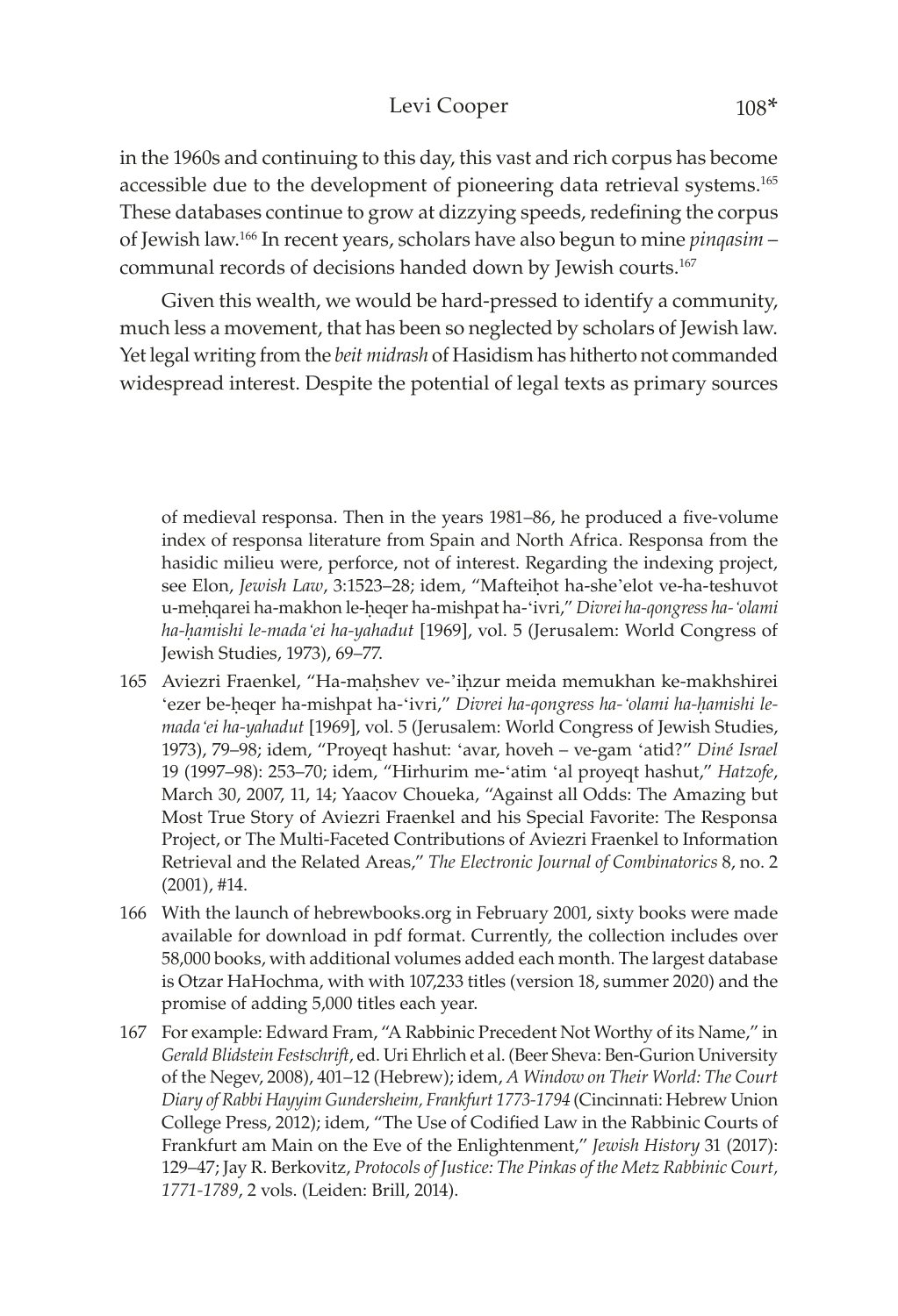in the 1960s and continuing to this day, this vast and rich corpus has become accessible due to the development of pioneering data retrieval systems.[165] These databases continue to grow at dizzying speeds, redefining the corpus of Jewish law.[166] In recent years, scholars have also begun to mine *pinqasim* – communal records of decisions handed down by Jewish courts.[167]

Given this wealth, we would be hard-pressed to identify a community, much less a movement, that has been so neglected by scholars of Jewish law. Yet legal writing from the *beit midrash* of Hasidism has hitherto not commanded widespread interest. Despite the potential of legal texts as primary sources

---

of medieval responsa. Then in the years 1981–86, he produced a five-volume index of responsa literature from Spain and North Africa. Responsa from the hasidic milieu were, perforce, not of interest. Regarding the indexing project, see Elon, *Jewish Law*, 3:1523–28; idem, "Mafteiḥot ha-she'elot ve-ha-teshuvot u-meḥqarei ha-makhon le-ḥeqer ha-mishpat ha-'ivri," *Divrei ha-qongress ha-'olami ha-ḥamishi le-mada'ei ha-yahadut* [1969], vol. 5 (Jerusalem: World Congress of Jewish Studies, 1973), 69–77.

165 Aviezri Fraenkel, "Ha-maḥshev ve-'iḥzur meida memukhan ke-makhshirei 'ezer be-ḥeqer ha-mishpat ha-'ivri," *Divrei ha-qongress ha-'olami ha-ḥamishi le-mada'ei ha-yahadut* [1969], vol. 5 (Jerusalem: World Congress of Jewish Studies, 1973), 79–98; idem, "Proyeqt hashut: 'avar, hoveh – ve-gam 'atid?" *Diné Israel* 19 (1997–98): 253–70; idem, "Hirhurim me-'atim 'al proyeqt hashut," *Hatzofe*, March 30, 2007, 11, 14; Yaacov Choueka, "Against all Odds: The Amazing but Most True Story of Aviezri Fraenkel and his Special Favorite: The Responsa Project, or The Multi-Faceted Contributions of Aviezri Fraenkel to Information Retrieval and the Related Areas," *The Electronic Journal of Combinatorics* 8, no. 2 (2001), #14.

166 With the launch of hebrewbooks.org in February 2001, sixty books were made available for download in pdf format. Currently, the collection includes over 58,000 books, with additional volumes added each month. The largest database is Otzar HaHochma, with with 107,233 titles (version 18, summer 2020) and the promise of adding 5,000 titles each year.

167 For example: Edward Fram, "A Rabbinic Precedent Not Worthy of its Name," in *Gerald Blidstein Festschrift*, ed. Uri Ehrlich et al. (Beer Sheva: Ben-Gurion University of the Negev, 2008), 401–12 (Hebrew); idem, *A Window on Their World: The Court Diary of Rabbi Hayyim Gundersheim, Frankfurt 1773-1794* (Cincinnati: Hebrew Union College Press, 2012); idem, "The Use of Codified Law in the Rabbinic Courts of Frankfurt am Main on the Eve of the Enlightenment," *Jewish History* 31 (2017): 129–47; Jay R. Berkovitz, *Protocols of Justice: The Pinkas of the Metz Rabbinic Court, 1771-1789*, 2 vols. (Leiden: Brill, 2014).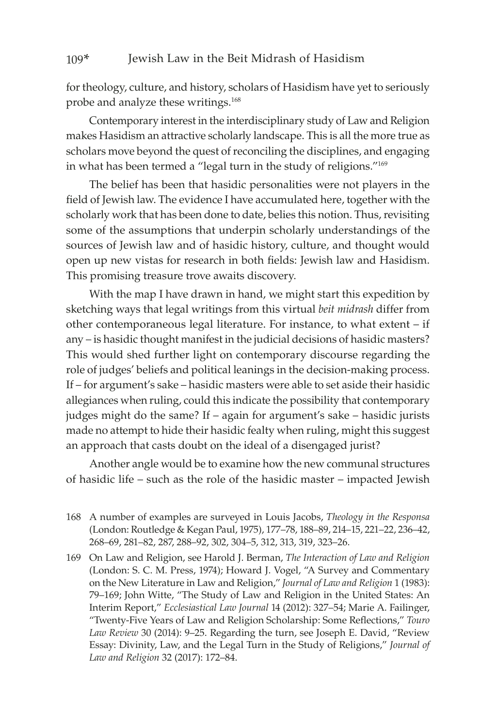for theology, culture, and history, scholars of Hasidism have yet to seriously probe and analyze these writings.[168]

Contemporary interest in the interdisciplinary study of Law and Religion makes Hasidism an attractive scholarly landscape. This is all the more true as scholars move beyond the quest of reconciling the disciplines, and engaging in what has been termed a "legal turn in the study of religions."[169]

The belief has been that hasidic personalities were not players in the field of Jewish law. The evidence I have accumulated here, together with the scholarly work that has been done to date, belies this notion. Thus, revisiting some of the assumptions that underpin scholarly understandings of the sources of Jewish law and of hasidic history, culture, and thought would open up new vistas for research in both fields: Jewish law and Hasidism. This promising treasure trove awaits discovery.

With the map I have drawn in hand, we might start this expedition by sketching ways that legal writings from this virtual *beit midrash* differ from other contemporaneous legal literature. For instance, to what extent – if any – is hasidic thought manifest in the judicial decisions of hasidic masters? This would shed further light on contemporary discourse regarding the role of judges' beliefs and political leanings in the decision-making process. If – for argument's sake – hasidic masters were able to set aside their hasidic allegiances when ruling, could this indicate the possibility that contemporary judges might do the same? If – again for argument's sake – hasidic jurists made no attempt to hide their hasidic fealty when ruling, might this suggest an approach that casts doubt on the ideal of a disengaged jurist?

Another angle would be to examine how the new communal structures of hasidic life – such as the role of the hasidic master – impacted Jewish

168 A number of examples are surveyed in Louis Jacobs, *Theology in the Responsa* (London: Routledge & Kegan Paul, 1975), 177–78, 188–89, 214–15, 221–22, 236–42, 268–69, 281–82, 287, 288–92, 302, 304–5, 312, 313, 319, 323–26.

169 On Law and Religion, see Harold J. Berman, *The Interaction of Law and Religion* (London: S. C. M. Press, 1974); Howard J. Vogel, "A Survey and Commentary on the New Literature in Law and Religion," *Journal of Law and Religion* 1 (1983): 79–169; John Witte, "The Study of Law and Religion in the United States: An Interim Report," *Ecclesiastical Law Journal* 14 (2012): 327–54; Marie A. Failinger, "Twenty-Five Years of Law and Religion Scholarship: Some Reflections," *Touro Law Review* 30 (2014): 9–25. Regarding the turn, see Joseph E. David, "Review Essay: Divinity, Law, and the Legal Turn in the Study of Religions," *Journal of Law and Religion* 32 (2017): 172–84.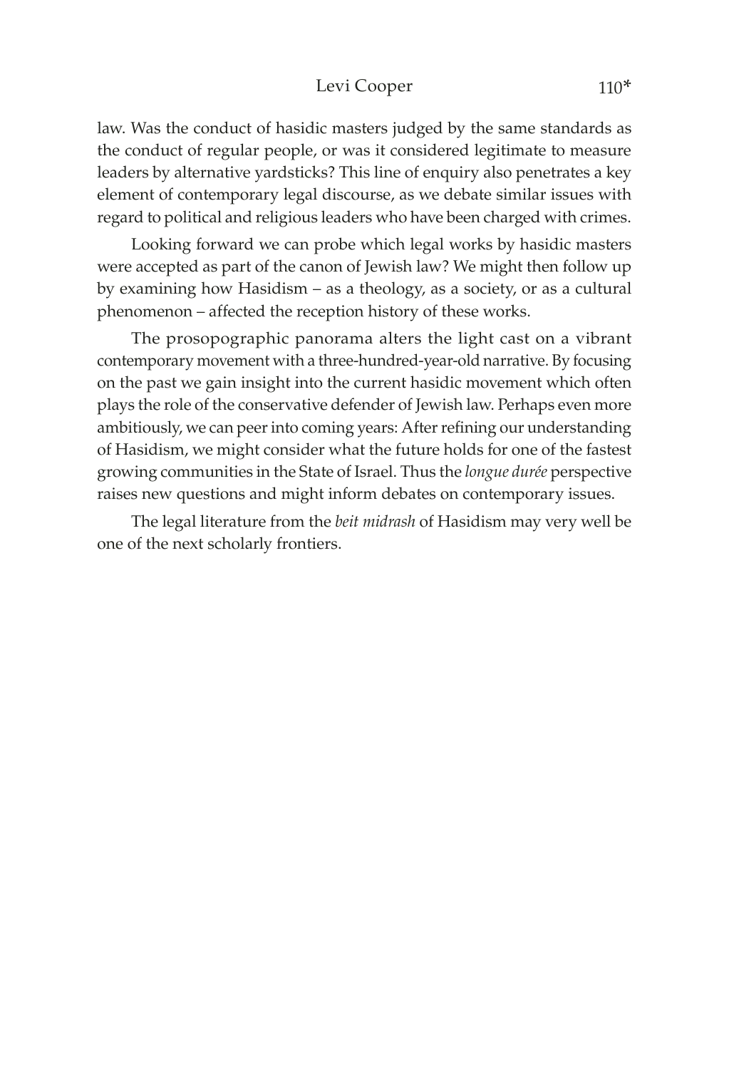law. Was the conduct of hasidic masters judged by the same standards as the conduct of regular people, or was it considered legitimate to measure leaders by alternative yardsticks? This line of enquiry also penetrates a key element of contemporary legal discourse, as we debate similar issues with regard to political and religious leaders who have been charged with crimes.

Looking forward we can probe which legal works by hasidic masters were accepted as part of the canon of Jewish law? We might then follow up by examining how Hasidism – as a theology, as a society, or as a cultural phenomenon – affected the reception history of these works.

The prosopographic panorama alters the light cast on a vibrant contemporary movement with a three-hundred-year-old narrative. By focusing on the past we gain insight into the current hasidic movement which often plays the role of the conservative defender of Jewish law. Perhaps even more ambitiously, we can peer into coming years: After refining our understanding of Hasidism, we might consider what the future holds for one of the fastest growing communities in the State of Israel. Thus the *longue durée* perspective raises new questions and might inform debates on contemporary issues.

The legal literature from the *beit midrash* of Hasidism may very well be one of the next scholarly frontiers.